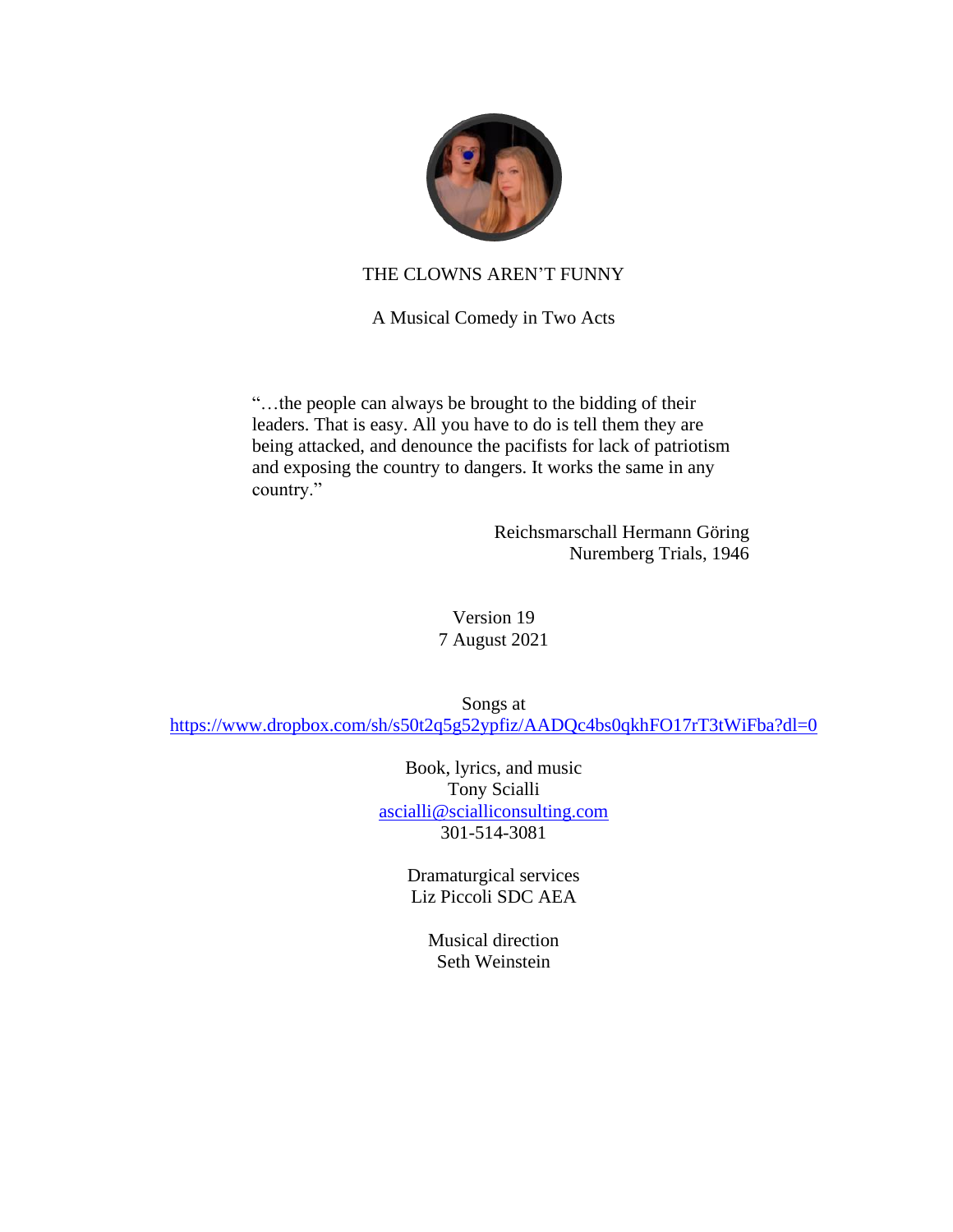# THE CLOWNS AREN'T FUNNY

A Musical Comedy in Two Acts

> "…the people can always be brought to the bidding of their leaders. That is easy. All you have to do is tell them they are being attacked, and denounce the pacifists for lack of patriotism and exposing the country to dangers. It works the same in any country."
>
> Reichsmarschall Hermann Göring
> Nuremberg Trials, 1946

Version 19
7 August 2021

Songs at
https://www.dropbox.com/sh/s50t2q5g52ypfiz/AADQc4bs0qkhFO17rT3tWiFba?dl=0

Book, lyrics, and music
Tony Scialli
ascialli@scialliconsulting.com
301-514-3081

Dramaturgical services
Liz Piccoli SDC AEA

Musical direction
Seth Weinstein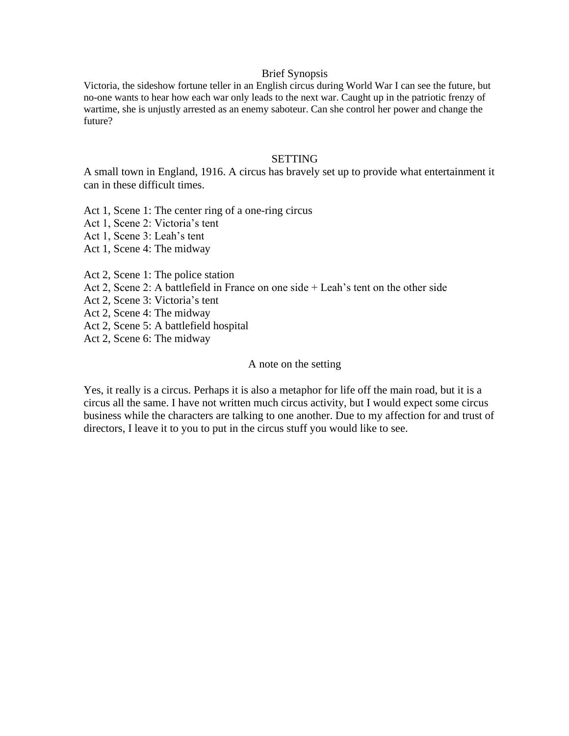## Brief Synopsis

Victoria, the sideshow fortune teller in an English circus during World War I can see the future, but no-one wants to hear how each war only leads to the next war. Caught up in the patriotic frenzy of wartime, she is unjustly arrested as an enemy saboteur. Can she control her power and change the future?

## SETTING

A small town in England, 1916. A circus has bravely set up to provide what entertainment it can in these difficult times.

Act 1, Scene 1: The center ring of a one-ring circus
Act 1, Scene 2: Victoria's tent
Act 1, Scene 3: Leah's tent
Act 1, Scene 4: The midway

Act 2, Scene 1: The police station
Act 2, Scene 2: A battlefield in France on one side + Leah's tent on the other side
Act 2, Scene 3: Victoria's tent
Act 2, Scene 4: The midway
Act 2, Scene 5: A battlefield hospital
Act 2, Scene 6: The midway

### A note on the setting

Yes, it really is a circus. Perhaps it is also a metaphor for life off the main road, but it is a circus all the same. I have not written much circus activity, but I would expect some circus business while the characters are talking to one another. Due to my affection for and trust of directors, I leave it to you to put in the circus stuff you would like to see.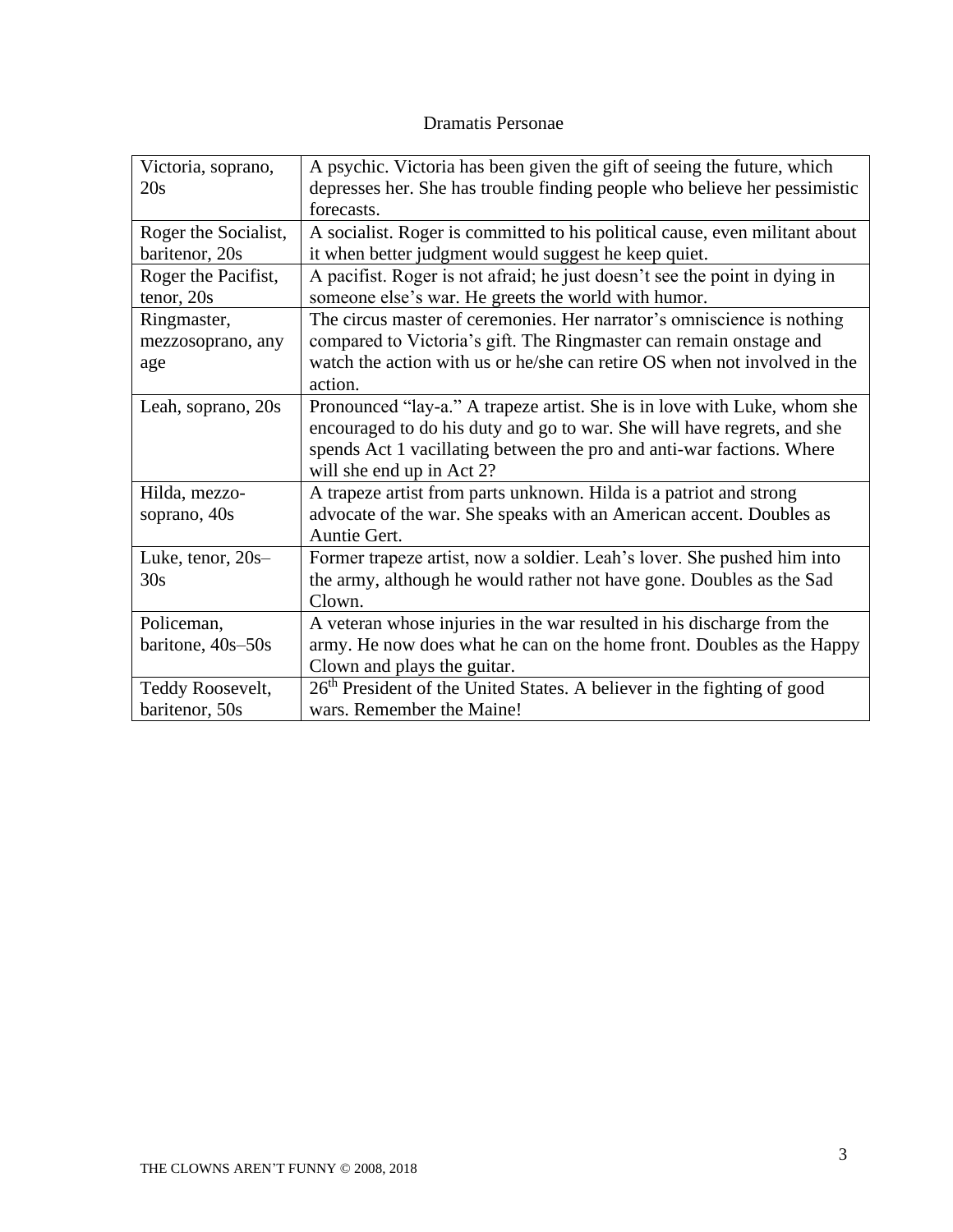# Dramatis Personae

| | |
|---|---|
| Victoria, soprano, 20s | A psychic. Victoria has been given the gift of seeing the future, which depresses her. She has trouble finding people who believe her pessimistic forecasts. |
| Roger the Socialist, baritenor, 20s | A socialist. Roger is committed to his political cause, even militant about it when better judgment would suggest he keep quiet. |
| Roger the Pacifist, tenor, 20s | A pacifist. Roger is not afraid; he just doesn't see the point in dying in someone else's war. He greets the world with humor. |
| Ringmaster, mezzosoprano, any age | The circus master of ceremonies. Her narrator's omniscience is nothing compared to Victoria's gift. The Ringmaster can remain onstage and watch the action with us or he/she can retire OS when not involved in the action. |
| Leah, soprano, 20s | Pronounced "lay-a." A trapeze artist. She is in love with Luke, whom she encouraged to do his duty and go to war. She will have regrets, and she spends Act 1 vacillating between the pro and anti-war factions. Where will she end up in Act 2? |
| Hilda, mezzo-soprano, 40s | A trapeze artist from parts unknown. Hilda is a patriot and strong advocate of the war. She speaks with an American accent. Doubles as Auntie Gert. |
| Luke, tenor, 20s–30s | Former trapeze artist, now a soldier. Leah's lover. She pushed him into the army, although he would rather not have gone. Doubles as the Sad Clown. |
| Policeman, baritone, 40s–50s | A veteran whose injuries in the war resulted in his discharge from the army. He now does what he can on the home front. Doubles as the Happy Clown and plays the guitar. |
| Teddy Roosevelt, baritenor, 50s | 26th President of the United States. A believer in the fighting of good wars. Remember the Maine! |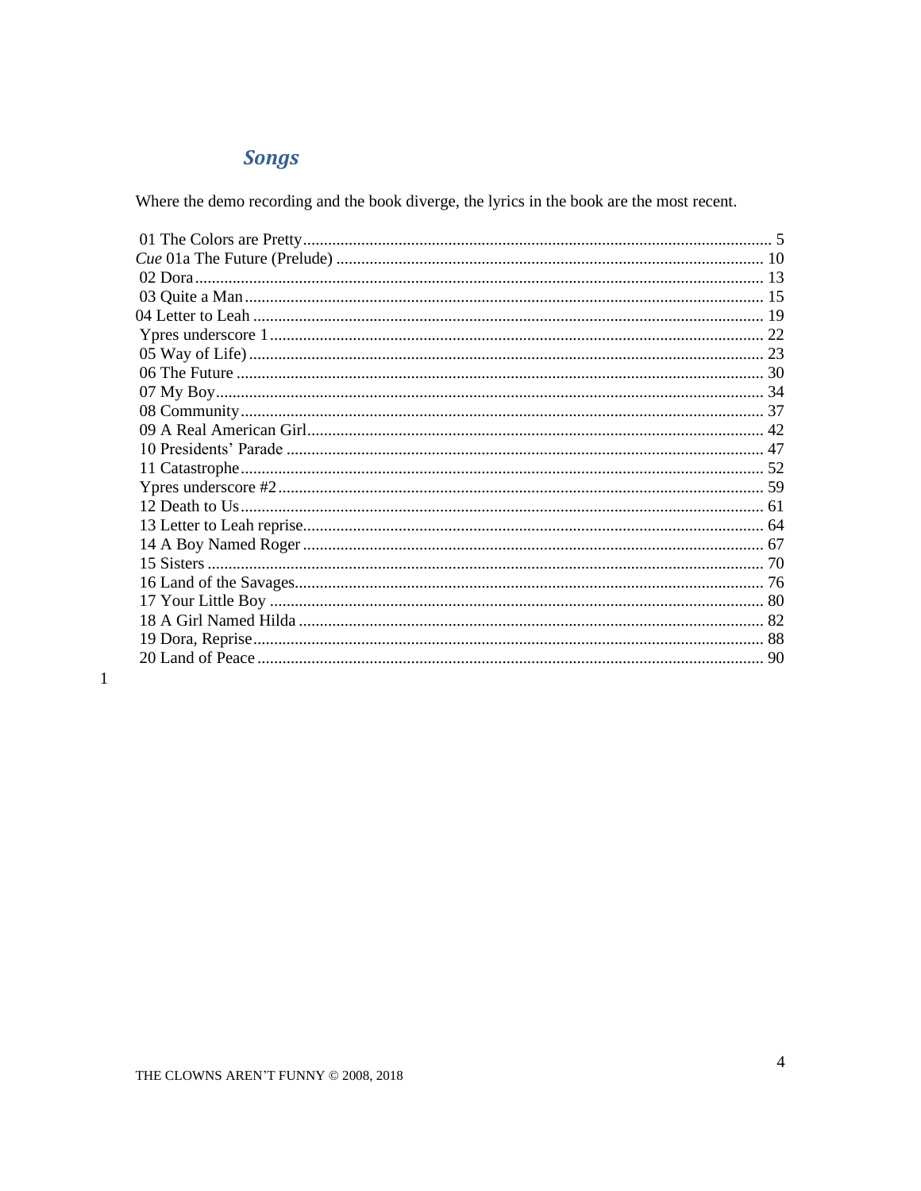## Songs

Where the demo recording and the book diverge, the lyrics in the book are the most recent.

01 The Colors are Pretty .......... 5
*Cue* 01a The Future (Prelude) .......... 10
02 Dora .......... 13
03 Quite a Man .......... 15
04 Letter to Leah .......... 19
Ypres underscore 1 .......... 22
05 Way of Life) .......... 23
06 The Future .......... 30
07 My Boy .......... 34
08 Community .......... 37
09 A Real American Girl .......... 42
10 Presidents' Parade .......... 47
11 Catastrophe .......... 52
Ypres underscore #2 .......... 59
12 Death to Us .......... 61
13 Letter to Leah reprise .......... 64
14 A Boy Named Roger .......... 67
15 Sisters .......... 70
16 Land of the Savages .......... 76
17 Your Little Boy .......... 80
18 A Girl Named Hilda .......... 82
19 Dora, Reprise .......... 88
20 Land of Peace .......... 90

1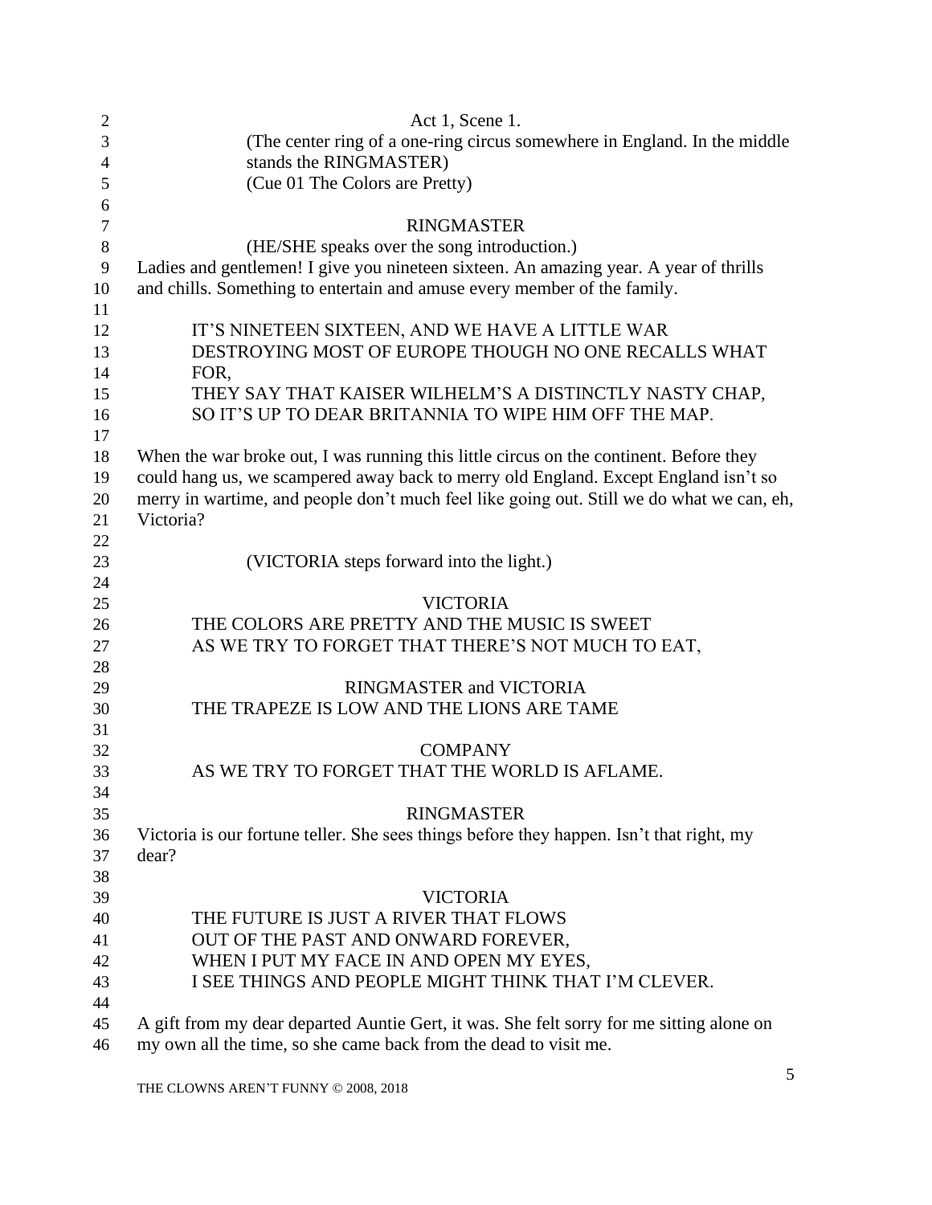Act 1, Scene 1.

(The center ring of a one-ring circus somewhere in England. In the middle stands the RINGMASTER)
(Cue 01 The Colors are Pretty)

RINGMASTER

(HE/SHE speaks over the song introduction.)

Ladies and gentlemen! I give you nineteen sixteen. An amazing year. A year of thrills and chills. Something to entertain and amuse every member of the family.

IT'S NINETEEN SIXTEEN, AND WE HAVE A LITTLE WAR
DESTROYING MOST OF EUROPE THOUGH NO ONE RECALLS WHAT FOR,
THEY SAY THAT KAISER WILHELM'S A DISTINCTLY NASTY CHAP,
SO IT'S UP TO DEAR BRITANNIA TO WIPE HIM OFF THE MAP.

When the war broke out, I was running this little circus on the continent. Before they could hang us, we scampered away back to merry old England. Except England isn't so merry in wartime, and people don't much feel like going out. Still we do what we can, eh, Victoria?

(VICTORIA steps forward into the light.)

VICTORIA

THE COLORS ARE PRETTY AND THE MUSIC IS SWEET
AS WE TRY TO FORGET THAT THERE'S NOT MUCH TO EAT,

RINGMASTER and VICTORIA

THE TRAPEZE IS LOW AND THE LIONS ARE TAME

COMPANY

AS WE TRY TO FORGET THAT THE WORLD IS AFLAME.

RINGMASTER

Victoria is our fortune teller. She sees things before they happen. Isn't that right, my dear?

VICTORIA

THE FUTURE IS JUST A RIVER THAT FLOWS
OUT OF THE PAST AND ONWARD FOREVER,
WHEN I PUT MY FACE IN AND OPEN MY EYES,
I SEE THINGS AND PEOPLE MIGHT THINK THAT I'M CLEVER.

A gift from my dear departed Auntie Gert, it was. She felt sorry for me sitting alone on my own all the time, so she came back from the dead to visit me.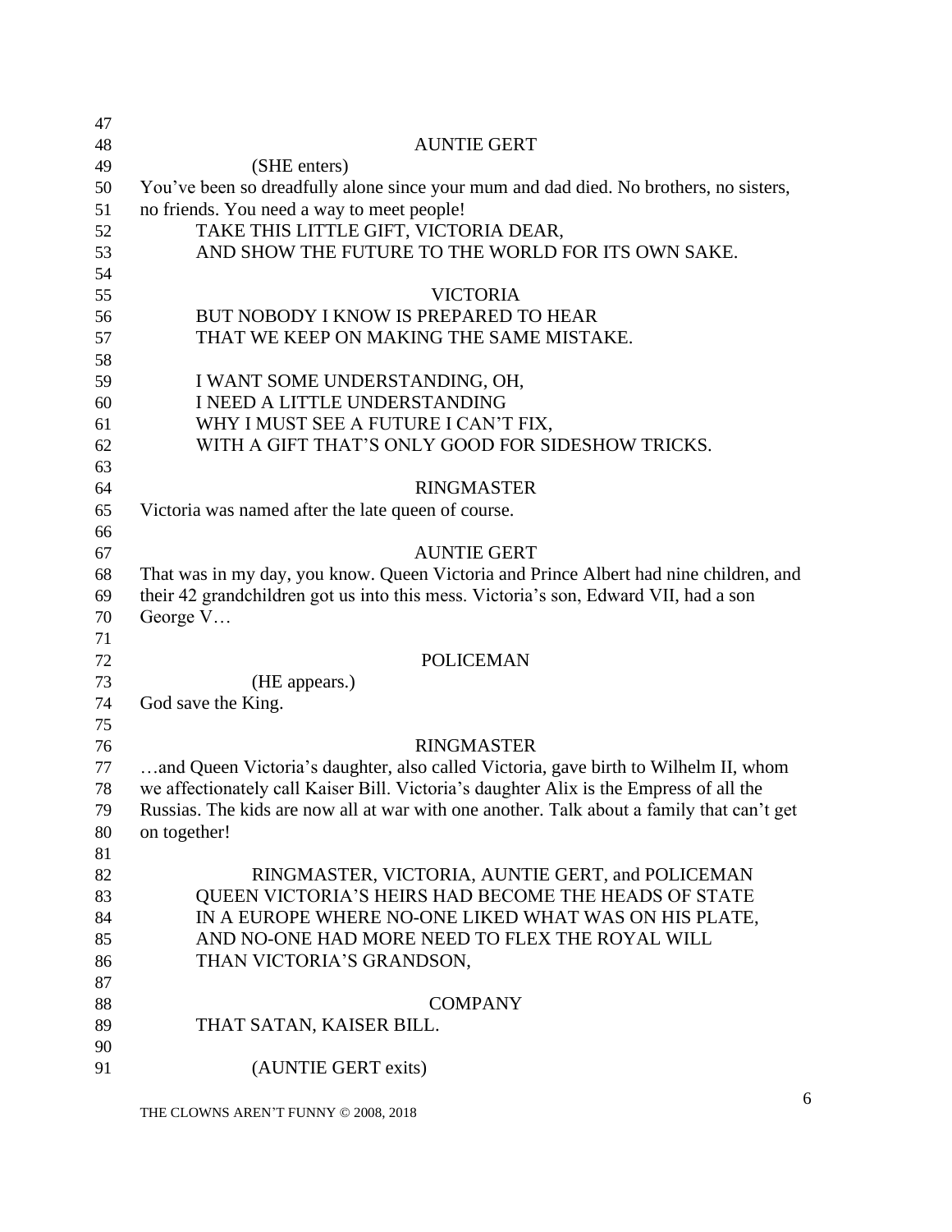AUNTIE GERT

(SHE enters)

You've been so dreadfully alone since your mum and dad died. No brothers, no sisters, no friends. You need a way to meet people!

TAKE THIS LITTLE GIFT, VICTORIA DEAR,
AND SHOW THE FUTURE TO THE WORLD FOR ITS OWN SAKE.

VICTORIA

BUT NOBODY I KNOW IS PREPARED TO HEAR
THAT WE KEEP ON MAKING THE SAME MISTAKE.

I WANT SOME UNDERSTANDING, OH,
I NEED A LITTLE UNDERSTANDING
WHY I MUST SEE A FUTURE I CAN'T FIX,
WITH A GIFT THAT'S ONLY GOOD FOR SIDESHOW TRICKS.

RINGMASTER

Victoria was named after the late queen of course.

AUNTIE GERT

That was in my day, you know. Queen Victoria and Prince Albert had nine children, and their 42 grandchildren got us into this mess. Victoria's son, Edward VII, had a son George V…

POLICEMAN

(HE appears.)

God save the King.

RINGMASTER

…and Queen Victoria's daughter, also called Victoria, gave birth to Wilhelm II, whom we affectionately call Kaiser Bill. Victoria's daughter Alix is the Empress of all the Russias. The kids are now all at war with one another. Talk about a family that can't get on together!

RINGMASTER, VICTORIA, AUNTIE GERT, and POLICEMAN

QUEEN VICTORIA'S HEIRS HAD BECOME THE HEADS OF STATE
IN A EUROPE WHERE NO-ONE LIKED WHAT WAS ON HIS PLATE,
AND NO-ONE HAD MORE NEED TO FLEX THE ROYAL WILL
THAN VICTORIA'S GRANDSON,

COMPANY

THAT SATAN, KAISER BILL.

(AUNTIE GERT exits)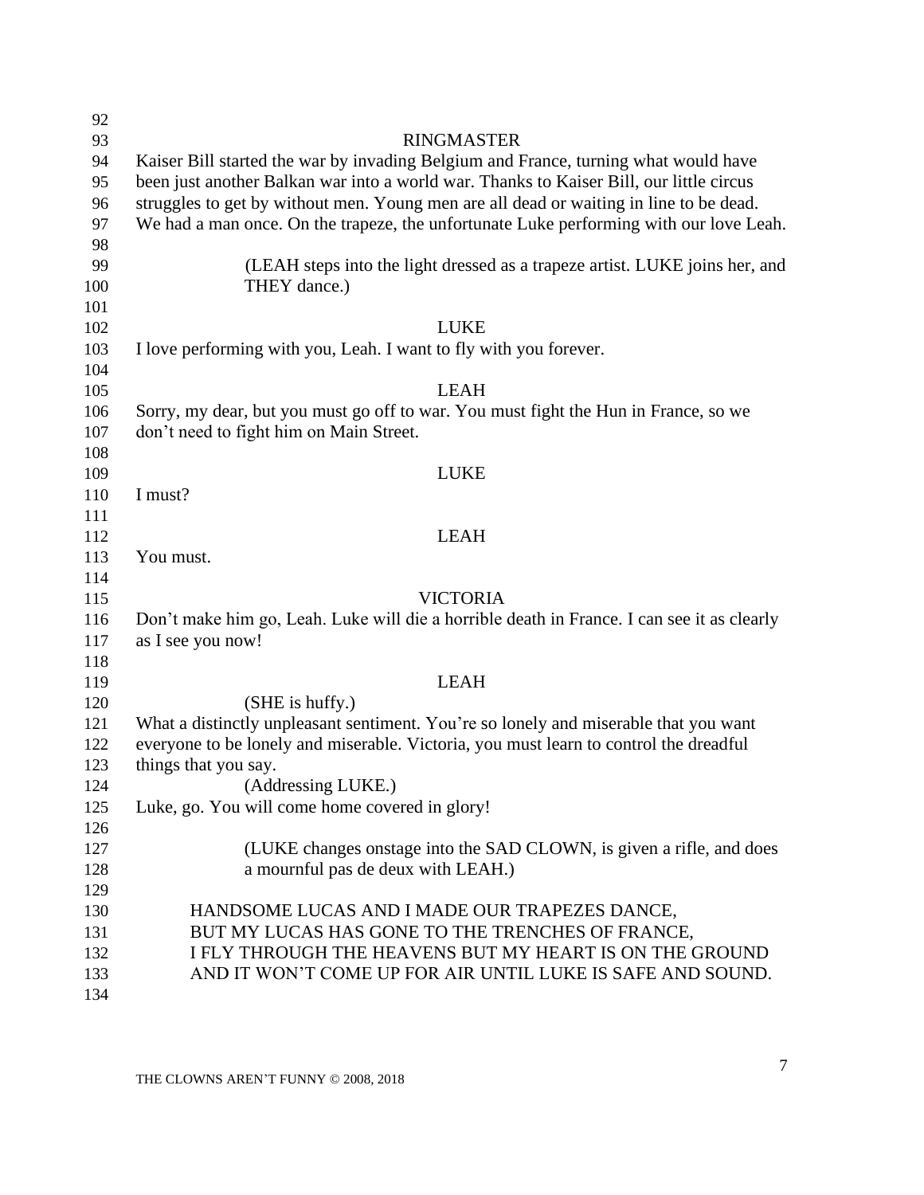RINGMASTER

Kaiser Bill started the war by invading Belgium and France, turning what would have been just another Balkan war into a world war. Thanks to Kaiser Bill, our little circus struggles to get by without men. Young men are all dead or waiting in line to be dead. We had a man once. On the trapeze, the unfortunate Luke performing with our love Leah.

(LEAH steps into the light dressed as a trapeze artist. LUKE joins her, and THEY dance.)

LUKE

I love performing with you, Leah. I want to fly with you forever.

LEAH

Sorry, my dear, but you must go off to war. You must fight the Hun in France, so we don't need to fight him on Main Street.

LUKE

I must?

LEAH

You must.

VICTORIA

Don't make him go, Leah. Luke will die a horrible death in France. I can see it as clearly as I see you now!

LEAH

(SHE is huffy.)

What a distinctly unpleasant sentiment. You're so lonely and miserable that you want everyone to be lonely and miserable. Victoria, you must learn to control the dreadful things that you say.

(Addressing LUKE.)

Luke, go. You will come home covered in glory!

(LUKE changes onstage into the SAD CLOWN, is given a rifle, and does a mournful pas de deux with LEAH.)

HANDSOME LUCAS AND I MADE OUR TRAPEZES DANCE,
BUT MY LUCAS HAS GONE TO THE TRENCHES OF FRANCE,
I FLY THROUGH THE HEAVENS BUT MY HEART IS ON THE GROUND
AND IT WON'T COME UP FOR AIR UNTIL LUKE IS SAFE AND SOUND.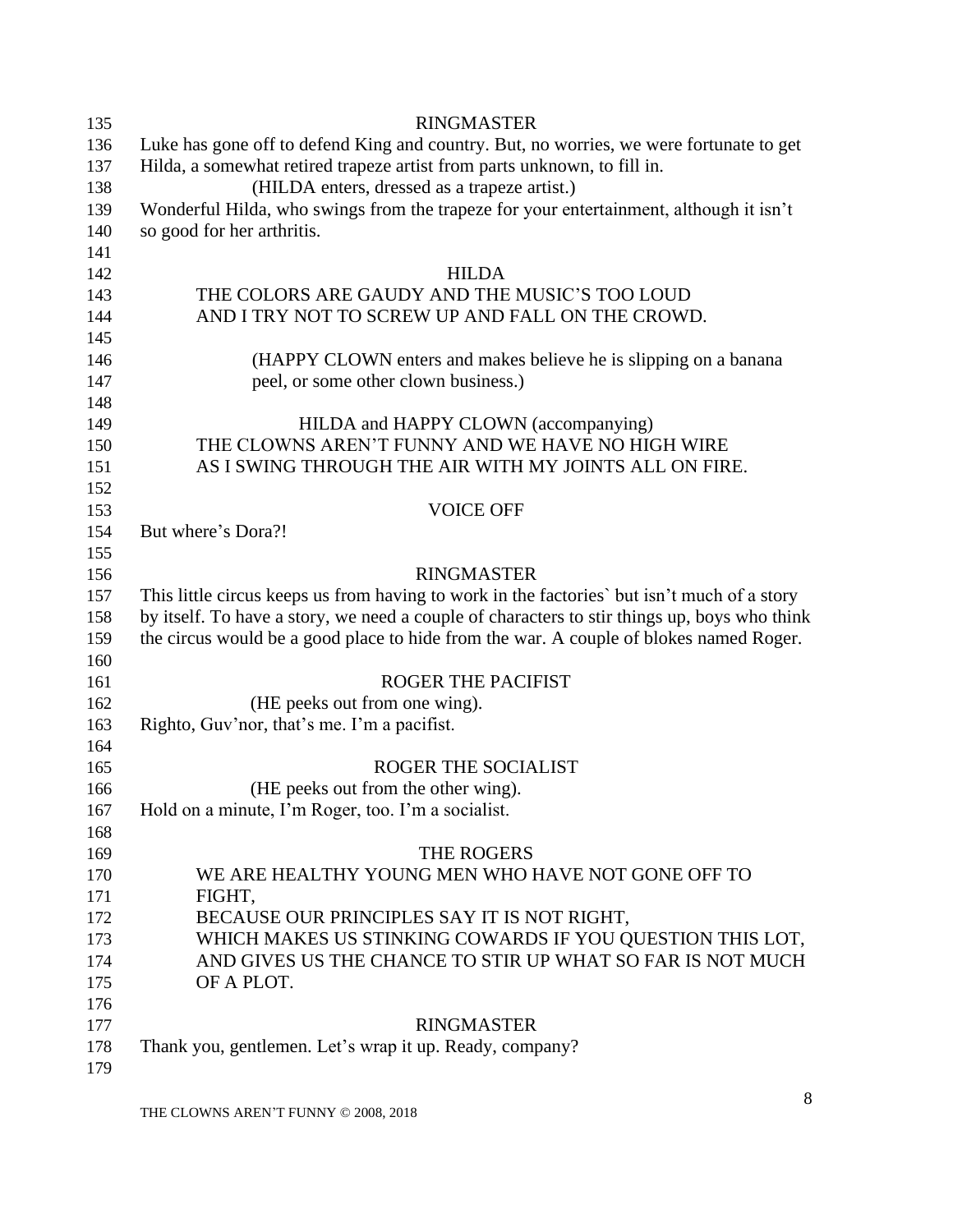RINGMASTER

Luke has gone off to defend King and country. But, no worries, we were fortunate to get Hilda, a somewhat retired trapeze artist from parts unknown, to fill in.

(HILDA enters, dressed as a trapeze artist.)

Wonderful Hilda, who swings from the trapeze for your entertainment, although it isn't so good for her arthritis.

HILDA

THE COLORS ARE GAUDY AND THE MUSIC'S TOO LOUD
AND I TRY NOT TO SCREW UP AND FALL ON THE CROWD.

(HAPPY CLOWN enters and makes believe he is slipping on a banana peel, or some other clown business.)

HILDA and HAPPY CLOWN (accompanying)

THE CLOWNS AREN'T FUNNY AND WE HAVE NO HIGH WIRE
AS I SWING THROUGH THE AIR WITH MY JOINTS ALL ON FIRE.

VOICE OFF

But where's Dora?!

RINGMASTER

This little circus keeps us from having to work in the factories` but isn't much of a story by itself. To have a story, we need a couple of characters to stir things up, boys who think the circus would be a good place to hide from the war. A couple of blokes named Roger.

ROGER THE PACIFIST

(HE peeks out from one wing).

Righto, Guv'nor, that's me. I'm a pacifist.

ROGER THE SOCIALIST

(HE peeks out from the other wing).

Hold on a minute, I'm Roger, too. I'm a socialist.

THE ROGERS

WE ARE HEALTHY YOUNG MEN WHO HAVE NOT GONE OFF TO FIGHT,
BECAUSE OUR PRINCIPLES SAY IT IS NOT RIGHT,
WHICH MAKES US STINKING COWARDS IF YOU QUESTION THIS LOT,
AND GIVES US THE CHANCE TO STIR UP WHAT SO FAR IS NOT MUCH OF A PLOT.

RINGMASTER

Thank you, gentlemen. Let's wrap it up. Ready, company?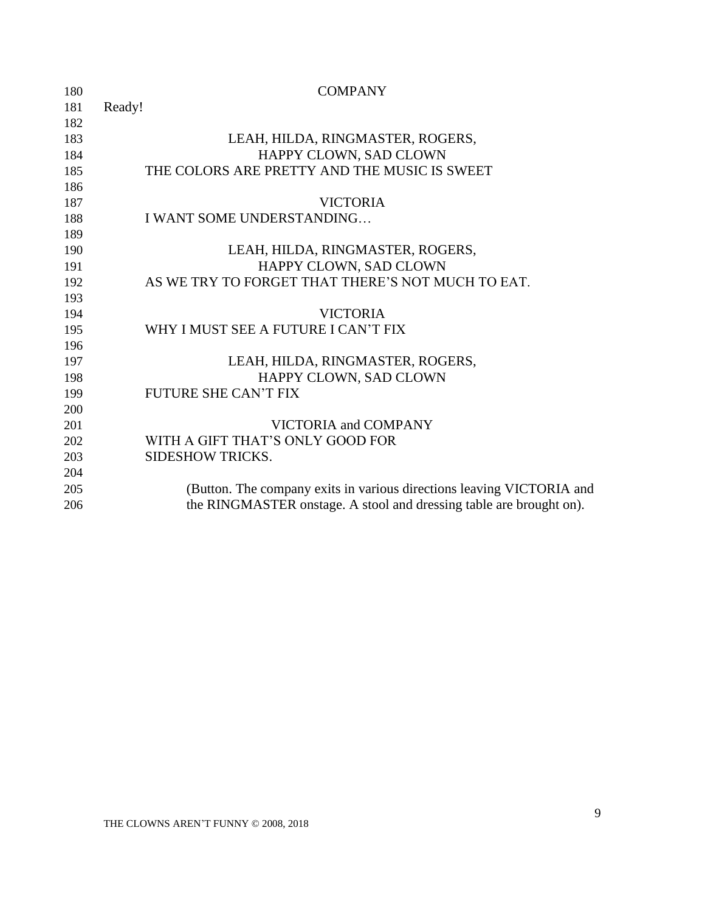COMPANY

Ready!

LEAH, HILDA, RINGMASTER, ROGERS,
HAPPY CLOWN, SAD CLOWN

THE COLORS ARE PRETTY AND THE MUSIC IS SWEET

VICTORIA

I WANT SOME UNDERSTANDING…

LEAH, HILDA, RINGMASTER, ROGERS,
HAPPY CLOWN, SAD CLOWN

AS WE TRY TO FORGET THAT THERE'S NOT MUCH TO EAT.

VICTORIA

WHY I MUST SEE A FUTURE I CAN'T FIX

LEAH, HILDA, RINGMASTER, ROGERS,
HAPPY CLOWN, SAD CLOWN

FUTURE SHE CAN'T FIX

VICTORIA and COMPANY

WITH A GIFT THAT'S ONLY GOOD FOR
SIDESHOW TRICKS.

(Button. The company exits in various directions leaving VICTORIA and the RINGMASTER onstage. A stool and dressing table are brought on).

THE CLOWNS AREN'T FUNNY © 2008, 2018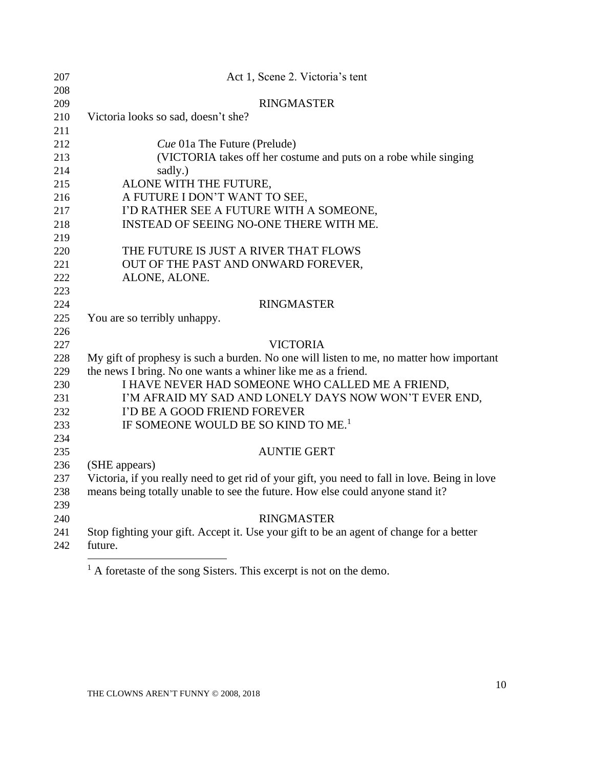Act 1, Scene 2. Victoria's tent

RINGMASTER

Victoria looks so sad, doesn't she?

*Cue* 01a The Future (Prelude)
(VICTORIA takes off her costume and puts on a robe while singing sadly.)

ALONE WITH THE FUTURE,
A FUTURE I DON'T WANT TO SEE,
I'D RATHER SEE A FUTURE WITH A SOMEONE,
INSTEAD OF SEEING NO-ONE THERE WITH ME.

THE FUTURE IS JUST A RIVER THAT FLOWS
OUT OF THE PAST AND ONWARD FOREVER,
ALONE, ALONE.

RINGMASTER

You are so terribly unhappy.

VICTORIA

My gift of prophesy is such a burden. No one will listen to me, no matter how important the news I bring. No one wants a whiner like me as a friend.

I HAVE NEVER HAD SOMEONE WHO CALLED ME A FRIEND,
I'M AFRAID MY SAD AND LONELY DAYS NOW WON'T EVER END,
I'D BE A GOOD FRIEND FOREVER
IF SOMEONE WOULD BE SO KIND TO ME.[1]

AUNTIE GERT

(SHE appears)
Victoria, if you really need to get rid of your gift, you need to fall in love. Being in love means being totally unable to see the future. How else could anyone stand it?

RINGMASTER

Stop fighting your gift. Accept it. Use your gift to be an agent of change for a better future.

---

[1] A foretaste of the song Sisters. This excerpt is not on the demo.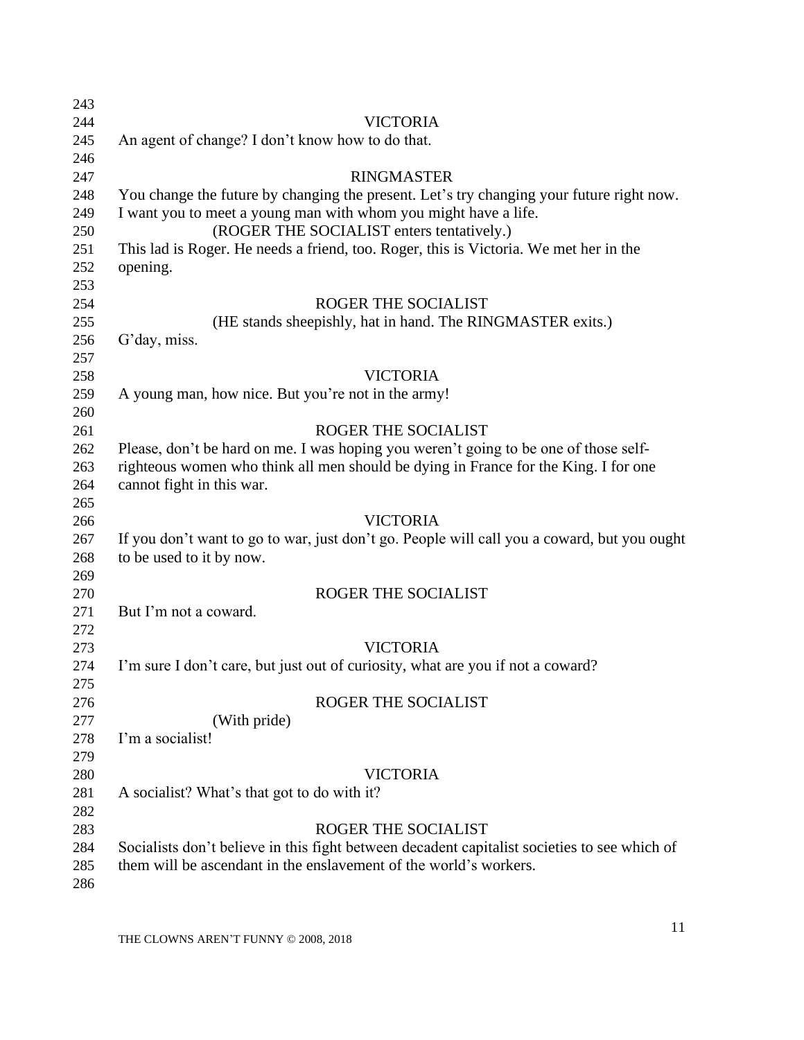VICTORIA

An agent of change? I don't know how to do that.

RINGMASTER

You change the future by changing the present. Let's try changing your future right now. I want you to meet a young man with whom you might have a life.

(ROGER THE SOCIALIST enters tentatively.)

This lad is Roger. He needs a friend, too. Roger, this is Victoria. We met her in the opening.

ROGER THE SOCIALIST

(HE stands sheepishly, hat in hand. The RINGMASTER exits.)

G'day, miss.

VICTORIA

A young man, how nice. But you're not in the army!

ROGER THE SOCIALIST

Please, don't be hard on me. I was hoping you weren't going to be one of those self-righteous women who think all men should be dying in France for the King. I for one cannot fight in this war.

VICTORIA

If you don't want to go to war, just don't go. People will call you a coward, but you ought to be used to it by now.

ROGER THE SOCIALIST

But I'm not a coward.

VICTORIA

I'm sure I don't care, but just out of curiosity, what are you if not a coward?

ROGER THE SOCIALIST

(With pride)

I'm a socialist!

VICTORIA

A socialist? What's that got to do with it?

ROGER THE SOCIALIST

Socialists don't believe in this fight between decadent capitalist societies to see which of them will be ascendant in the enslavement of the world's workers.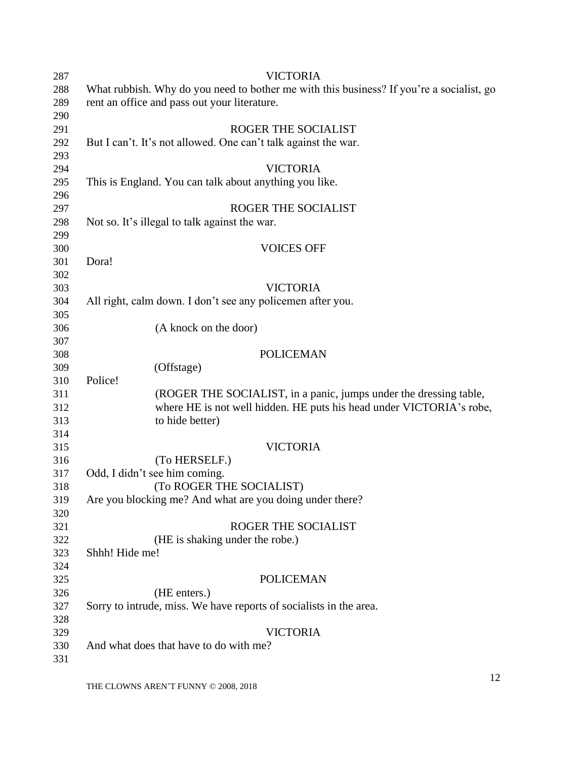VICTORIA

What rubbish. Why do you need to bother me with this business? If you're a socialist, go rent an office and pass out your literature.

ROGER THE SOCIALIST

But I can't. It's not allowed. One can't talk against the war.

VICTORIA

This is England. You can talk about anything you like.

ROGER THE SOCIALIST

Not so. It's illegal to talk against the war.

VOICES OFF

Dora!

VICTORIA

All right, calm down. I don't see any policemen after you.

(A knock on the door)

POLICEMAN

(Offstage)

Police!

(ROGER THE SOCIALIST, in a panic, jumps under the dressing table, where HE is not well hidden. HE puts his head under VICTORIA's robe, to hide better)

VICTORIA

(To HERSELF.)

Odd, I didn't see him coming.

(To ROGER THE SOCIALIST)

Are you blocking me? And what are you doing under there?

ROGER THE SOCIALIST

(HE is shaking under the robe.)

Shhh! Hide me!

POLICEMAN

(HE enters.)

Sorry to intrude, miss. We have reports of socialists in the area.

VICTORIA

And what does that have to do with me?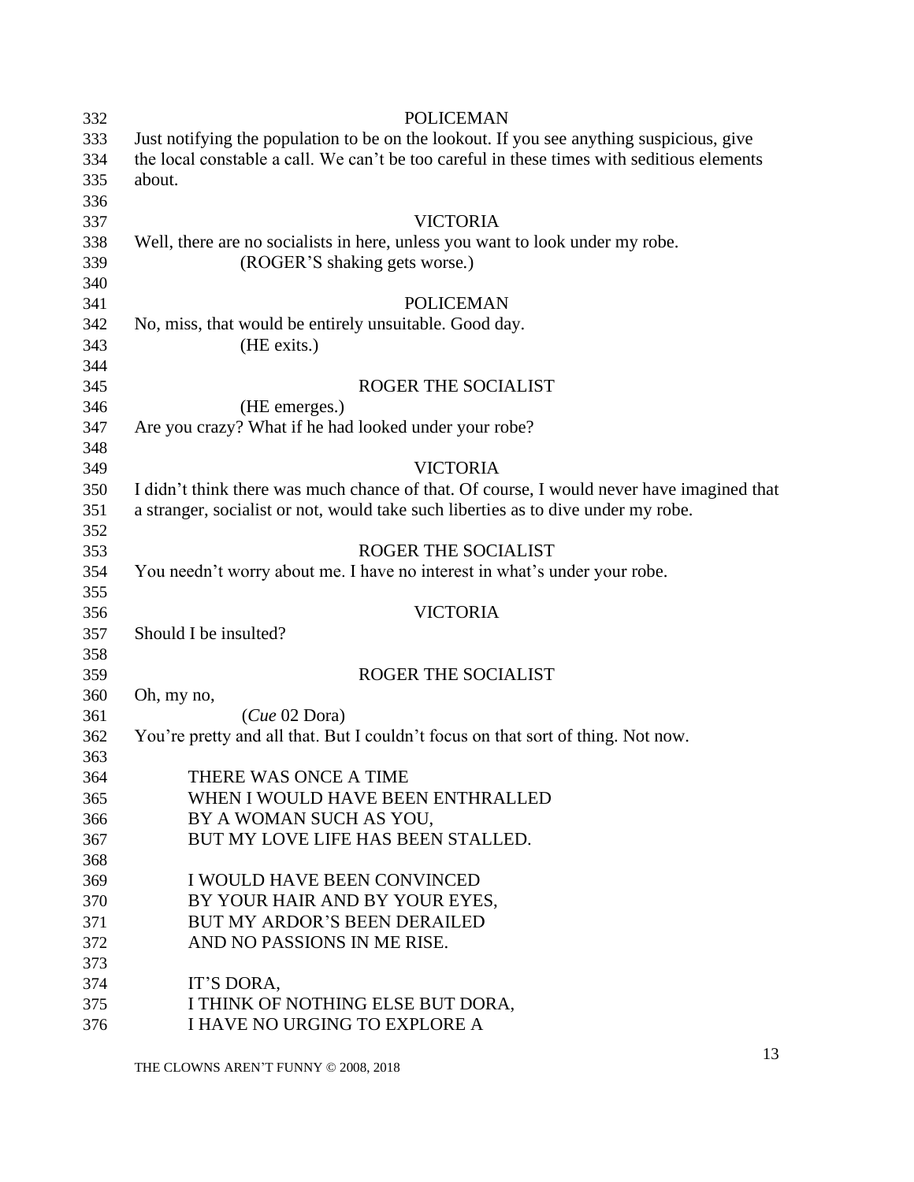POLICEMAN

Just notifying the population to be on the lookout. If you see anything suspicious, give the local constable a call. We can't be too careful in these times with seditious elements about.

VICTORIA

Well, there are no socialists in here, unless you want to look under my robe.

(ROGER'S shaking gets worse.)

POLICEMAN

No, miss, that would be entirely unsuitable. Good day.

(HE exits.)

ROGER THE SOCIALIST

(HE emerges.)

Are you crazy? What if he had looked under your robe?

VICTORIA

I didn't think there was much chance of that. Of course, I would never have imagined that a stranger, socialist or not, would take such liberties as to dive under my robe.

ROGER THE SOCIALIST

You needn't worry about me. I have no interest in what's under your robe.

VICTORIA

Should I be insulted?

ROGER THE SOCIALIST

Oh, my no,

(*Cue* 02 Dora)

You're pretty and all that. But I couldn't focus on that sort of thing. Not now.

THERE WAS ONCE A TIME
WHEN I WOULD HAVE BEEN ENTHRALLED
BY A WOMAN SUCH AS YOU,
BUT MY LOVE LIFE HAS BEEN STALLED.

I WOULD HAVE BEEN CONVINCED
BY YOUR HAIR AND BY YOUR EYES,
BUT MY ARDOR'S BEEN DERAILED
AND NO PASSIONS IN ME RISE.

IT'S DORA,
I THINK OF NOTHING ELSE BUT DORA,
I HAVE NO URGING TO EXPLORE A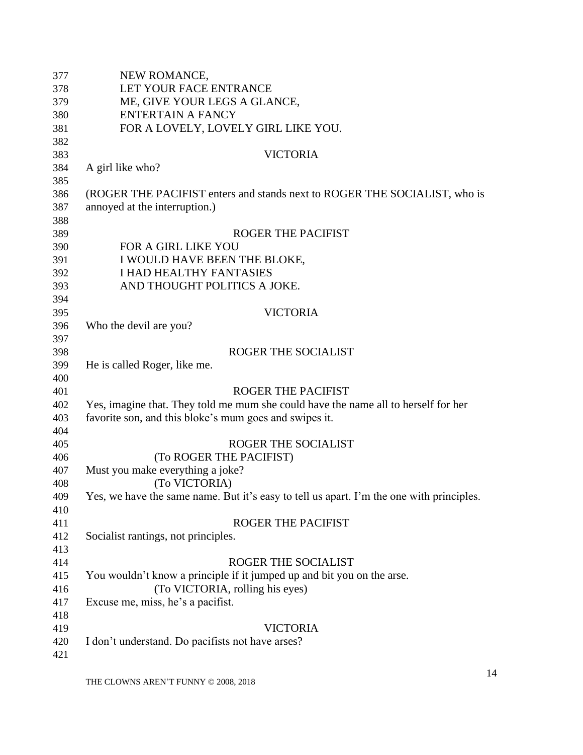NEW ROMANCE,
LET YOUR FACE ENTRANCE
ME, GIVE YOUR LEGS A GLANCE,
ENTERTAIN A FANCY
FOR A LOVELY, LOVELY GIRL LIKE YOU.

VICTORIA

A girl like who?

(ROGER THE PACIFIST enters and stands next to ROGER THE SOCIALIST, who is annoyed at the interruption.)

ROGER THE PACIFIST

FOR A GIRL LIKE YOU
I WOULD HAVE BEEN THE BLOKE,
I HAD HEALTHY FANTASIES
AND THOUGHT POLITICS A JOKE.

VICTORIA

Who the devil are you?

ROGER THE SOCIALIST

He is called Roger, like me.

ROGER THE PACIFIST

Yes, imagine that. They told me mum she could have the name all to herself for her favorite son, and this bloke's mum goes and swipes it.

ROGER THE SOCIALIST

(To ROGER THE PACIFIST)

Must you make everything a joke?

(To VICTORIA)

Yes, we have the same name. But it's easy to tell us apart. I'm the one with principles.

ROGER THE PACIFIST

Socialist rantings, not principles.

ROGER THE SOCIALIST

You wouldn't know a principle if it jumped up and bit you on the arse.

(To VICTORIA, rolling his eyes)

Excuse me, miss, he's a pacifist.

VICTORIA

I don't understand. Do pacifists not have arses?

THE CLOWNS AREN'T FUNNY © 2008, 2018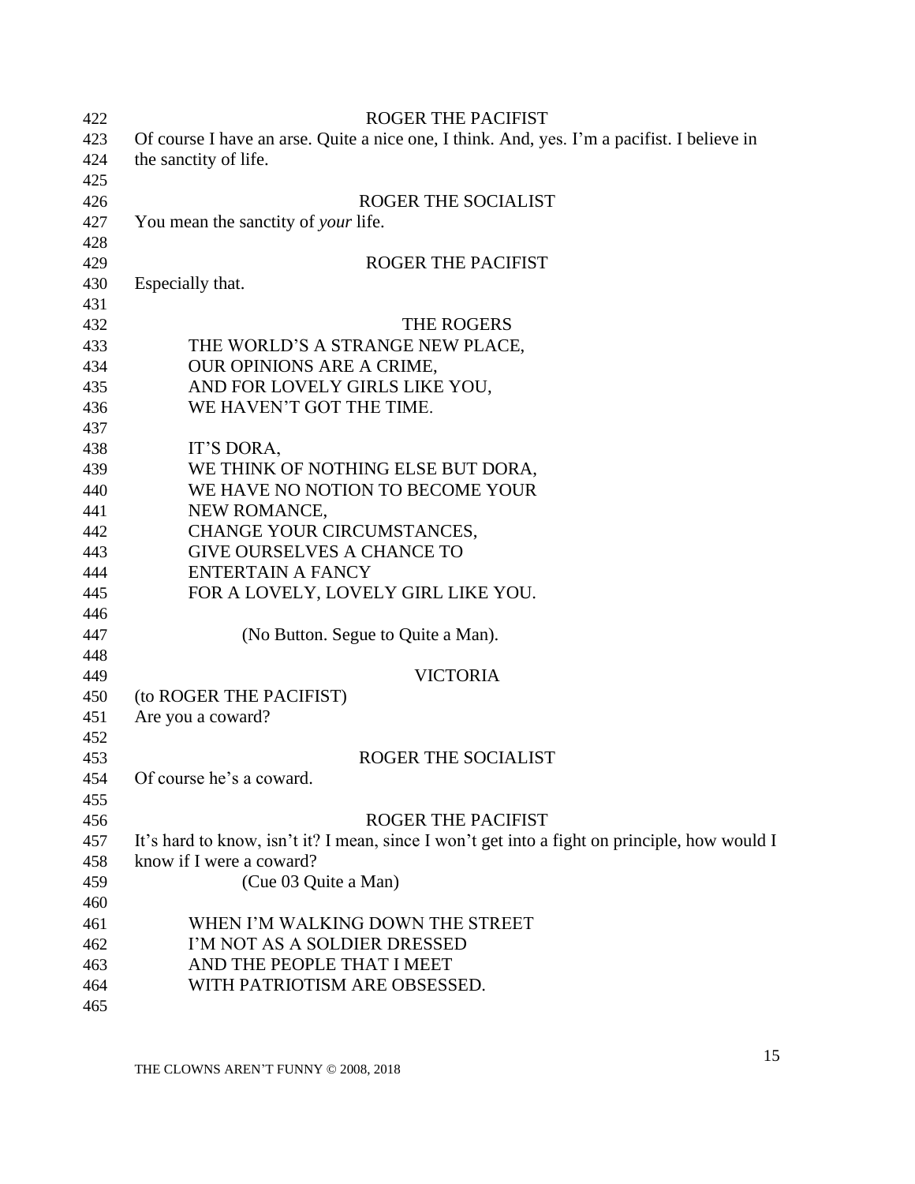ROGER THE PACIFIST

Of course I have an arse. Quite a nice one, I think. And, yes. I'm a pacifist. I believe in the sanctity of life.

ROGER THE SOCIALIST

You mean the sanctity of *your* life.

ROGER THE PACIFIST

Especially that.

THE ROGERS

THE WORLD'S A STRANGE NEW PLACE,
OUR OPINIONS ARE A CRIME,
AND FOR LOVELY GIRLS LIKE YOU,
WE HAVEN'T GOT THE TIME.

IT'S DORA,
WE THINK OF NOTHING ELSE BUT DORA,
WE HAVE NO NOTION TO BECOME YOUR
NEW ROMANCE,
CHANGE YOUR CIRCUMSTANCES,
GIVE OURSELVES A CHANCE TO
ENTERTAIN A FANCY
FOR A LOVELY, LOVELY GIRL LIKE YOU.

(No Button. Segue to Quite a Man).

VICTORIA

(to ROGER THE PACIFIST)
Are you a coward?

ROGER THE SOCIALIST

Of course he's a coward.

ROGER THE PACIFIST

It's hard to know, isn't it? I mean, since I won't get into a fight on principle, how would I know if I were a coward?

(Cue 03 Quite a Man)

WHEN I'M WALKING DOWN THE STREET
I'M NOT AS A SOLDIER DRESSED
AND THE PEOPLE THAT I MEET
WITH PATRIOTISM ARE OBSESSED.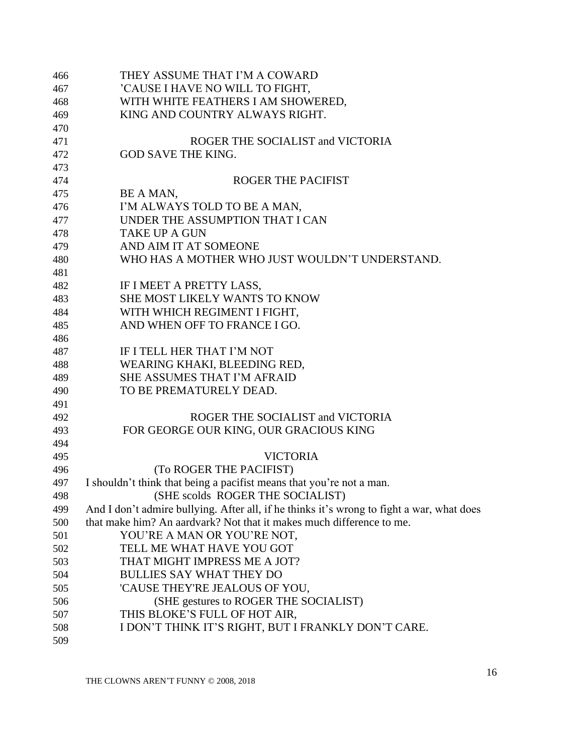THEY ASSUME THAT I'M A COWARD
'CAUSE I HAVE NO WILL TO FIGHT,
WITH WHITE FEATHERS I AM SHOWERED,
KING AND COUNTRY ALWAYS RIGHT.

ROGER THE SOCIALIST and VICTORIA

GOD SAVE THE KING.

ROGER THE PACIFIST

BE A MAN,
I'M ALWAYS TOLD TO BE A MAN,
UNDER THE ASSUMPTION THAT I CAN
TAKE UP A GUN
AND AIM IT AT SOMEONE
WHO HAS A MOTHER WHO JUST WOULDN'T UNDERSTAND.

IF I MEET A PRETTY LASS,
SHE MOST LIKELY WANTS TO KNOW
WITH WHICH REGIMENT I FIGHT,
AND WHEN OFF TO FRANCE I GO.

IF I TELL HER THAT I'M NOT
WEARING KHAKI, BLEEDING RED,
SHE ASSUMES THAT I'M AFRAID
TO BE PREMATURELY DEAD.

ROGER THE SOCIALIST and VICTORIA

FOR GEORGE OUR KING, OUR GRACIOUS KING

VICTORIA

(To ROGER THE PACIFIST)

I shouldn't think that being a pacifist means that you're not a man.

(SHE scolds ROGER THE SOCIALIST)

And I don't admire bullying. After all, if he thinks it's wrong to fight a war, what does that make him? An aardvark? Not that it makes much difference to me.

YOU'RE A MAN OR YOU'RE NOT,
TELL ME WHAT HAVE YOU GOT
THAT MIGHT IMPRESS ME A JOT?
BULLIES SAY WHAT THEY DO
'CAUSE THEY'RE JEALOUS OF YOU,

(SHE gestures to ROGER THE SOCIALIST)

THIS BLOKE'S FULL OF HOT AIR,
I DON'T THINK IT'S RIGHT, BUT I FRANKLY DON'T CARE.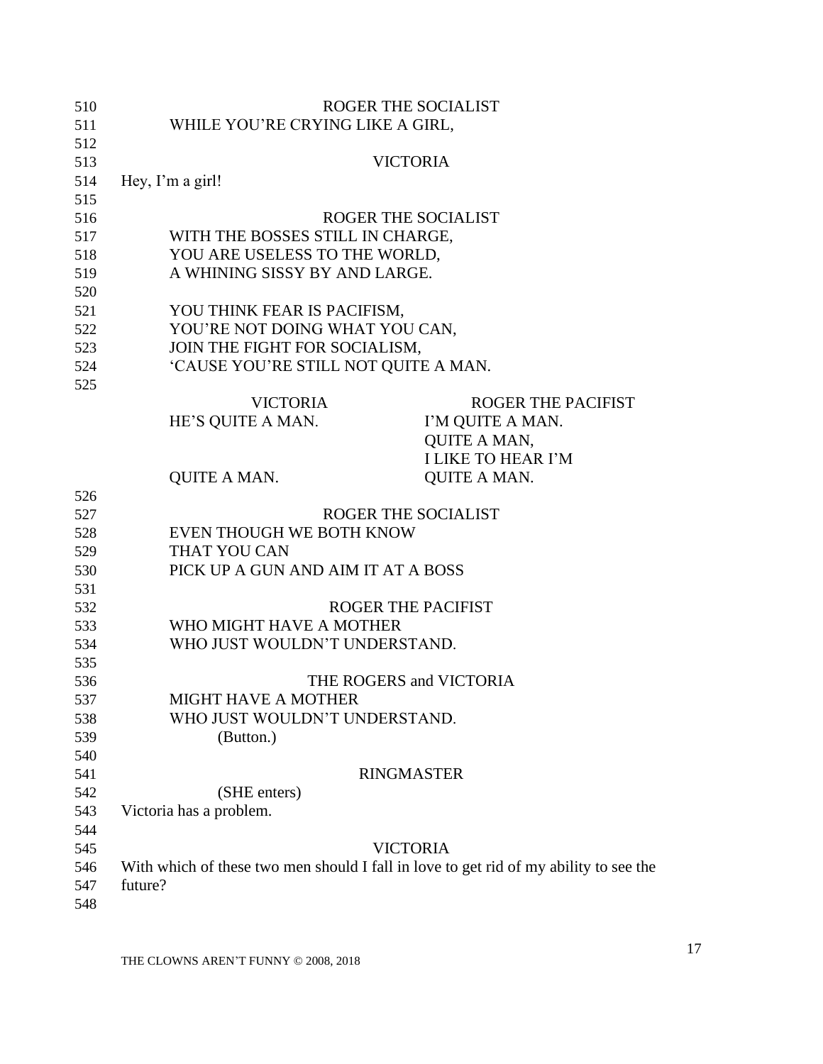510 ROGER THE SOCIALIST
511 WHILE YOU'RE CRYING LIKE A GIRL,
512
513 VICTORIA
514 Hey, I'm a girl!
515
516 ROGER THE SOCIALIST
517 WITH THE BOSSES STILL IN CHARGE,
518 YOU ARE USELESS TO THE WORLD,
519 A WHINING SISSY BY AND LARGE.
520
521 YOU THINK FEAR IS PACIFISM,
522 YOU'RE NOT DOING WHAT YOU CAN,
523 JOIN THE FIGHT FOR SOCIALISM,
524 'CAUSE YOU'RE STILL NOT QUITE A MAN.
525

| VICTORIA | ROGER THE PACIFIST |
|---|---|
| HE'S QUITE A MAN. | I'M QUITE A MAN. |
| | QUITE A MAN, |
| | I LIKE TO HEAR I'M |
| QUITE A MAN. | QUITE A MAN. |

526
527 ROGER THE SOCIALIST
528 EVEN THOUGH WE BOTH KNOW
529 THAT YOU CAN
530 PICK UP A GUN AND AIM IT AT A BOSS
531
532 ROGER THE PACIFIST
533 WHO MIGHT HAVE A MOTHER
534 WHO JUST WOULDN'T UNDERSTAND.
535
536 THE ROGERS and VICTORIA
537 MIGHT HAVE A MOTHER
538 WHO JUST WOULDN'T UNDERSTAND.
539 (Button.)
540
541 RINGMASTER
542 (SHE enters)
543 Victoria has a problem.
544
545 VICTORIA
546 With which of these two men should I fall in love to get rid of my ability to see the
547 future?
548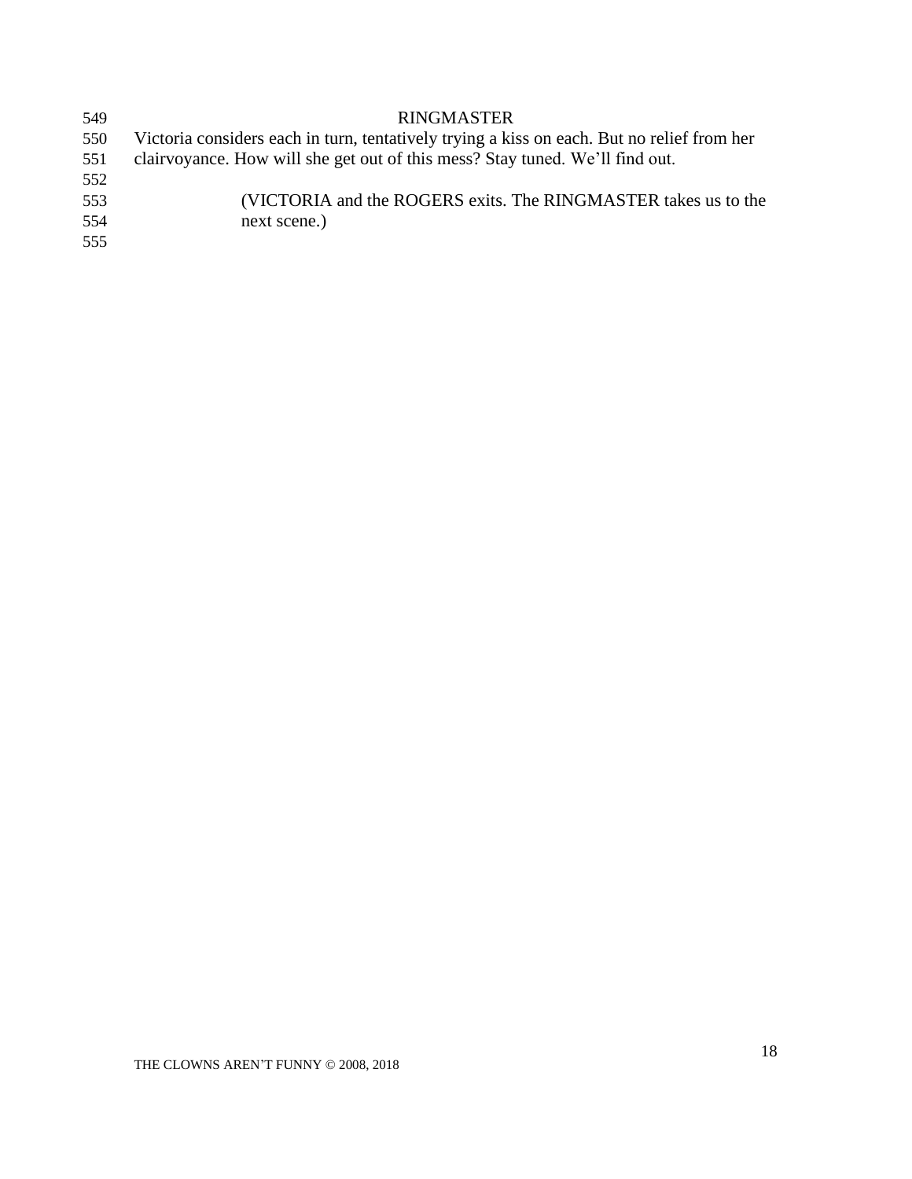RINGMASTER

Victoria considers each in turn, tentatively trying a kiss on each. But no relief from her clairvoyance. How will she get out of this mess? Stay tuned. We'll find out.

(VICTORIA and the ROGERS exits. The RINGMASTER takes us to the next scene.)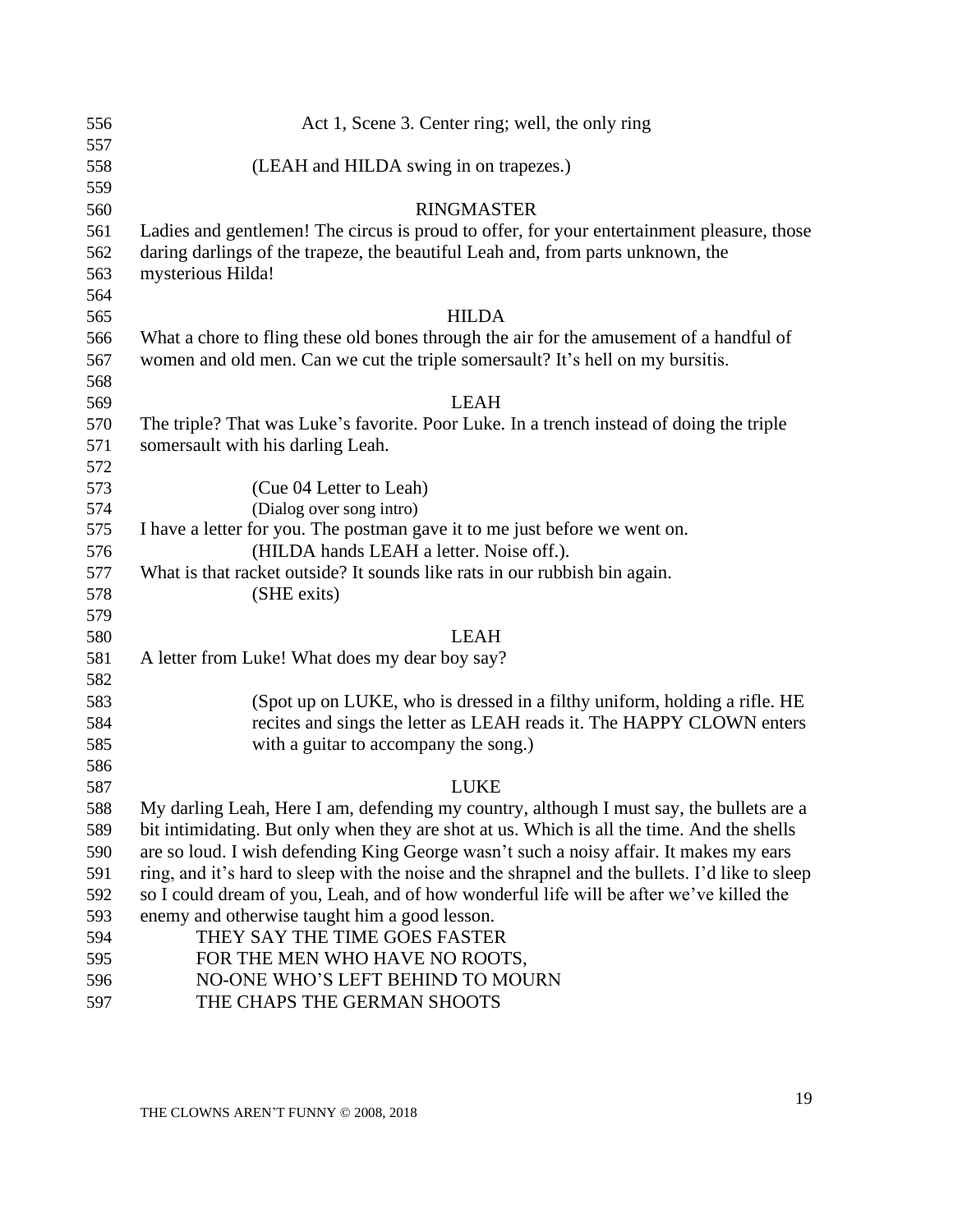Act 1, Scene 3. Center ring; well, the only ring

(LEAH and HILDA swing in on trapezes.)

RINGMASTER

Ladies and gentlemen! The circus is proud to offer, for your entertainment pleasure, those daring darlings of the trapeze, the beautiful Leah and, from parts unknown, the mysterious Hilda!

HILDA

What a chore to fling these old bones through the air for the amusement of a handful of women and old men. Can we cut the triple somersault? It's hell on my bursitis.

LEAH

The triple? That was Luke's favorite. Poor Luke. In a trench instead of doing the triple somersault with his darling Leah.

(Cue 04 Letter to Leah)
(Dialog over song intro)

I have a letter for you. The postman gave it to me just before we went on.

(HILDA hands LEAH a letter. Noise off.).

What is that racket outside? It sounds like rats in our rubbish bin again.

(SHE exits)

LEAH

A letter from Luke! What does my dear boy say?

(Spot up on LUKE, who is dressed in a filthy uniform, holding a rifle. HE recites and sings the letter as LEAH reads it. The HAPPY CLOWN enters with a guitar to accompany the song.)

LUKE

My darling Leah, Here I am, defending my country, although I must say, the bullets are a bit intimidating. But only when they are shot at us. Which is all the time. And the shells are so loud. I wish defending King George wasn't such a noisy affair. It makes my ears ring, and it's hard to sleep with the noise and the shrapnel and the bullets. I'd like to sleep so I could dream of you, Leah, and of how wonderful life will be after we've killed the enemy and otherwise taught him a good lesson.

THEY SAY THE TIME GOES FASTER
FOR THE MEN WHO HAVE NO ROOTS,
NO-ONE WHO'S LEFT BEHIND TO MOURN
THE CHAPS THE GERMAN SHOOTS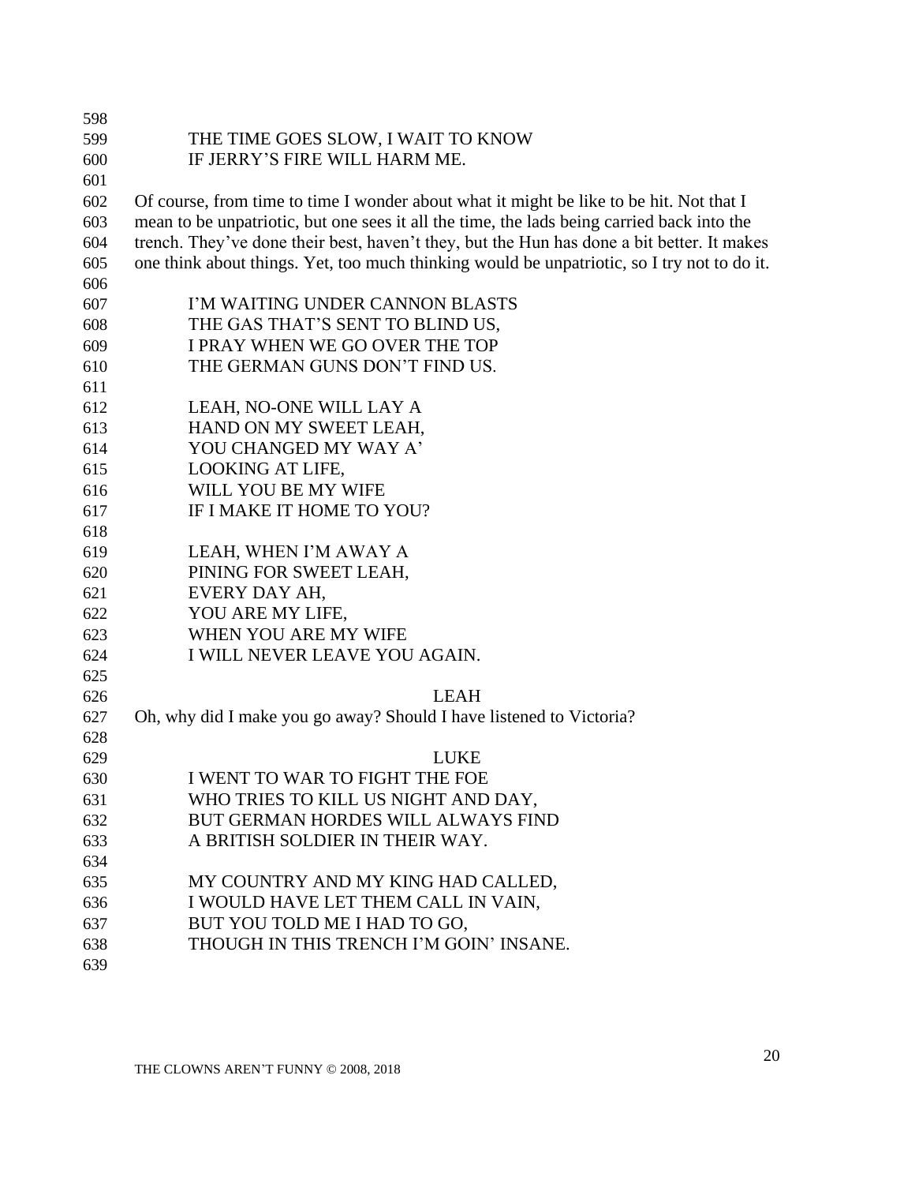THE TIME GOES SLOW, I WAIT TO KNOW
IF JERRY'S FIRE WILL HARM ME.

Of course, from time to time I wonder about what it might be like to be hit. Not that I mean to be unpatriotic, but one sees it all the time, the lads being carried back into the trench. They've done their best, haven't they, but the Hun has done a bit better. It makes one think about things. Yet, too much thinking would be unpatriotic, so I try not to do it.

I'M WAITING UNDER CANNON BLASTS
THE GAS THAT'S SENT TO BLIND US,
I PRAY WHEN WE GO OVER THE TOP
THE GERMAN GUNS DON'T FIND US.

LEAH, NO-ONE WILL LAY A
HAND ON MY SWEET LEAH,
YOU CHANGED MY WAY A'
LOOKING AT LIFE,
WILL YOU BE MY WIFE
IF I MAKE IT HOME TO YOU?

LEAH, WHEN I'M AWAY A
PINING FOR SWEET LEAH,
EVERY DAY AH,
YOU ARE MY LIFE,
WHEN YOU ARE MY WIFE
I WILL NEVER LEAVE YOU AGAIN.

LEAH

Oh, why did I make you go away? Should I have listened to Victoria?

LUKE

I WENT TO WAR TO FIGHT THE FOE
WHO TRIES TO KILL US NIGHT AND DAY,
BUT GERMAN HORDES WILL ALWAYS FIND
A BRITISH SOLDIER IN THEIR WAY.

MY COUNTRY AND MY KING HAD CALLED,
I WOULD HAVE LET THEM CALL IN VAIN,
BUT YOU TOLD ME I HAD TO GO,
THOUGH IN THIS TRENCH I'M GOIN' INSANE.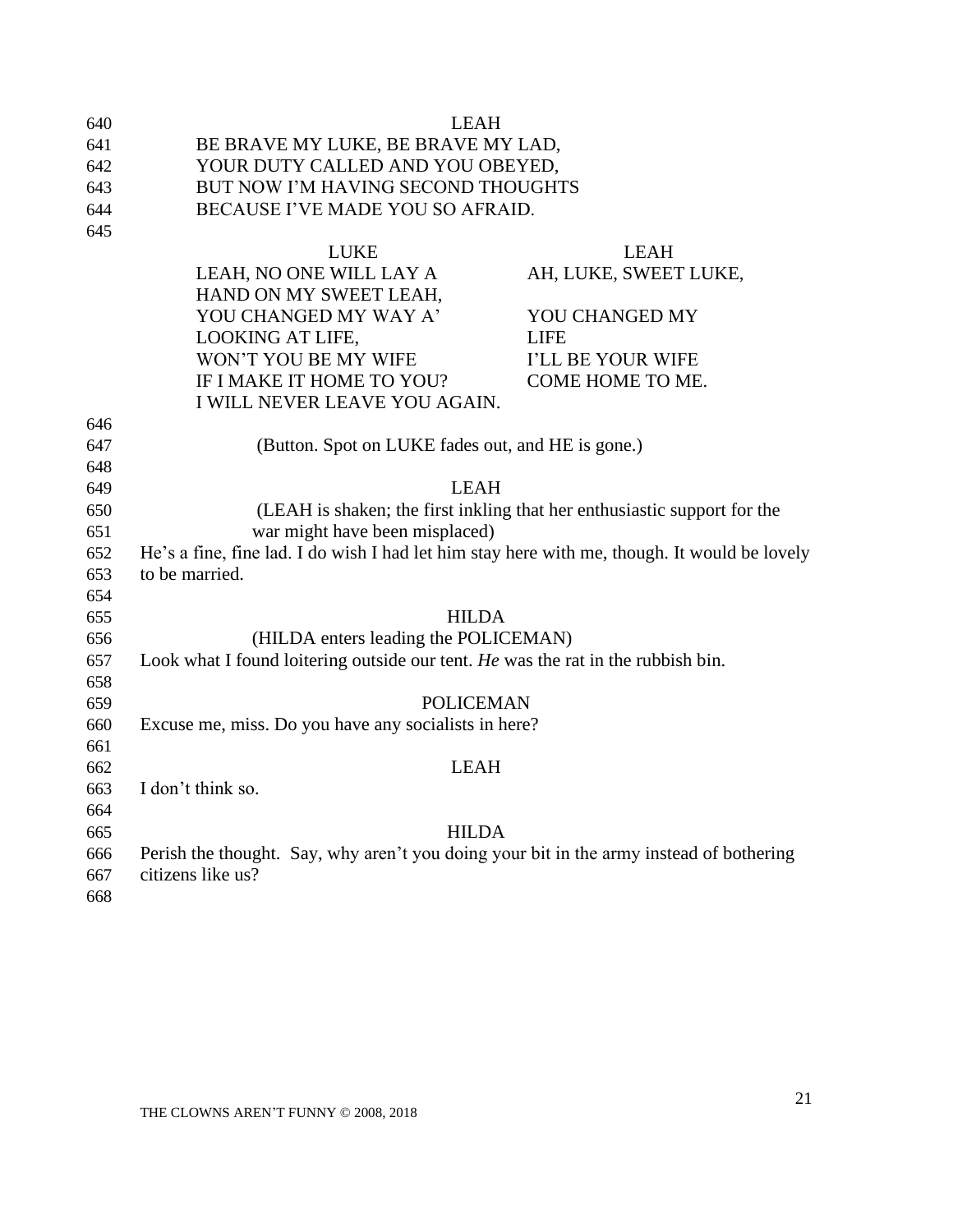LEAH

BE BRAVE MY LUKE, BE BRAVE MY LAD,
YOUR DUTY CALLED AND YOU OBEYED,
BUT NOW I'M HAVING SECOND THOUGHTS
BECAUSE I'VE MADE YOU SO AFRAID.

| LUKE | LEAH |
|---|---|
| LEAH, NO ONE WILL LAY A | AH, LUKE, SWEET LUKE, |
| HAND ON MY SWEET LEAH, | |
| YOU CHANGED MY WAY A' | YOU CHANGED MY |
| LOOKING AT LIFE, | LIFE |
| WON'T YOU BE MY WIFE | I'LL BE YOUR WIFE |
| IF I MAKE IT HOME TO YOU? | COME HOME TO ME. |
| I WILL NEVER LEAVE YOU AGAIN. | |

(Button. Spot on LUKE fades out, and HE is gone.)

LEAH

(LEAH is shaken; the first inkling that her enthusiastic support for the war might have been misplaced)

He's a fine, fine lad. I do wish I had let him stay here with me, though. It would be lovely to be married.

HILDA

(HILDA enters leading the POLICEMAN)

Look what I found loitering outside our tent. *He* was the rat in the rubbish bin.

POLICEMAN

Excuse me, miss. Do you have any socialists in here?

LEAH

I don't think so.

HILDA

Perish the thought. Say, why aren't you doing your bit in the army instead of bothering citizens like us?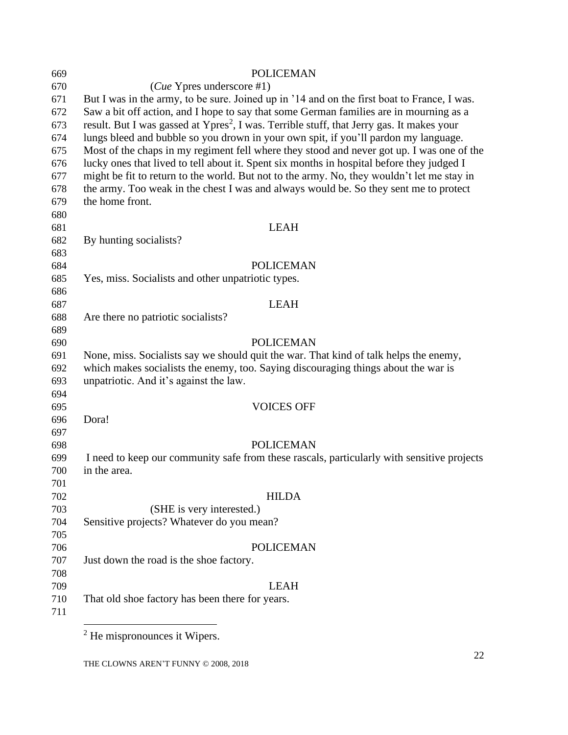POLICEMAN

(*Cue* Ypres underscore #1)

But I was in the army, to be sure. Joined up in '14 and on the first boat to France, I was. Saw a bit off action, and I hope to say that some German families are in mourning as a result. But I was gassed at Ypres[2], I was. Terrible stuff, that Jerry gas. It makes your lungs bleed and bubble so you drown in your own spit, if you'll pardon my language. Most of the chaps in my regiment fell where they stood and never got up. I was one of the lucky ones that lived to tell about it. Spent six months in hospital before they judged I might be fit to return to the world. But not to the army. No, they wouldn't let me stay in the army. Too weak in the chest I was and always would be. So they sent me to protect the home front.

LEAH

By hunting socialists?

POLICEMAN

Yes, miss. Socialists and other unpatriotic types.

LEAH

Are there no patriotic socialists?

POLICEMAN

None, miss. Socialists say we should quit the war. That kind of talk helps the enemy, which makes socialists the enemy, too. Saying discouraging things about the war is unpatriotic. And it's against the law.

VOICES OFF

Dora!

POLICEMAN

I need to keep our community safe from these rascals, particularly with sensitive projects in the area.

HILDA

(SHE is very interested.)

Sensitive projects? Whatever do you mean?

POLICEMAN

Just down the road is the shoe factory.

LEAH

That old shoe factory has been there for years.

---

[2] He mispronounces it Wipers.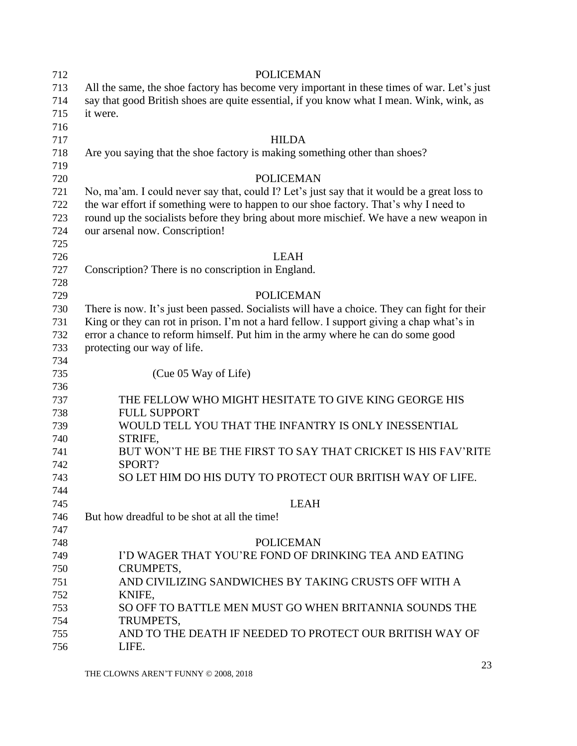POLICEMAN

All the same, the shoe factory has become very important in these times of war. Let's just say that good British shoes are quite essential, if you know what I mean. Wink, wink, as it were.

HILDA

Are you saying that the shoe factory is making something other than shoes?

POLICEMAN

No, ma'am. I could never say that, could I? Let's just say that it would be a great loss to the war effort if something were to happen to our shoe factory. That's why I need to round up the socialists before they bring about more mischief. We have a new weapon in our arsenal now. Conscription!

LEAH

Conscription? There is no conscription in England.

POLICEMAN

There is now. It's just been passed. Socialists will have a choice. They can fight for their King or they can rot in prison. I'm not a hard fellow. I support giving a chap what's in error a chance to reform himself. Put him in the army where he can do some good protecting our way of life.

(Cue 05 Way of Life)

THE FELLOW WHO MIGHT HESITATE TO GIVE KING GEORGE HIS FULL SUPPORT
WOULD TELL YOU THAT THE INFANTRY IS ONLY INESSENTIAL STRIFE,
BUT WON'T HE BE THE FIRST TO SAY THAT CRICKET IS HIS FAV'RITE SPORT?
SO LET HIM DO HIS DUTY TO PROTECT OUR BRITISH WAY OF LIFE.

LEAH

But how dreadful to be shot at all the time!

POLICEMAN

I'D WAGER THAT YOU'RE FOND OF DRINKING TEA AND EATING CRUMPETS,
AND CIVILIZING SANDWICHES BY TAKING CRUSTS OFF WITH A KNIFE,
SO OFF TO BATTLE MEN MUST GO WHEN BRITANNIA SOUNDS THE TRUMPETS,
AND TO THE DEATH IF NEEDED TO PROTECT OUR BRITISH WAY OF LIFE.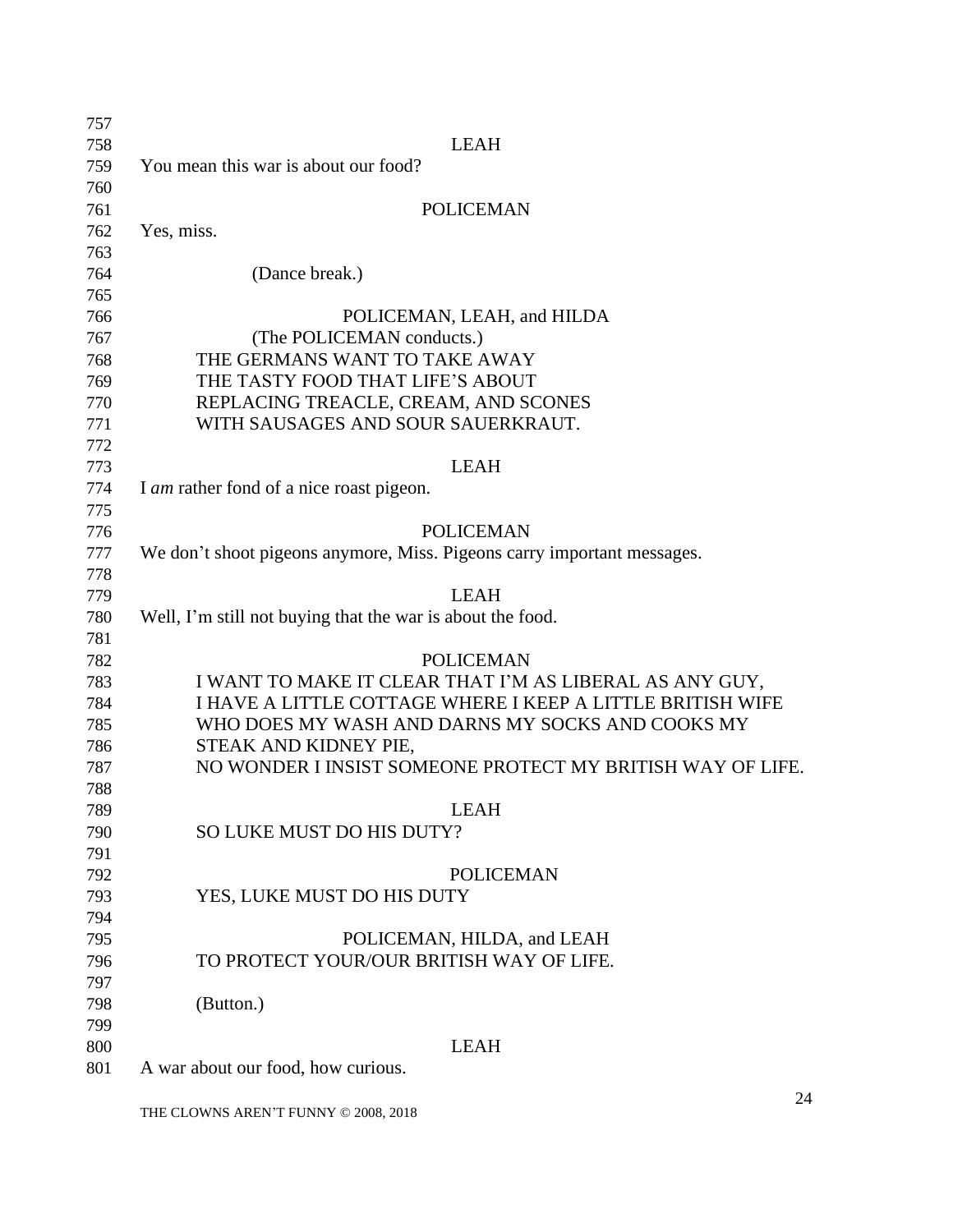LEAH

You mean this war is about our food?

POLICEMAN

Yes, miss.

(Dance break.)

POLICEMAN, LEAH, and HILDA

(The POLICEMAN conducts.)

THE GERMANS WANT TO TAKE AWAY
THE TASTY FOOD THAT LIFE'S ABOUT
REPLACING TREACLE, CREAM, AND SCONES
WITH SAUSAGES AND SOUR SAUERKRAUT.

LEAH

I *am* rather fond of a nice roast pigeon.

POLICEMAN

We don't shoot pigeons anymore, Miss. Pigeons carry important messages.

LEAH

Well, I'm still not buying that the war is about the food.

POLICEMAN

I WANT TO MAKE IT CLEAR THAT I'M AS LIBERAL AS ANY GUY,
I HAVE A LITTLE COTTAGE WHERE I KEEP A LITTLE BRITISH WIFE
WHO DOES MY WASH AND DARNS MY SOCKS AND COOKS MY
STEAK AND KIDNEY PIE,
NO WONDER I INSIST SOMEONE PROTECT MY BRITISH WAY OF LIFE.

LEAH

SO LUKE MUST DO HIS DUTY?

POLICEMAN

YES, LUKE MUST DO HIS DUTY

POLICEMAN, HILDA, and LEAH

TO PROTECT YOUR/OUR BRITISH WAY OF LIFE.

(Button.)

LEAH

A war about our food, how curious.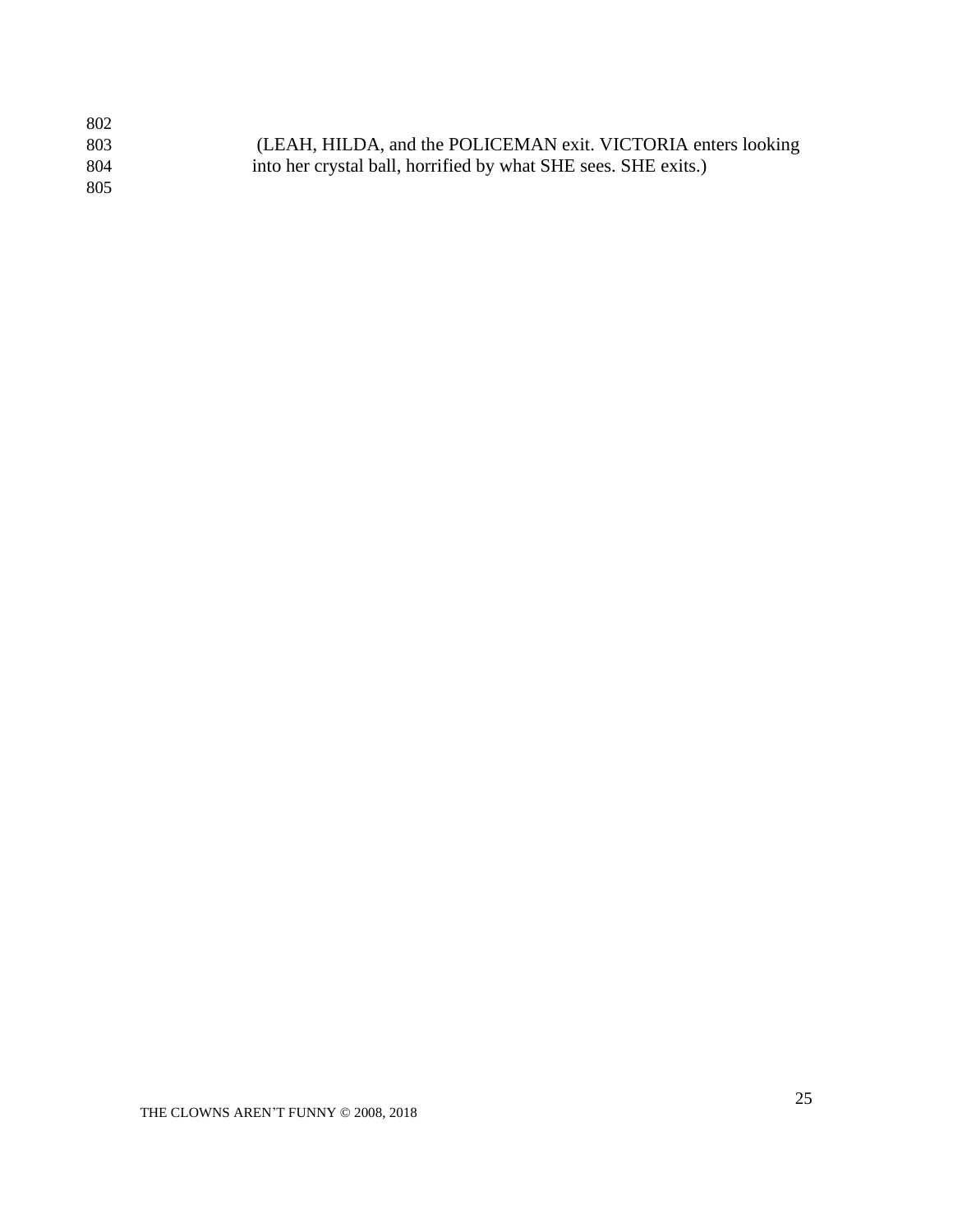(LEAH, HILDA, and the POLICEMAN exit. VICTORIA enters looking into her crystal ball, horrified by what SHE sees. SHE exits.)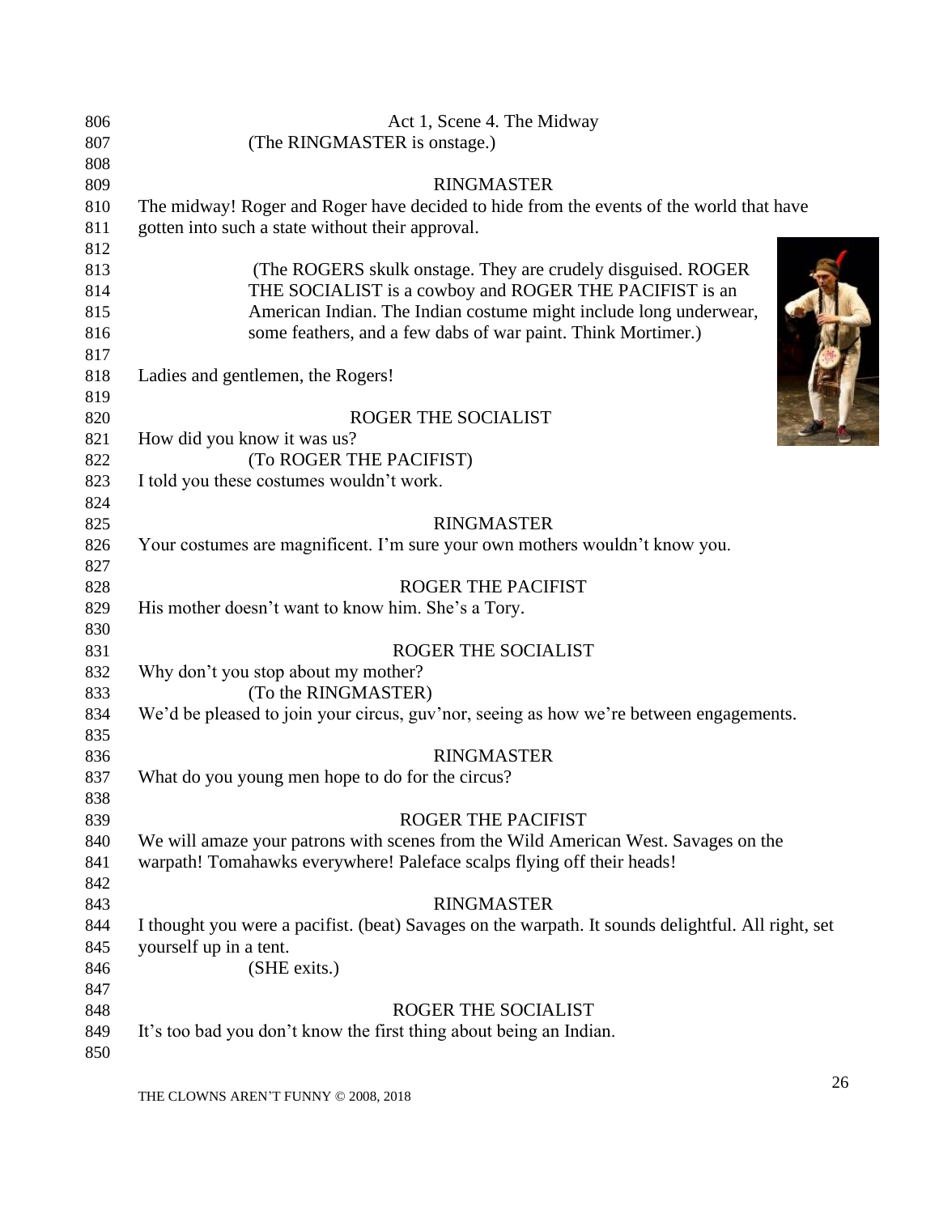Act 1, Scene 4. The Midway

(The RINGMASTER is onstage.)

RINGMASTER

The midway! Roger and Roger have decided to hide from the events of the world that have gotten into such a state without their approval.

(The ROGERS skulk onstage. They are crudely disguised. ROGER THE SOCIALIST is a cowboy and ROGER THE PACIFIST is an American Indian. The Indian costume might include long underwear, some feathers, and a few dabs of war paint. Think Mortimer.)

Ladies and gentlemen, the Rogers!

ROGER THE SOCIALIST

How did you know it was us?

(To ROGER THE PACIFIST)

I told you these costumes wouldn't work.

RINGMASTER

Your costumes are magnificent. I'm sure your own mothers wouldn't know you.

ROGER THE PACIFIST

His mother doesn't want to know him. She's a Tory.

ROGER THE SOCIALIST

Why don't you stop about my mother?

(To the RINGMASTER)

We'd be pleased to join your circus, guv'nor, seeing as how we're between engagements.

RINGMASTER

What do you young men hope to do for the circus?

ROGER THE PACIFIST

We will amaze your patrons with scenes from the Wild American West. Savages on the warpath! Tomahawks everywhere! Paleface scalps flying off their heads!

RINGMASTER

I thought you were a pacifist. (beat) Savages on the warpath. It sounds delightful. All right, set yourself up in a tent.

(SHE exits.)

ROGER THE SOCIALIST

It's too bad you don't know the first thing about being an Indian.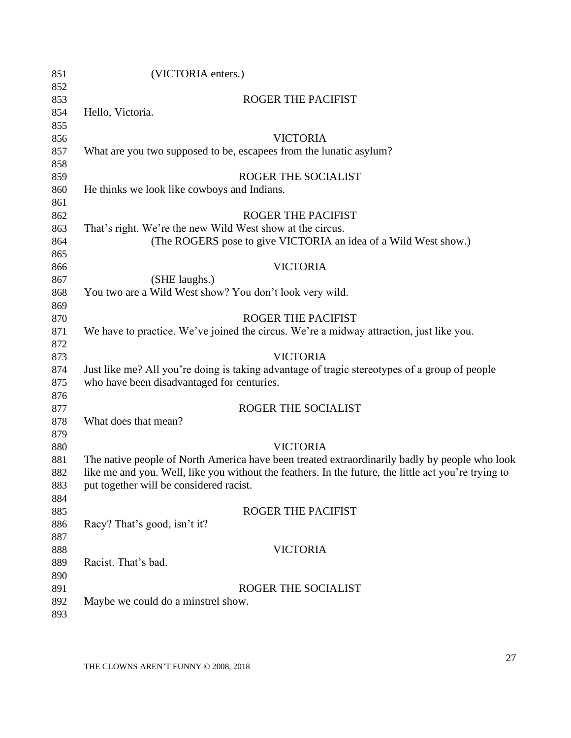(VICTORIA enters.)

ROGER THE PACIFIST

Hello, Victoria.

VICTORIA

What are you two supposed to be, escapees from the lunatic asylum?

ROGER THE SOCIALIST

He thinks we look like cowboys and Indians.

ROGER THE PACIFIST

That's right. We're the new Wild West show at the circus.

(The ROGERS pose to give VICTORIA an idea of a Wild West show.)

VICTORIA

(SHE laughs.)

You two are a Wild West show? You don't look very wild.

ROGER THE PACIFIST

We have to practice. We've joined the circus. We're a midway attraction, just like you.

VICTORIA

Just like me? All you're doing is taking advantage of tragic stereotypes of a group of people who have been disadvantaged for centuries.

ROGER THE SOCIALIST

What does that mean?

VICTORIA

The native people of North America have been treated extraordinarily badly by people who look like me and you. Well, like you without the feathers. In the future, the little act you're trying to put together will be considered racist.

ROGER THE PACIFIST

Racy? That's good, isn't it?

VICTORIA

Racist. That's bad.

ROGER THE SOCIALIST

Maybe we could do a minstrel show.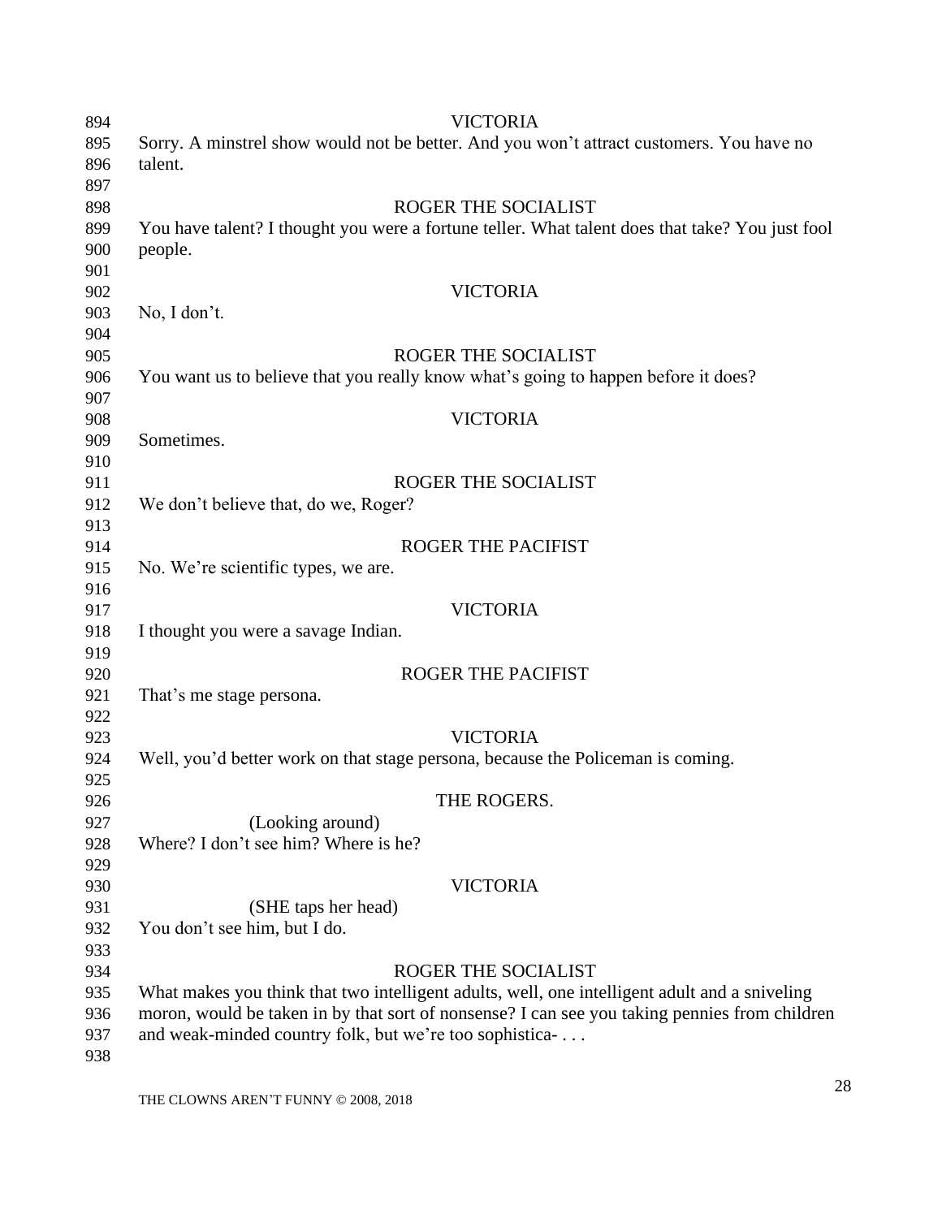VICTORIA

Sorry. A minstrel show would not be better. And you won't attract customers. You have no talent.

ROGER THE SOCIALIST

You have talent? I thought you were a fortune teller. What talent does that take? You just fool people.

VICTORIA

No, I don't.

ROGER THE SOCIALIST

You want us to believe that you really know what's going to happen before it does?

VICTORIA

Sometimes.

ROGER THE SOCIALIST

We don't believe that, do we, Roger?

ROGER THE PACIFIST

No. We're scientific types, we are.

VICTORIA

I thought you were a savage Indian.

ROGER THE PACIFIST

That's me stage persona.

VICTORIA

Well, you'd better work on that stage persona, because the Policeman is coming.

THE ROGERS.

(Looking around)

Where? I don't see him? Where is he?

VICTORIA

(SHE taps her head)

You don't see him, but I do.

ROGER THE SOCIALIST

What makes you think that two intelligent adults, well, one intelligent adult and a sniveling moron, would be taken in by that sort of nonsense? I can see you taking pennies from children and weak-minded country folk, but we're too sophistica- . . .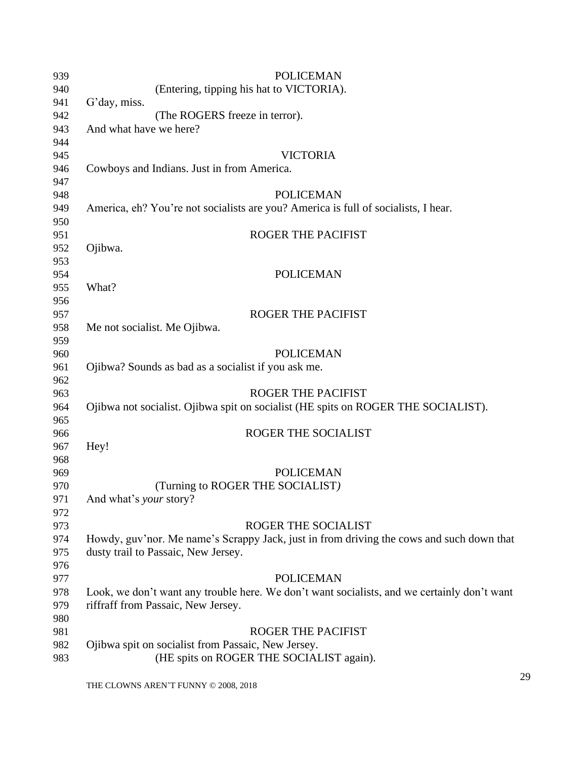POLICEMAN

(Entering, tipping his hat to VICTORIA).

G'day, miss.

(The ROGERS freeze in terror).

And what have we here?

VICTORIA

Cowboys and Indians. Just in from America.

POLICEMAN

America, eh? You're not socialists are you? America is full of socialists, I hear.

ROGER THE PACIFIST

Ojibwa.

POLICEMAN

What?

ROGER THE PACIFIST

Me not socialist. Me Ojibwa.

POLICEMAN

Ojibwa? Sounds as bad as a socialist if you ask me.

ROGER THE PACIFIST

Ojibwa not socialist. Ojibwa spit on socialist (HE spits on ROGER THE SOCIALIST).

ROGER THE SOCIALIST

Hey!

POLICEMAN

(Turning to ROGER THE SOCIALIST)

And what's *your* story?

ROGER THE SOCIALIST

Howdy, guv'nor. Me name's Scrappy Jack, just in from driving the cows and such down that dusty trail to Passaic, New Jersey.

POLICEMAN

Look, we don't want any trouble here. We don't want socialists, and we certainly don't want riffraff from Passaic, New Jersey.

ROGER THE PACIFIST

Ojibwa spit on socialist from Passaic, New Jersey.

(HE spits on ROGER THE SOCIALIST again).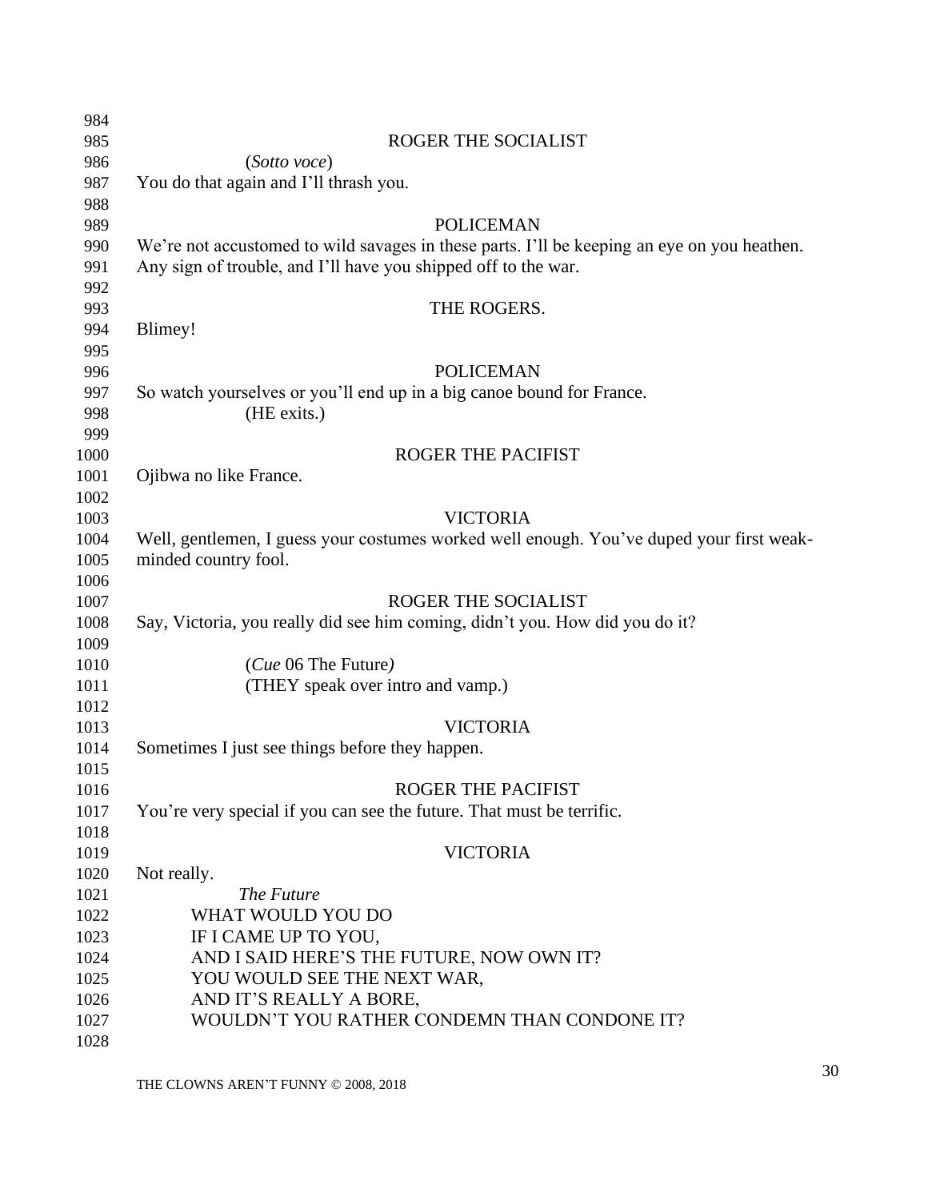ROGER THE SOCIALIST

(*Sotto voce*)

You do that again and I'll thrash you.

POLICEMAN

We're not accustomed to wild savages in these parts. I'll be keeping an eye on you heathen. Any sign of trouble, and I'll have you shipped off to the war.

THE ROGERS.

Blimey!

POLICEMAN

So watch yourselves or you'll end up in a big canoe bound for France.

(HE exits.)

ROGER THE PACIFIST

Ojibwa no like France.

VICTORIA

Well, gentlemen, I guess your costumes worked well enough. You've duped your first weak-minded country fool.

ROGER THE SOCIALIST

Say, Victoria, you really did see him coming, didn't you. How did you do it?

(*Cue* 06 The Future*)*

(THEY speak over intro and vamp.)

VICTORIA

Sometimes I just see things before they happen.

ROGER THE PACIFIST

You're very special if you can see the future. That must be terrific.

VICTORIA

Not really.

*The Future*

WHAT WOULD YOU DO
IF I CAME UP TO YOU,
AND I SAID HERE'S THE FUTURE, NOW OWN IT?
YOU WOULD SEE THE NEXT WAR,
AND IT'S REALLY A BORE,
WOULDN'T YOU RATHER CONDEMN THAN CONDONE IT?

THE CLOWNS AREN'T FUNNY © 2008, 2018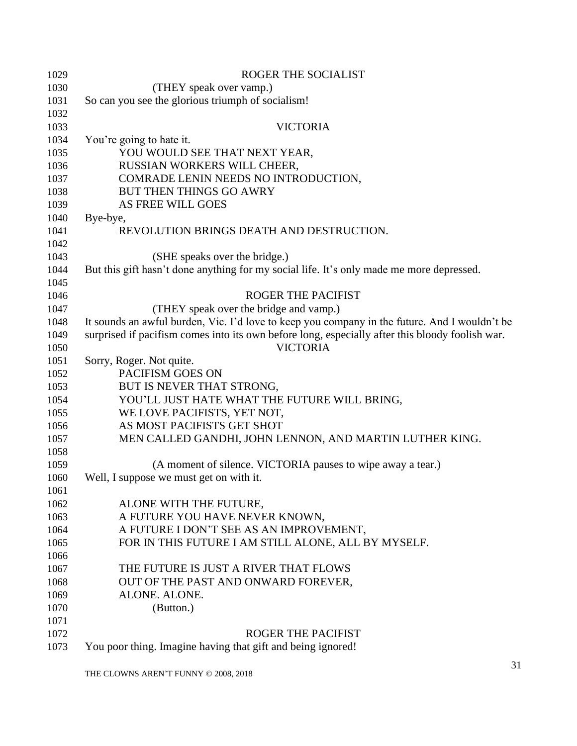ROGER THE SOCIALIST

(THEY speak over vamp.)

So can you see the glorious triumph of socialism!

VICTORIA

You're going to hate it.

YOU WOULD SEE THAT NEXT YEAR,
RUSSIAN WORKERS WILL CHEER,
COMRADE LENIN NEEDS NO INTRODUCTION,
BUT THEN THINGS GO AWRY
AS FREE WILL GOES

Bye-bye,

REVOLUTION BRINGS DEATH AND DESTRUCTION.

(SHE speaks over the bridge.)

But this gift hasn't done anything for my social life. It's only made me more depressed.

ROGER THE PACIFIST

(THEY speak over the bridge and vamp.)

It sounds an awful burden, Vic. I'd love to keep you company in the future. And I wouldn't be surprised if pacifism comes into its own before long, especially after this bloody foolish war.

VICTORIA

Sorry, Roger. Not quite.

PACIFISM GOES ON
BUT IS NEVER THAT STRONG,
YOU'LL JUST HATE WHAT THE FUTURE WILL BRING,
WE LOVE PACIFISTS, YET NOT,
AS MOST PACIFISTS GET SHOT
MEN CALLED GANDHI, JOHN LENNON, AND MARTIN LUTHER KING.

(A moment of silence. VICTORIA pauses to wipe away a tear.)

Well, I suppose we must get on with it.

ALONE WITH THE FUTURE,
A FUTURE YOU HAVE NEVER KNOWN,
A FUTURE I DON'T SEE AS AN IMPROVEMENT,
FOR IN THIS FUTURE I AM STILL ALONE, ALL BY MYSELF.

THE FUTURE IS JUST A RIVER THAT FLOWS
OUT OF THE PAST AND ONWARD FOREVER,
ALONE. ALONE.

(Button.)

ROGER THE PACIFIST

You poor thing. Imagine having that gift and being ignored!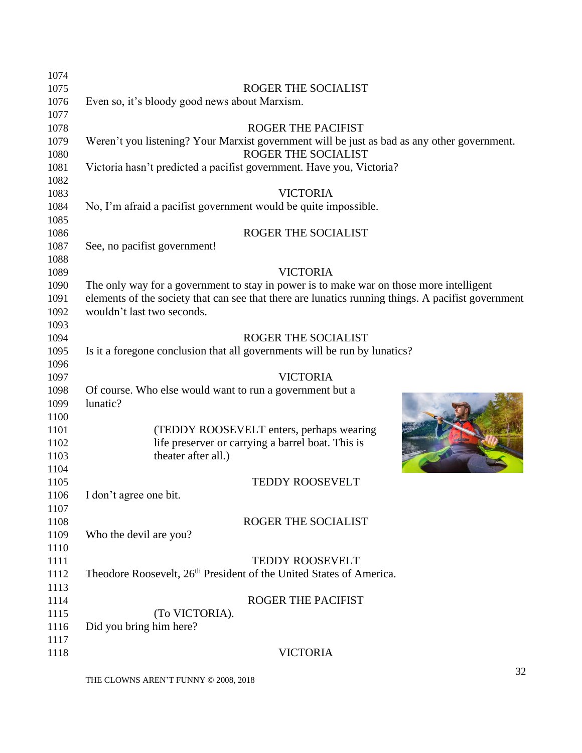ROGER THE SOCIALIST

Even so, it's bloody good news about Marxism.

ROGER THE PACIFIST

Weren't you listening? Your Marxist government will be just as bad as any other government.

ROGER THE SOCIALIST

Victoria hasn't predicted a pacifist government. Have you, Victoria?

VICTORIA

No, I'm afraid a pacifist government would be quite impossible.

ROGER THE SOCIALIST

See, no pacifist government!

VICTORIA

The only way for a government to stay in power is to make war on those more intelligent elements of the society that can see that there are lunatics running things. A pacifist government wouldn't last two seconds.

ROGER THE SOCIALIST

Is it a foregone conclusion that all governments will be run by lunatics?

VICTORIA

Of course. Who else would want to run a government but a lunatic?

(TEDDY ROOSEVELT enters, perhaps wearing life preserver or carrying a barrel boat. This is theater after all.)

TEDDY ROOSEVELT

I don't agree one bit.

ROGER THE SOCIALIST

Who the devil are you?

TEDDY ROOSEVELT

Theodore Roosevelt, 26th President of the United States of America.

ROGER THE PACIFIST

(To VICTORIA).

Did you bring him here?

VICTORIA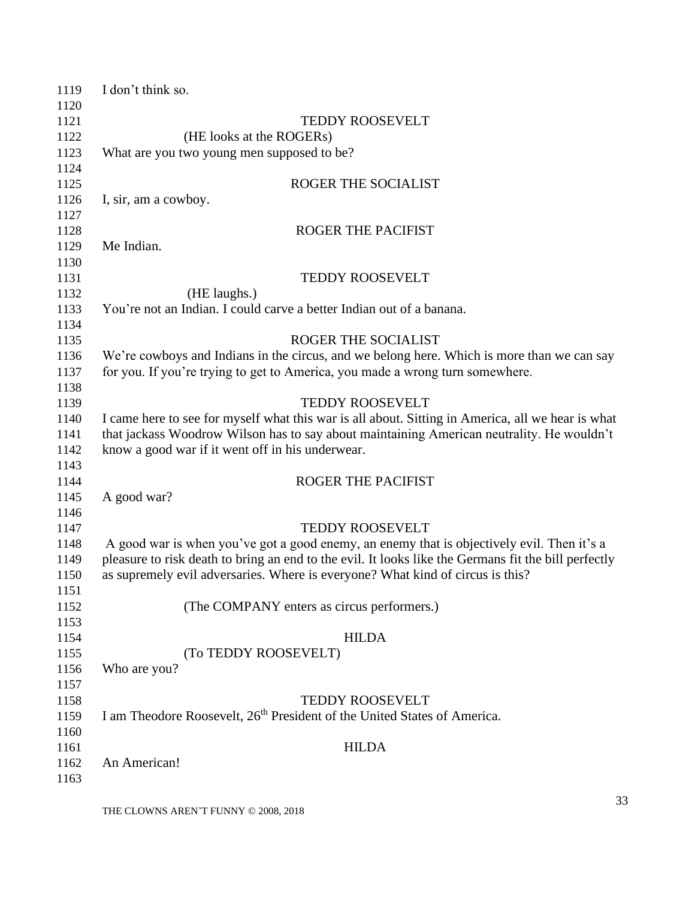I don't think so.

TEDDY ROOSEVELT

(HE looks at the ROGERs)

What are you two young men supposed to be?

ROGER THE SOCIALIST

I, sir, am a cowboy.

ROGER THE PACIFIST

Me Indian.

TEDDY ROOSEVELT

(HE laughs.)

You're not an Indian. I could carve a better Indian out of a banana.

ROGER THE SOCIALIST

We're cowboys and Indians in the circus, and we belong here. Which is more than we can say for you. If you're trying to get to America, you made a wrong turn somewhere.

TEDDY ROOSEVELT

I came here to see for myself what this war is all about. Sitting in America, all we hear is what that jackass Woodrow Wilson has to say about maintaining American neutrality. He wouldn't know a good war if it went off in his underwear.

ROGER THE PACIFIST

A good war?

TEDDY ROOSEVELT

A good war is when you've got a good enemy, an enemy that is objectively evil. Then it's a pleasure to risk death to bring an end to the evil. It looks like the Germans fit the bill perfectly as supremely evil adversaries. Where is everyone? What kind of circus is this?

(The COMPANY enters as circus performers.)

HILDA

(To TEDDY ROOSEVELT)

Who are you?

TEDDY ROOSEVELT

I am Theodore Roosevelt, 26th President of the United States of America.

HILDA

An American!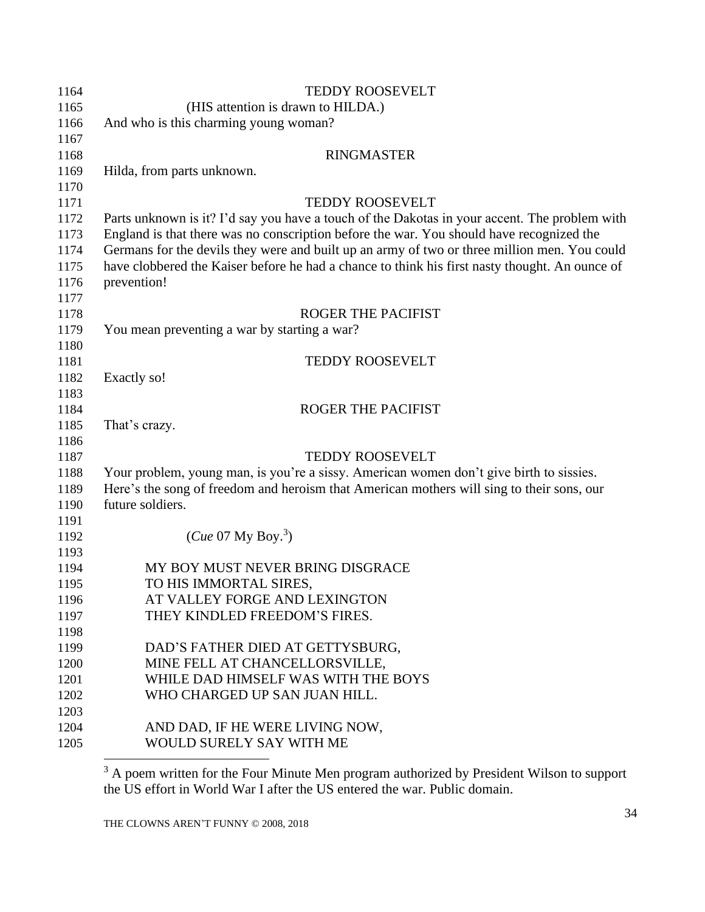TEDDY ROOSEVELT

(HIS attention is drawn to HILDA.)

And who is this charming young woman?

RINGMASTER

Hilda, from parts unknown.

TEDDY ROOSEVELT

Parts unknown is it? I'd say you have a touch of the Dakotas in your accent. The problem with England is that there was no conscription before the war. You should have recognized the Germans for the devils they were and built up an army of two or three million men. You could have clobbered the Kaiser before he had a chance to think his first nasty thought. An ounce of prevention!

ROGER THE PACIFIST

You mean preventing a war by starting a war?

TEDDY ROOSEVELT

Exactly so!

ROGER THE PACIFIST

That's crazy.

TEDDY ROOSEVELT

Your problem, young man, is you're a sissy. American women don't give birth to sissies. Here's the song of freedom and heroism that American mothers will sing to their sons, our future soldiers.

(*Cue* 07 My Boy.[3])

MY BOY MUST NEVER BRING DISGRACE
TO HIS IMMORTAL SIRES,
AT VALLEY FORGE AND LEXINGTON
THEY KINDLED FREEDOM'S FIRES.

DAD'S FATHER DIED AT GETTYSBURG,
MINE FELL AT CHANCELLORSVILLE,
WHILE DAD HIMSELF WAS WITH THE BOYS
WHO CHARGED UP SAN JUAN HILL.

AND DAD, IF HE WERE LIVING NOW,
WOULD SURELY SAY WITH ME

[3] A poem written for the Four Minute Men program authorized by President Wilson to support the US effort in World War I after the US entered the war. Public domain.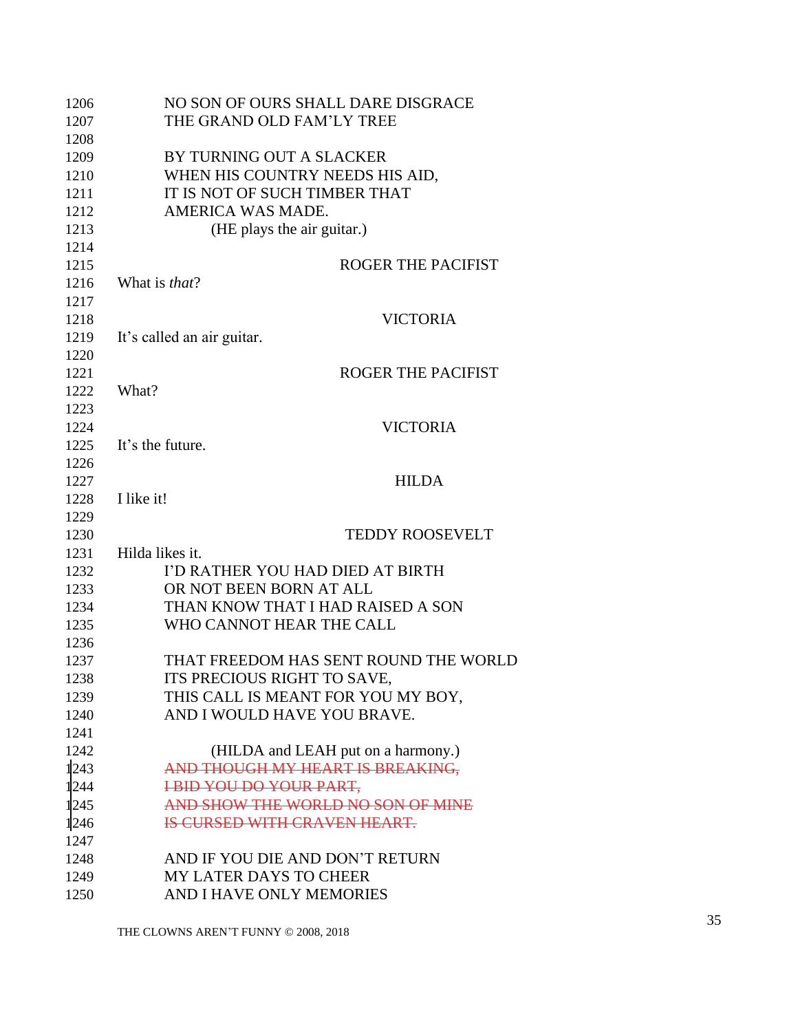1206 NO SON OF OURS SHALL DARE DISGRACE
1207 THE GRAND OLD FAM'LY TREE
1208
1209 BY TURNING OUT A SLACKER
1210 WHEN HIS COUNTRY NEEDS HIS AID,
1211 IT IS NOT OF SUCH TIMBER THAT
1212 AMERICA WAS MADE.
1213 (HE plays the air guitar.)
1214
1215 ROGER THE PACIFIST
1216 What is *that*?
1217
1218 VICTORIA
1219 It's called an air guitar.
1220
1221 ROGER THE PACIFIST
1222 What?
1223
1224 VICTORIA
1225 It's the future.
1226
1227 HILDA
1228 I like it!
1229
1230 TEDDY ROOSEVELT
1231 Hilda likes it.
1232 I'D RATHER YOU HAD DIED AT BIRTH
1233 OR NOT BEEN BORN AT ALL
1234 THAN KNOW THAT I HAD RAISED A SON
1235 WHO CANNOT HEAR THE CALL
1236
1237 THAT FREEDOM HAS SENT ROUND THE WORLD
1238 ITS PRECIOUS RIGHT TO SAVE,
1239 THIS CALL IS MEANT FOR YOU MY BOY,
1240 AND I WOULD HAVE YOU BRAVE.
1241
1242 (HILDA and LEAH put on a harmony.)
1243 ~~AND THOUGH MY HEART IS BREAKING,~~
1244 ~~I BID YOU DO YOUR PART,~~
1245 ~~AND SHOW THE WORLD NO SON OF MINE~~
1246 ~~IS CURSED WITH CRAVEN HEART.~~
1247
1248 AND IF YOU DIE AND DON'T RETURN
1249 MY LATER DAYS TO CHEER
1250 AND I HAVE ONLY MEMORIES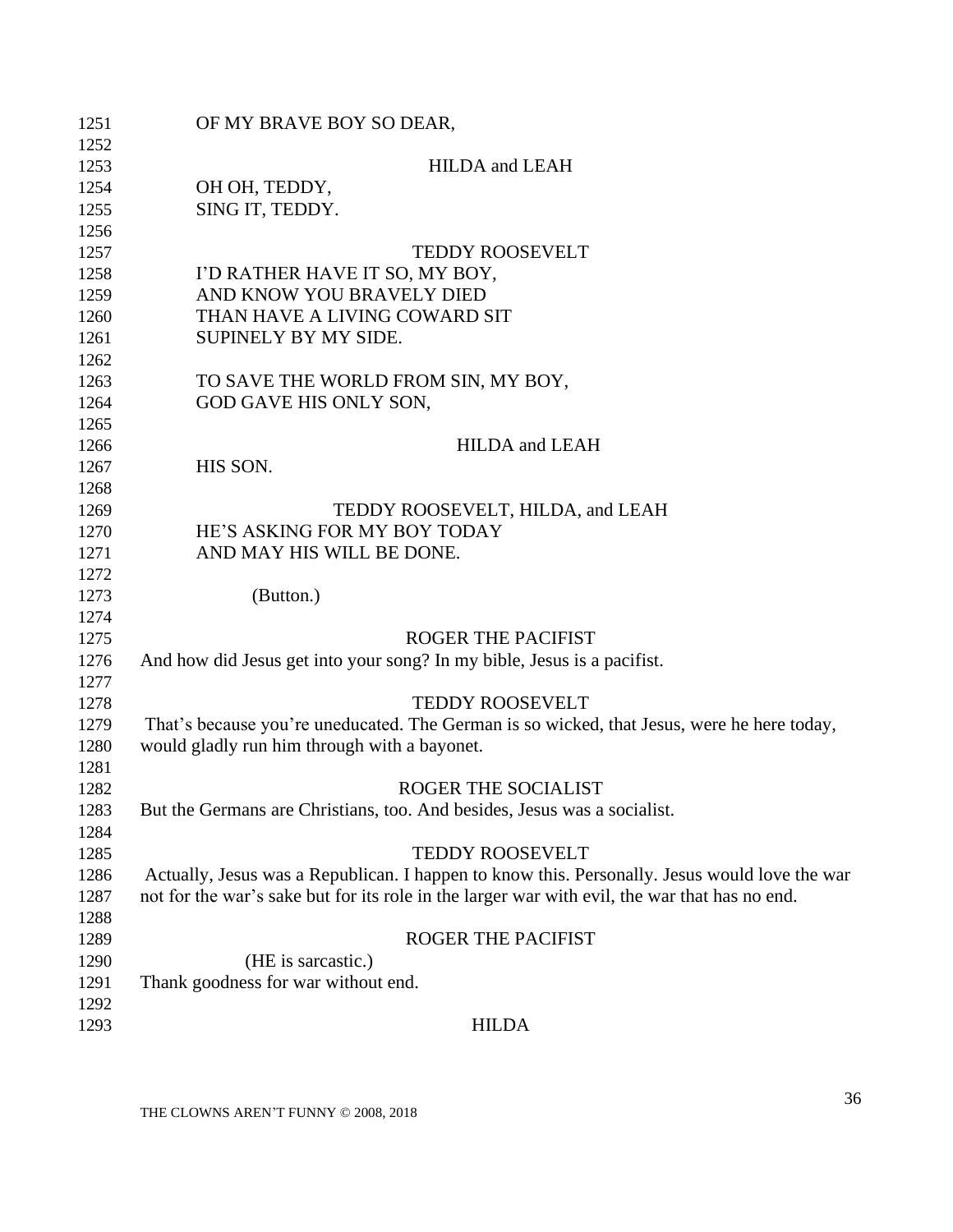OF MY BRAVE BOY SO DEAR,

HILDA and LEAH

OH OH, TEDDY,
SING IT, TEDDY.

TEDDY ROOSEVELT

I'D RATHER HAVE IT SO, MY BOY,
AND KNOW YOU BRAVELY DIED
THAN HAVE A LIVING COWARD SIT
SUPINELY BY MY SIDE.

TO SAVE THE WORLD FROM SIN, MY BOY,
GOD GAVE HIS ONLY SON,

HILDA and LEAH

HIS SON.

TEDDY ROOSEVELT, HILDA, and LEAH

HE'S ASKING FOR MY BOY TODAY
AND MAY HIS WILL BE DONE.

(Button.)

ROGER THE PACIFIST

And how did Jesus get into your song? In my bible, Jesus is a pacifist.

TEDDY ROOSEVELT

That's because you're uneducated. The German is so wicked, that Jesus, were he here today, would gladly run him through with a bayonet.

ROGER THE SOCIALIST

But the Germans are Christians, too. And besides, Jesus was a socialist.

TEDDY ROOSEVELT

Actually, Jesus was a Republican. I happen to know this. Personally. Jesus would love the war not for the war's sake but for its role in the larger war with evil, the war that has no end.

ROGER THE PACIFIST

(HE is sarcastic.)

Thank goodness for war without end.

HILDA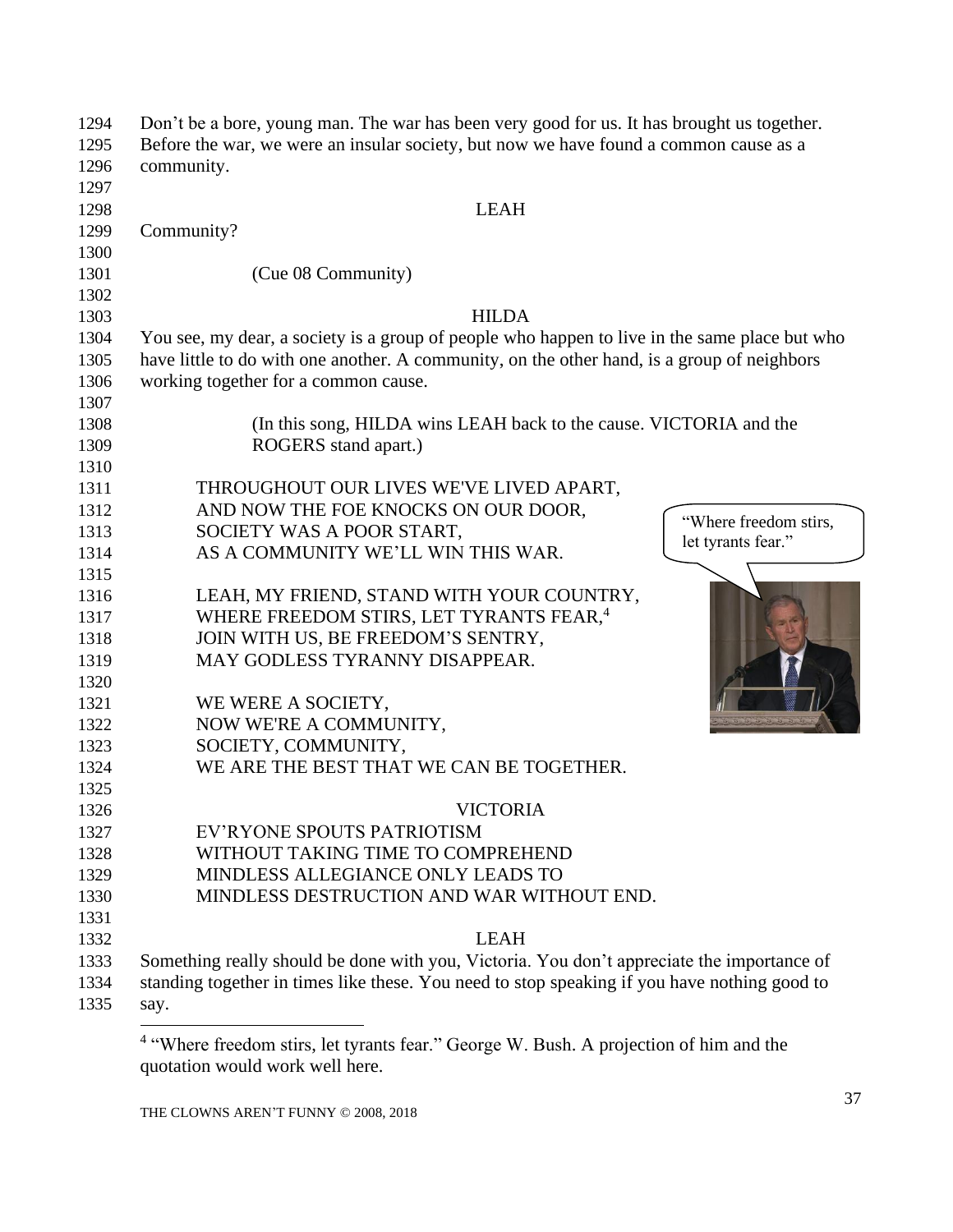Don't be a bore, young man. The war has been very good for us. It has brought us together. Before the war, we were an insular society, but now we have found a common cause as a community.

LEAH

Community?

(Cue 08 Community)

HILDA

You see, my dear, a society is a group of people who happen to live in the same place but who have little to do with one another. A community, on the other hand, is a group of neighbors working together for a common cause.

(In this song, HILDA wins LEAH back to the cause. VICTORIA and the ROGERS stand apart.)

THROUGHOUT OUR LIVES WE'VE LIVED APART,
AND NOW THE FOE KNOCKS ON OUR DOOR,
SOCIETY WAS A POOR START,
AS A COMMUNITY WE'LL WIN THIS WAR.

LEAH, MY FRIEND, STAND WITH YOUR COUNTRY,
WHERE FREEDOM STIRS, LET TYRANTS FEAR,[4]
JOIN WITH US, BE FREEDOM'S SENTRY,
MAY GODLESS TYRANNY DISAPPEAR.

WE WERE A SOCIETY,
NOW WE'RE A COMMUNITY,
SOCIETY, COMMUNITY,
WE ARE THE BEST THAT WE CAN BE TOGETHER.

VICTORIA

EV'RYONE SPOUTS PATRIOTISM
WITHOUT TAKING TIME TO COMPREHEND
MINDLESS ALLEGIANCE ONLY LEADS TO
MINDLESS DESTRUCTION AND WAR WITHOUT END.

LEAH

Something really should be done with you, Victoria. You don't appreciate the importance of standing together in times like these. You need to stop speaking if you have nothing good to say.

---

[4] "Where freedom stirs, let tyrants fear." George W. Bush. A projection of him and the quotation would work well here.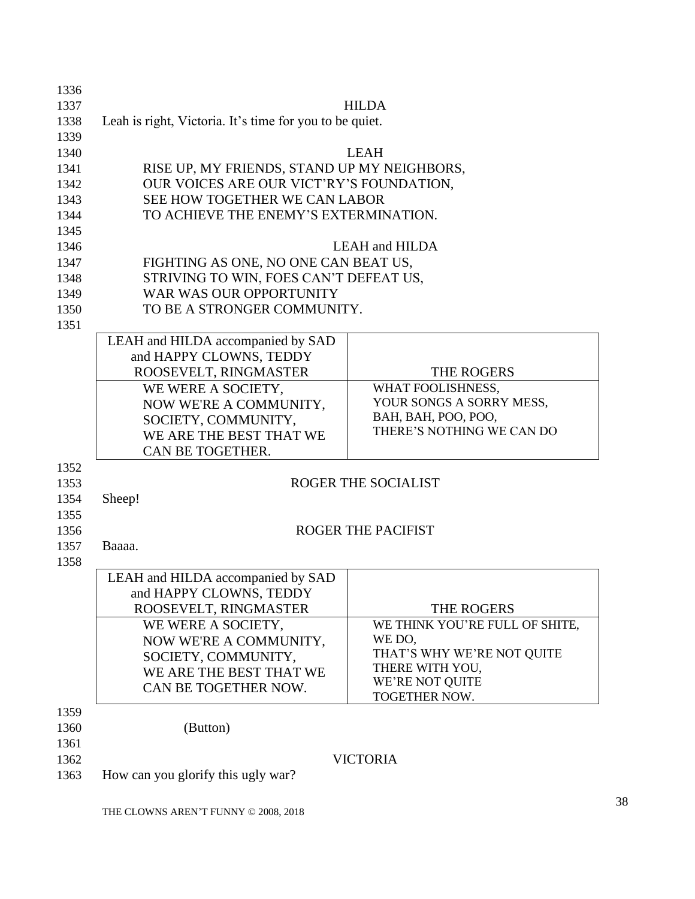HILDA

Leah is right, Victoria. It's time for you to be quiet.

LEAH

RISE UP, MY FRIENDS, STAND UP MY NEIGHBORS,
OUR VOICES ARE OUR VICT'RY'S FOUNDATION,
SEE HOW TOGETHER WE CAN LABOR
TO ACHIEVE THE ENEMY'S EXTERMINATION.

LEAH and HILDA

FIGHTING AS ONE, NO ONE CAN BEAT US,
STRIVING TO WIN, FOES CAN'T DEFEAT US,
WAR WAS OUR OPPORTUNITY
TO BE A STRONGER COMMUNITY.

| LEAH and HILDA accompanied by SAD and HAPPY CLOWNS, TEDDY ROOSEVELT, RINGMASTER | THE ROGERS |
|---|---|
| WE WERE A SOCIETY,<br>NOW WE'RE A COMMUNITY,<br>SOCIETY, COMMUNITY,<br>WE ARE THE BEST THAT WE CAN BE TOGETHER. | WHAT FOOLISHNESS,<br>YOUR SONGS A SORRY MESS,<br>BAH, BAH, POO, POO,<br>THERE'S NOTHING WE CAN DO |

ROGER THE SOCIALIST

Sheep!

ROGER THE PACIFIST

Baaaa.

| LEAH and HILDA accompanied by SAD and HAPPY CLOWNS, TEDDY ROOSEVELT, RINGMASTER | THE ROGERS |
|---|---|
| WE WERE A SOCIETY,<br>NOW WE'RE A COMMUNITY,<br>SOCIETY, COMMUNITY,<br>WE ARE THE BEST THAT WE CAN BE TOGETHER NOW. | WE THINK YOU'RE FULL OF SHITE, WE DO,<br>THAT'S WHY WE'RE NOT QUITE THERE WITH YOU,<br>WE'RE NOT QUITE TOGETHER NOW. |

(Button)

VICTORIA

How can you glorify this ugly war?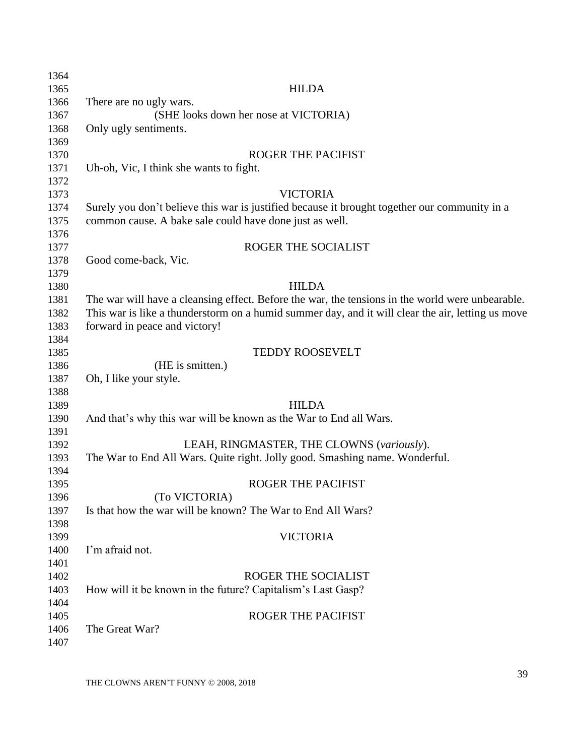HILDA

There are no ugly wars.

(SHE looks down her nose at VICTORIA)

Only ugly sentiments.

ROGER THE PACIFIST

Uh-oh, Vic, I think she wants to fight.

VICTORIA

Surely you don't believe this war is justified because it brought together our community in a common cause. A bake sale could have done just as well.

ROGER THE SOCIALIST

Good come-back, Vic.

HILDA

The war will have a cleansing effect. Before the war, the tensions in the world were unbearable. This war is like a thunderstorm on a humid summer day, and it will clear the air, letting us move forward in peace and victory!

TEDDY ROOSEVELT

(HE is smitten.)

Oh, I like your style.

HILDA

And that's why this war will be known as the War to End all Wars.

LEAH, RINGMASTER, THE CLOWNS (*variously*).

The War to End All Wars. Quite right. Jolly good. Smashing name. Wonderful.

ROGER THE PACIFIST

(To VICTORIA)

Is that how the war will be known? The War to End All Wars?

VICTORIA

I'm afraid not.

ROGER THE SOCIALIST

How will it be known in the future? Capitalism's Last Gasp?

ROGER THE PACIFIST

The Great War?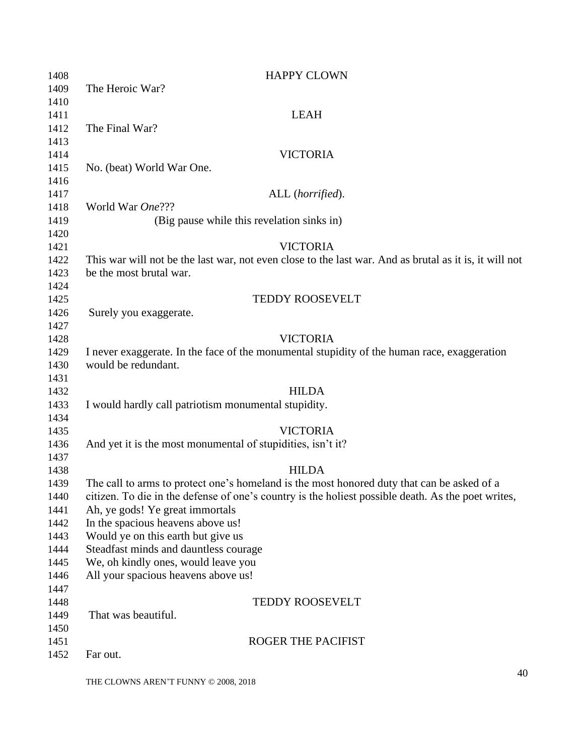HAPPY CLOWN

The Heroic War?

LEAH

The Final War?

VICTORIA

No. (beat) World War One.

ALL (*horrified*).

World War *One*???

(Big pause while this revelation sinks in)

VICTORIA

This war will not be the last war, not even close to the last war. And as brutal as it is, it will not be the most brutal war.

TEDDY ROOSEVELT

Surely you exaggerate.

VICTORIA

I never exaggerate. In the face of the monumental stupidity of the human race, exaggeration would be redundant.

HILDA

I would hardly call patriotism monumental stupidity.

VICTORIA

And yet it is the most monumental of stupidities, isn't it?

HILDA

The call to arms to protect one's homeland is the most honored duty that can be asked of a citizen. To die in the defense of one's country is the holiest possible death. As the poet writes,
Ah, ye gods! Ye great immortals
In the spacious heavens above us!
Would ye on this earth but give us
Steadfast minds and dauntless courage
We, oh kindly ones, would leave you
All your spacious heavens above us!

TEDDY ROOSEVELT

That was beautiful.

ROGER THE PACIFIST

Far out.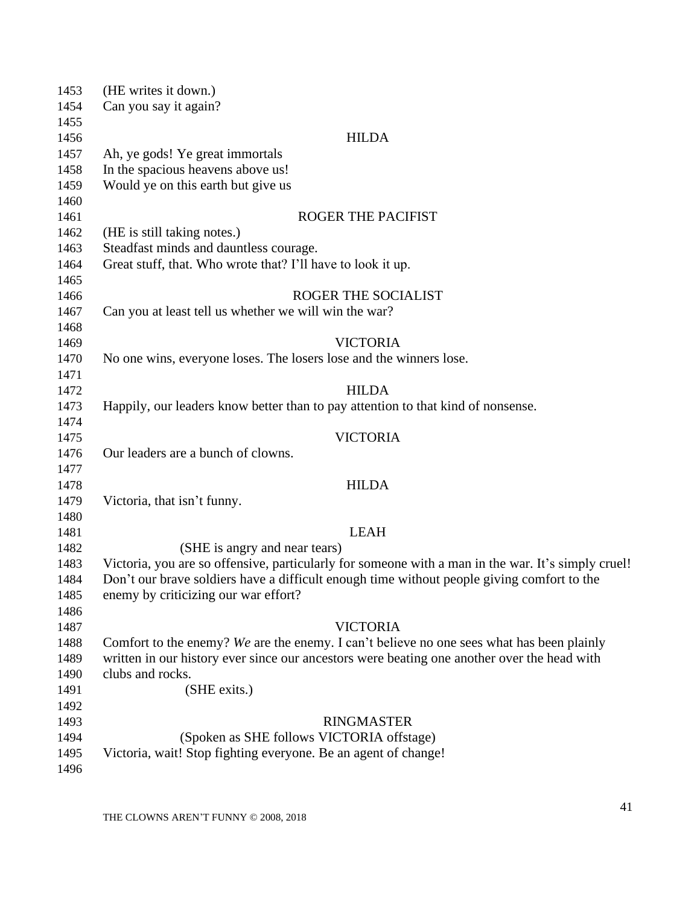(HE writes it down.)
Can you say it again?

HILDA

Ah, ye gods! Ye great immortals
In the spacious heavens above us!
Would ye on this earth but give us

ROGER THE PACIFIST

(HE is still taking notes.)
Steadfast minds and dauntless courage.
Great stuff, that. Who wrote that? I'll have to look it up.

ROGER THE SOCIALIST

Can you at least tell us whether we will win the war?

VICTORIA

No one wins, everyone loses. The losers lose and the winners lose.

HILDA

Happily, our leaders know better than to pay attention to that kind of nonsense.

VICTORIA

Our leaders are a bunch of clowns.

HILDA

Victoria, that isn't funny.

LEAH

(SHE is angry and near tears)
Victoria, you are so offensive, particularly for someone with a man in the war. It's simply cruel! Don't our brave soldiers have a difficult enough time without people giving comfort to the enemy by criticizing our war effort?

VICTORIA

Comfort to the enemy? *We* are the enemy. I can't believe no one sees what has been plainly written in our history ever since our ancestors were beating one another over the head with clubs and rocks.
(SHE exits.)

RINGMASTER

(Spoken as SHE follows VICTORIA offstage)
Victoria, wait! Stop fighting everyone. Be an agent of change!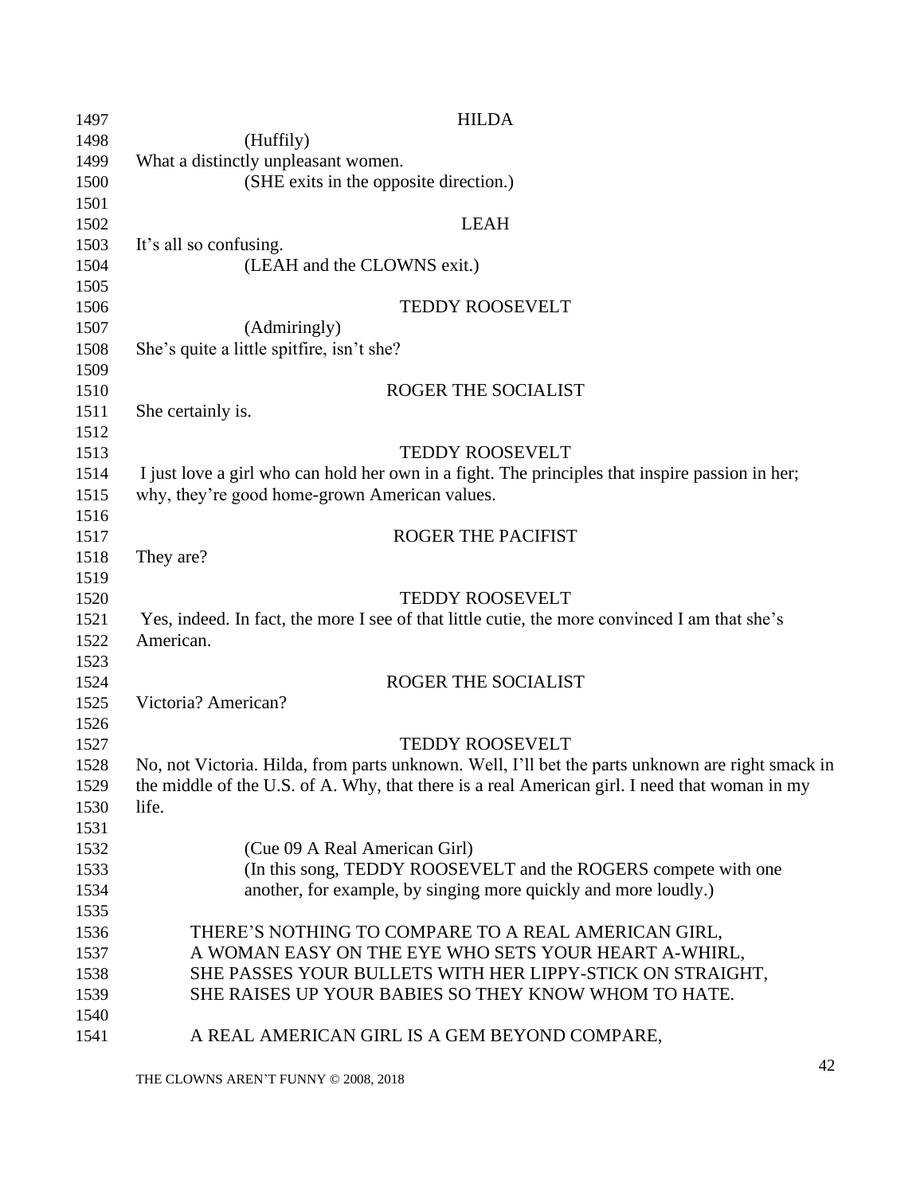HILDA

(Huffily)

What a distinctly unpleasant women.

(SHE exits in the opposite direction.)

LEAH

It's all so confusing.

(LEAH and the CLOWNS exit.)

TEDDY ROOSEVELT

(Admiringly)

She's quite a little spitfire, isn't she?

ROGER THE SOCIALIST

She certainly is.

TEDDY ROOSEVELT

I just love a girl who can hold her own in a fight. The principles that inspire passion in her; why, they're good home-grown American values.

ROGER THE PACIFIST

They are?

TEDDY ROOSEVELT

Yes, indeed. In fact, the more I see of that little cutie, the more convinced I am that she's American.

ROGER THE SOCIALIST

Victoria? American?

TEDDY ROOSEVELT

No, not Victoria. Hilda, from parts unknown. Well, I'll bet the parts unknown are right smack in the middle of the U.S. of A. Why, that there is a real American girl. I need that woman in my life.

(Cue 09 A Real American Girl)

(In this song, TEDDY ROOSEVELT and the ROGERS compete with one another, for example, by singing more quickly and more loudly.)

THERE'S NOTHING TO COMPARE TO A REAL AMERICAN GIRL,
A WOMAN EASY ON THE EYE WHO SETS YOUR HEART A-WHIRL,
SHE PASSES YOUR BULLETS WITH HER LIPPY-STICK ON STRAIGHT,
SHE RAISES UP YOUR BABIES SO THEY KNOW WHOM TO HATE.

A REAL AMERICAN GIRL IS A GEM BEYOND COMPARE,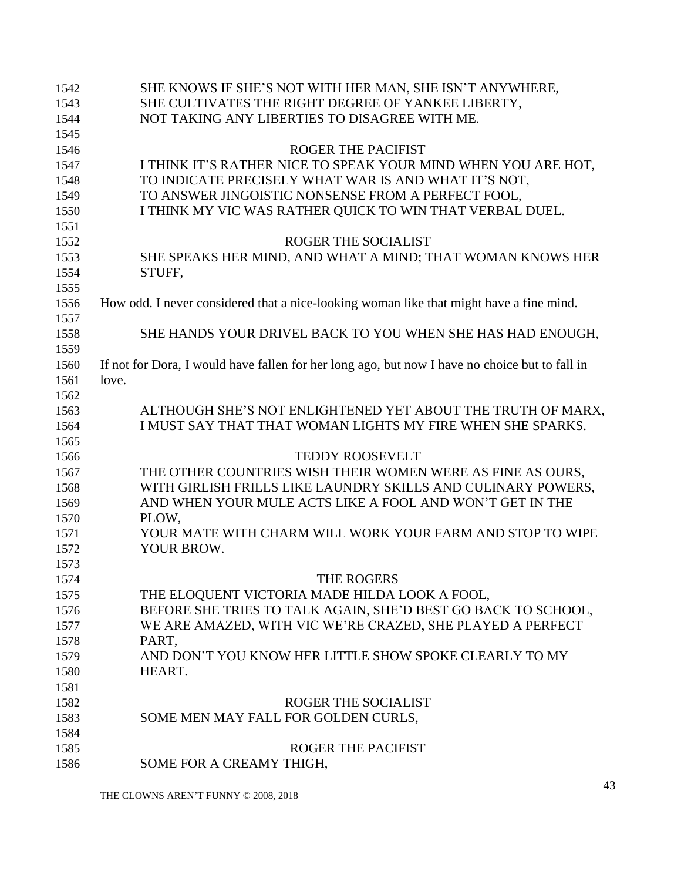SHE KNOWS IF SHE'S NOT WITH HER MAN, SHE ISN'T ANYWHERE,
SHE CULTIVATES THE RIGHT DEGREE OF YANKEE LIBERTY,
NOT TAKING ANY LIBERTIES TO DISAGREE WITH ME.

ROGER THE PACIFIST

I THINK IT'S RATHER NICE TO SPEAK YOUR MIND WHEN YOU ARE HOT,
TO INDICATE PRECISELY WHAT WAR IS AND WHAT IT'S NOT,
TO ANSWER JINGOISTIC NONSENSE FROM A PERFECT FOOL,
I THINK MY VIC WAS RATHER QUICK TO WIN THAT VERBAL DUEL.

ROGER THE SOCIALIST

SHE SPEAKS HER MIND, AND WHAT A MIND; THAT WOMAN KNOWS HER STUFF,

How odd. I never considered that a nice-looking woman like that might have a fine mind.

SHE HANDS YOUR DRIVEL BACK TO YOU WHEN SHE HAS HAD ENOUGH,

If not for Dora, I would have fallen for her long ago, but now I have no choice but to fall in love.

ALTHOUGH SHE'S NOT ENLIGHTENED YET ABOUT THE TRUTH OF MARX,
I MUST SAY THAT THAT WOMAN LIGHTS MY FIRE WHEN SHE SPARKS.

TEDDY ROOSEVELT

THE OTHER COUNTRIES WISH THEIR WOMEN WERE AS FINE AS OURS,
WITH GIRLISH FRILLS LIKE LAUNDRY SKILLS AND CULINARY POWERS,
AND WHEN YOUR MULE ACTS LIKE A FOOL AND WON'T GET IN THE PLOW,
YOUR MATE WITH CHARM WILL WORK YOUR FARM AND STOP TO WIPE YOUR BROW.

THE ROGERS

THE ELOQUENT VICTORIA MADE HILDA LOOK A FOOL,
BEFORE SHE TRIES TO TALK AGAIN, SHE'D BEST GO BACK TO SCHOOL,
WE ARE AMAZED, WITH VIC WE'RE CRAZED, SHE PLAYED A PERFECT PART,
AND DON'T YOU KNOW HER LITTLE SHOW SPOKE CLEARLY TO MY HEART.

ROGER THE SOCIALIST

SOME MEN MAY FALL FOR GOLDEN CURLS,

ROGER THE PACIFIST

SOME FOR A CREAMY THIGH,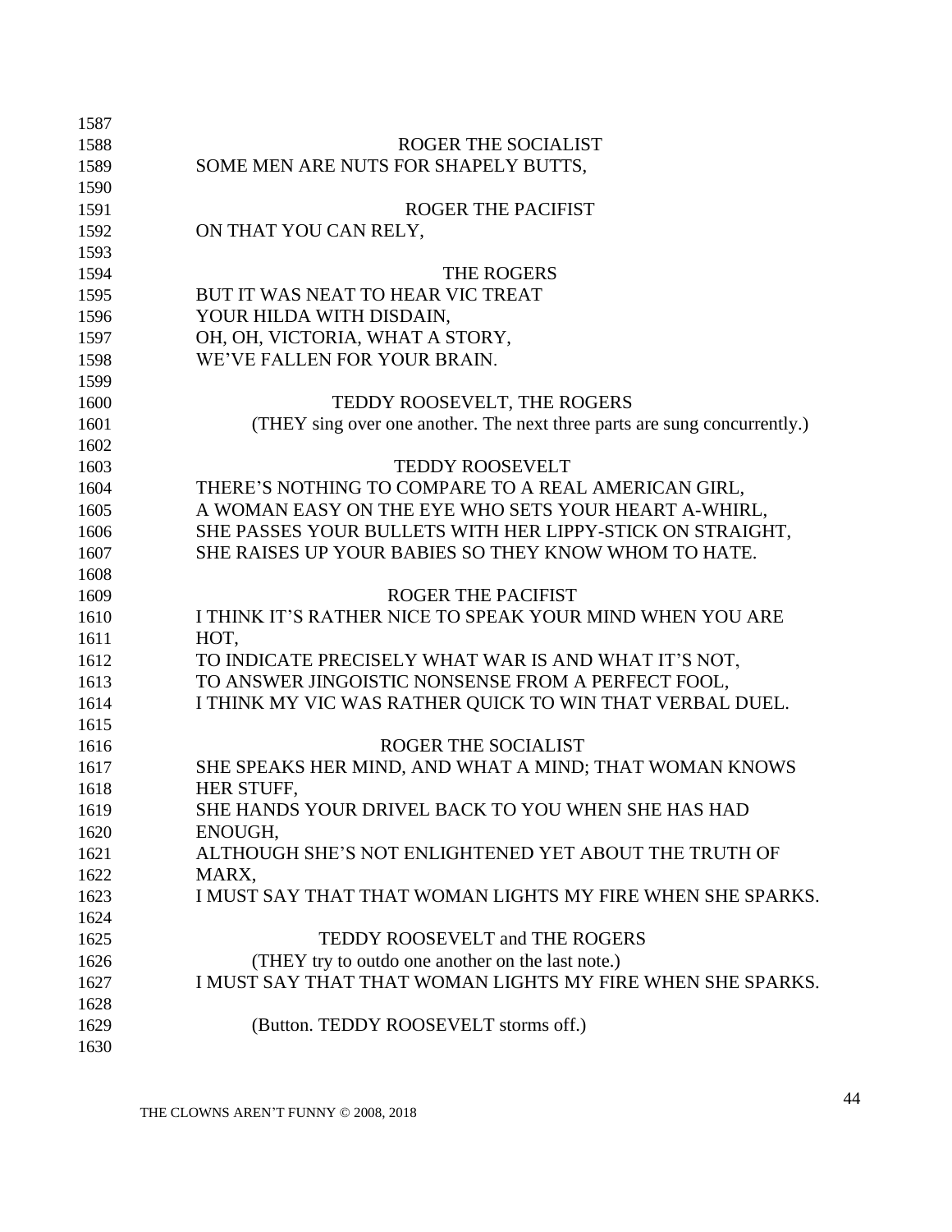ROGER THE SOCIALIST

SOME MEN ARE NUTS FOR SHAPELY BUTTS,

ROGER THE PACIFIST

ON THAT YOU CAN RELY,

THE ROGERS

BUT IT WAS NEAT TO HEAR VIC TREAT
YOUR HILDA WITH DISDAIN,
OH, OH, VICTORIA, WHAT A STORY,
WE'VE FALLEN FOR YOUR BRAIN.

TEDDY ROOSEVELT, THE ROGERS

(THEY sing over one another. The next three parts are sung concurrently.)

TEDDY ROOSEVELT

THERE'S NOTHING TO COMPARE TO A REAL AMERICAN GIRL,
A WOMAN EASY ON THE EYE WHO SETS YOUR HEART A-WHIRL,
SHE PASSES YOUR BULLETS WITH HER LIPPY-STICK ON STRAIGHT,
SHE RAISES UP YOUR BABIES SO THEY KNOW WHOM TO HATE.

ROGER THE PACIFIST

I THINK IT'S RATHER NICE TO SPEAK YOUR MIND WHEN YOU ARE HOT,
TO INDICATE PRECISELY WHAT WAR IS AND WHAT IT'S NOT,
TO ANSWER JINGOISTIC NONSENSE FROM A PERFECT FOOL,
I THINK MY VIC WAS RATHER QUICK TO WIN THAT VERBAL DUEL.

ROGER THE SOCIALIST

SHE SPEAKS HER MIND, AND WHAT A MIND; THAT WOMAN KNOWS HER STUFF,
SHE HANDS YOUR DRIVEL BACK TO YOU WHEN SHE HAS HAD ENOUGH,
ALTHOUGH SHE'S NOT ENLIGHTENED YET ABOUT THE TRUTH OF MARX,
I MUST SAY THAT THAT WOMAN LIGHTS MY FIRE WHEN SHE SPARKS.

TEDDY ROOSEVELT and THE ROGERS

(THEY try to outdo one another on the last note.)

I MUST SAY THAT THAT WOMAN LIGHTS MY FIRE WHEN SHE SPARKS.

(Button. TEDDY ROOSEVELT storms off.)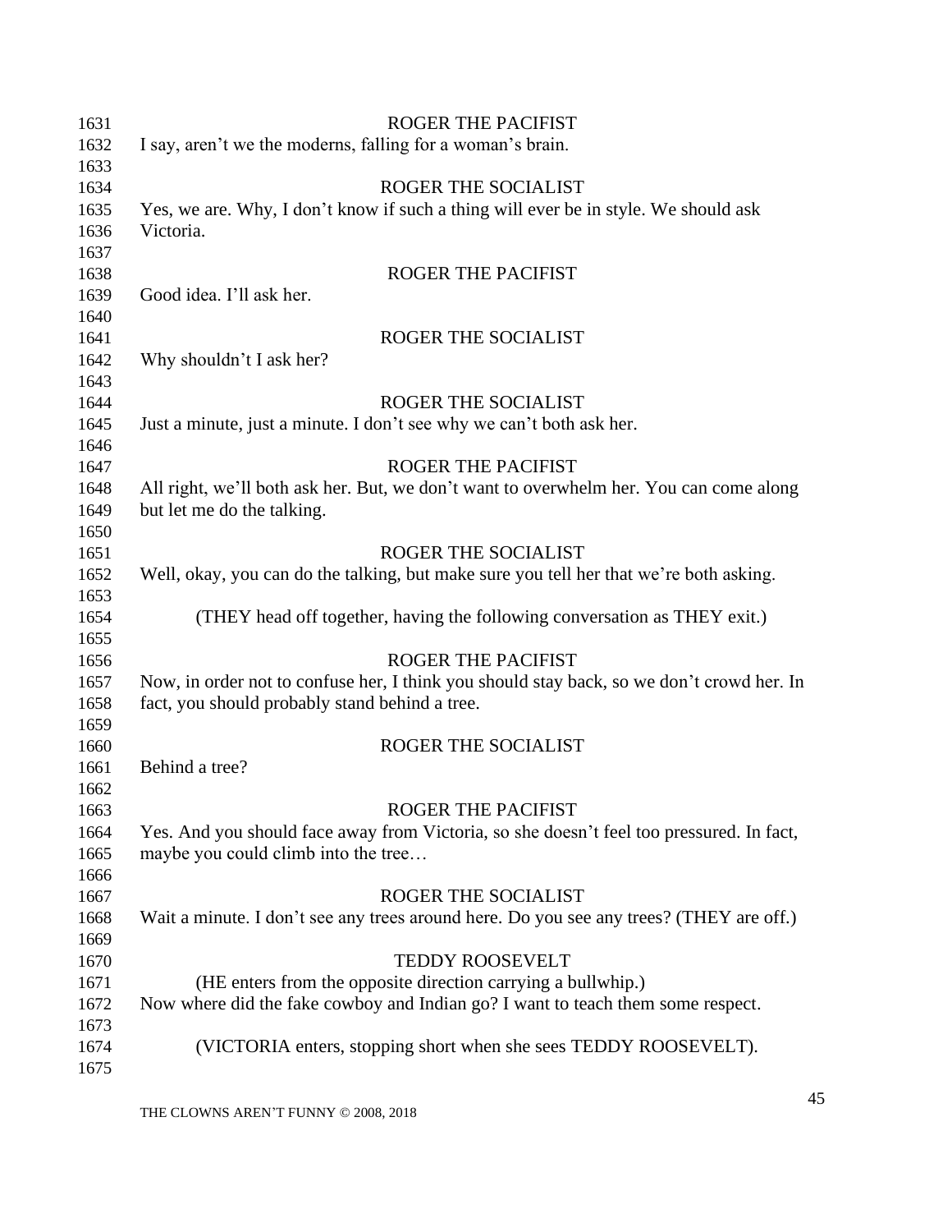ROGER THE PACIFIST
I say, aren't we the moderns, falling for a woman's brain.

ROGER THE SOCIALIST
Yes, we are. Why, I don't know if such a thing will ever be in style. We should ask Victoria.

ROGER THE PACIFIST
Good idea. I'll ask her.

ROGER THE SOCIALIST
Why shouldn't I ask her?

ROGER THE SOCIALIST
Just a minute, just a minute. I don't see why we can't both ask her.

ROGER THE PACIFIST
All right, we'll both ask her. But, we don't want to overwhelm her. You can come along but let me do the talking.

ROGER THE SOCIALIST
Well, okay, you can do the talking, but make sure you tell her that we're both asking.

(THEY head off together, having the following conversation as THEY exit.)

ROGER THE PACIFIST
Now, in order not to confuse her, I think you should stay back, so we don't crowd her. In fact, you should probably stand behind a tree.

ROGER THE SOCIALIST
Behind a tree?

ROGER THE PACIFIST
Yes. And you should face away from Victoria, so she doesn't feel too pressured. In fact, maybe you could climb into the tree…

ROGER THE SOCIALIST
Wait a minute. I don't see any trees around here. Do you see any trees? (THEY are off.)

TEDDY ROOSEVELT
(HE enters from the opposite direction carrying a bullwhip.)
Now where did the fake cowboy and Indian go? I want to teach them some respect.

(VICTORIA enters, stopping short when she sees TEDDY ROOSEVELT).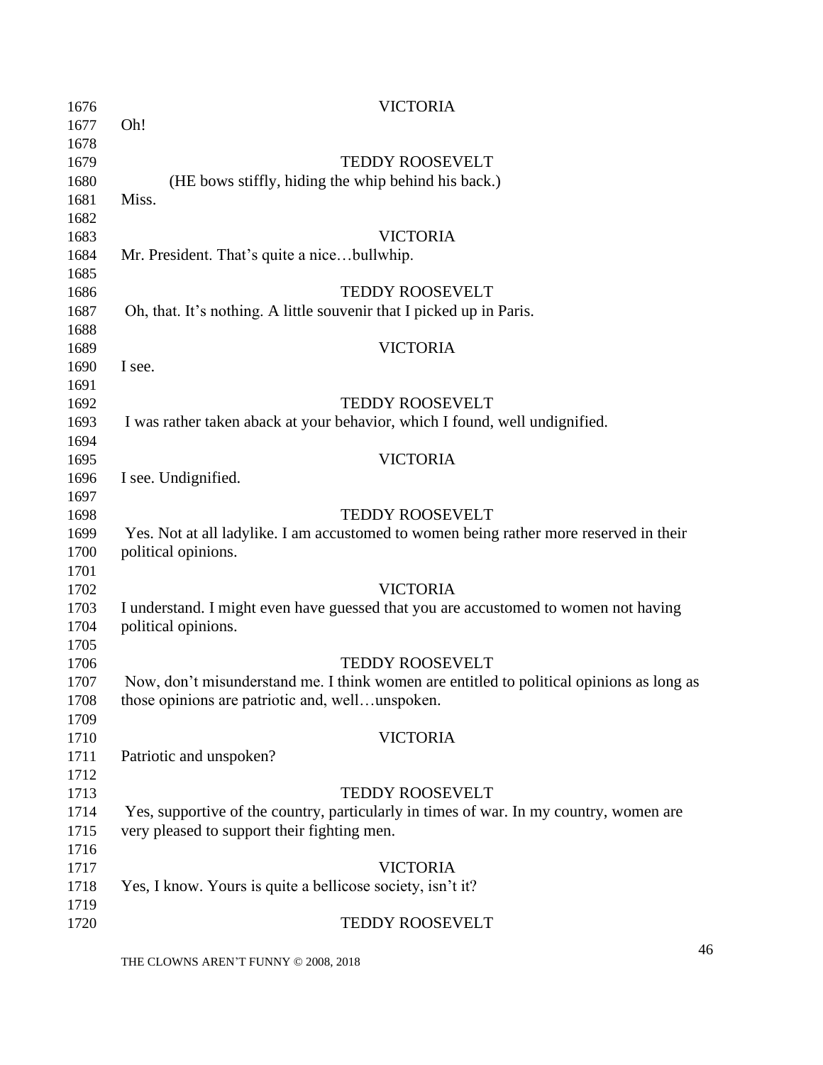VICTORIA

Oh!

TEDDY ROOSEVELT

(HE bows stiffly, hiding the whip behind his back.)

Miss.

VICTORIA

Mr. President. That's quite a nice…bullwhip.

TEDDY ROOSEVELT

Oh, that. It's nothing. A little souvenir that I picked up in Paris.

VICTORIA

I see.

TEDDY ROOSEVELT

I was rather taken aback at your behavior, which I found, well undignified.

VICTORIA

I see. Undignified.

TEDDY ROOSEVELT

Yes. Not at all ladylike. I am accustomed to women being rather more reserved in their political opinions.

VICTORIA

I understand. I might even have guessed that you are accustomed to women not having political opinions.

TEDDY ROOSEVELT

Now, don't misunderstand me. I think women are entitled to political opinions as long as those opinions are patriotic and, well…unspoken.

VICTORIA

Patriotic and unspoken?

TEDDY ROOSEVELT

Yes, supportive of the country, particularly in times of war. In my country, women are very pleased to support their fighting men.

VICTORIA

Yes, I know. Yours is quite a bellicose society, isn't it?

TEDDY ROOSEVELT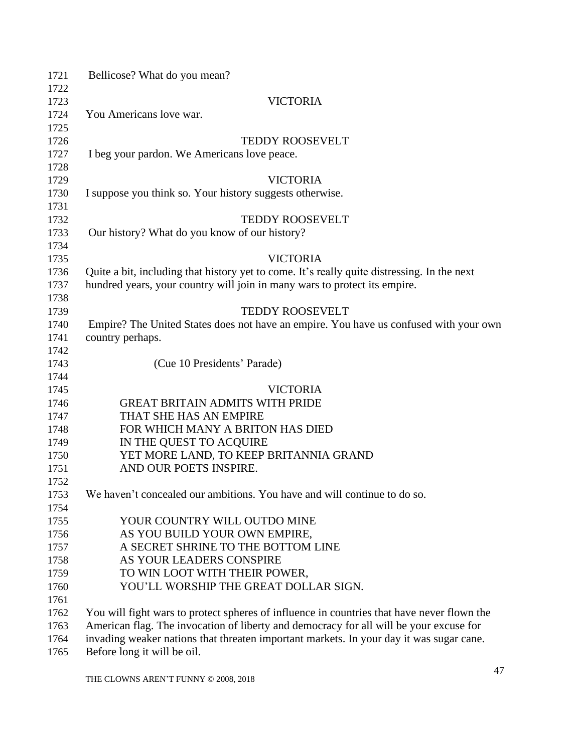Bellicose? What do you mean?

VICTORIA

You Americans love war.

TEDDY ROOSEVELT

I beg your pardon. We Americans love peace.

VICTORIA

I suppose you think so. Your history suggests otherwise.

TEDDY ROOSEVELT

Our history? What do you know of our history?

VICTORIA

Quite a bit, including that history yet to come. It's really quite distressing. In the next hundred years, your country will join in many wars to protect its empire.

TEDDY ROOSEVELT

Empire? The United States does not have an empire. You have us confused with your own country perhaps.

(Cue 10 Presidents' Parade)

VICTORIA

GREAT BRITAIN ADMITS WITH PRIDE
THAT SHE HAS AN EMPIRE
FOR WHICH MANY A BRITON HAS DIED
IN THE QUEST TO ACQUIRE
YET MORE LAND, TO KEEP BRITANNIA GRAND
AND OUR POETS INSPIRE.

We haven't concealed our ambitions. You have and will continue to do so.

YOUR COUNTRY WILL OUTDO MINE
AS YOU BUILD YOUR OWN EMPIRE,
A SECRET SHRINE TO THE BOTTOM LINE
AS YOUR LEADERS CONSPIRE
TO WIN LOOT WITH THEIR POWER,
YOU'LL WORSHIP THE GREAT DOLLAR SIGN.

You will fight wars to protect spheres of influence in countries that have never flown the American flag. The invocation of liberty and democracy for all will be your excuse for invading weaker nations that threaten important markets. In your day it was sugar cane. Before long it will be oil.

THE CLOWNS AREN'T FUNNY © 2008, 2018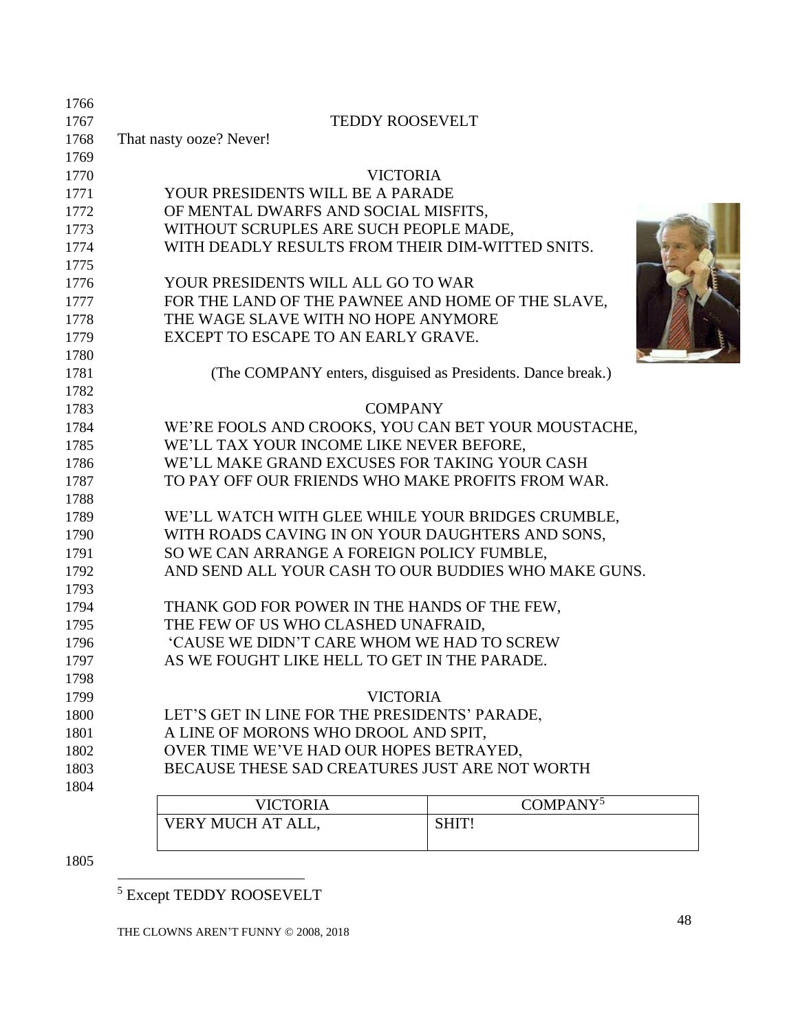TEDDY ROOSEVELT

That nasty ooze? Never!

VICTORIA

YOUR PRESIDENTS WILL BE A PARADE
OF MENTAL DWARFS AND SOCIAL MISFITS,
WITHOUT SCRUPLES ARE SUCH PEOPLE MADE,
WITH DEADLY RESULTS FROM THEIR DIM-WITTED SNITS.

YOUR PRESIDENTS WILL ALL GO TO WAR
FOR THE LAND OF THE PAWNEE AND HOME OF THE SLAVE,
THE WAGE SLAVE WITH NO HOPE ANYMORE
EXCEPT TO ESCAPE TO AN EARLY GRAVE.

(The COMPANY enters, disguised as Presidents. Dance break.)

COMPANY

WE'RE FOOLS AND CROOKS, YOU CAN BET YOUR MOUSTACHE,
WE'LL TAX YOUR INCOME LIKE NEVER BEFORE,
WE'LL MAKE GRAND EXCUSES FOR TAKING YOUR CASH
TO PAY OFF OUR FRIENDS WHO MAKE PROFITS FROM WAR.

WE'LL WATCH WITH GLEE WHILE YOUR BRIDGES CRUMBLE,
WITH ROADS CAVING IN ON YOUR DAUGHTERS AND SONS,
SO WE CAN ARRANGE A FOREIGN POLICY FUMBLE,
AND SEND ALL YOUR CASH TO OUR BUDDIES WHO MAKE GUNS.

THANK GOD FOR POWER IN THE HANDS OF THE FEW,
THE FEW OF US WHO CLASHED UNAFRAID,
'CAUSE WE DIDN'T CARE WHOM WE HAD TO SCREW
AS WE FOUGHT LIKE HELL TO GET IN THE PARADE.

VICTORIA

LET'S GET IN LINE FOR THE PRESIDENTS' PARADE,
A LINE OF MORONS WHO DROOL AND SPIT,
OVER TIME WE'VE HAD OUR HOPES BETRAYED,
BECAUSE THESE SAD CREATURES JUST ARE NOT WORTH

| VICTORIA | COMPANY[5] |
|---|---|
| VERY MUCH AT ALL, | SHIT! |

[5] Except TEDDY ROOSEVELT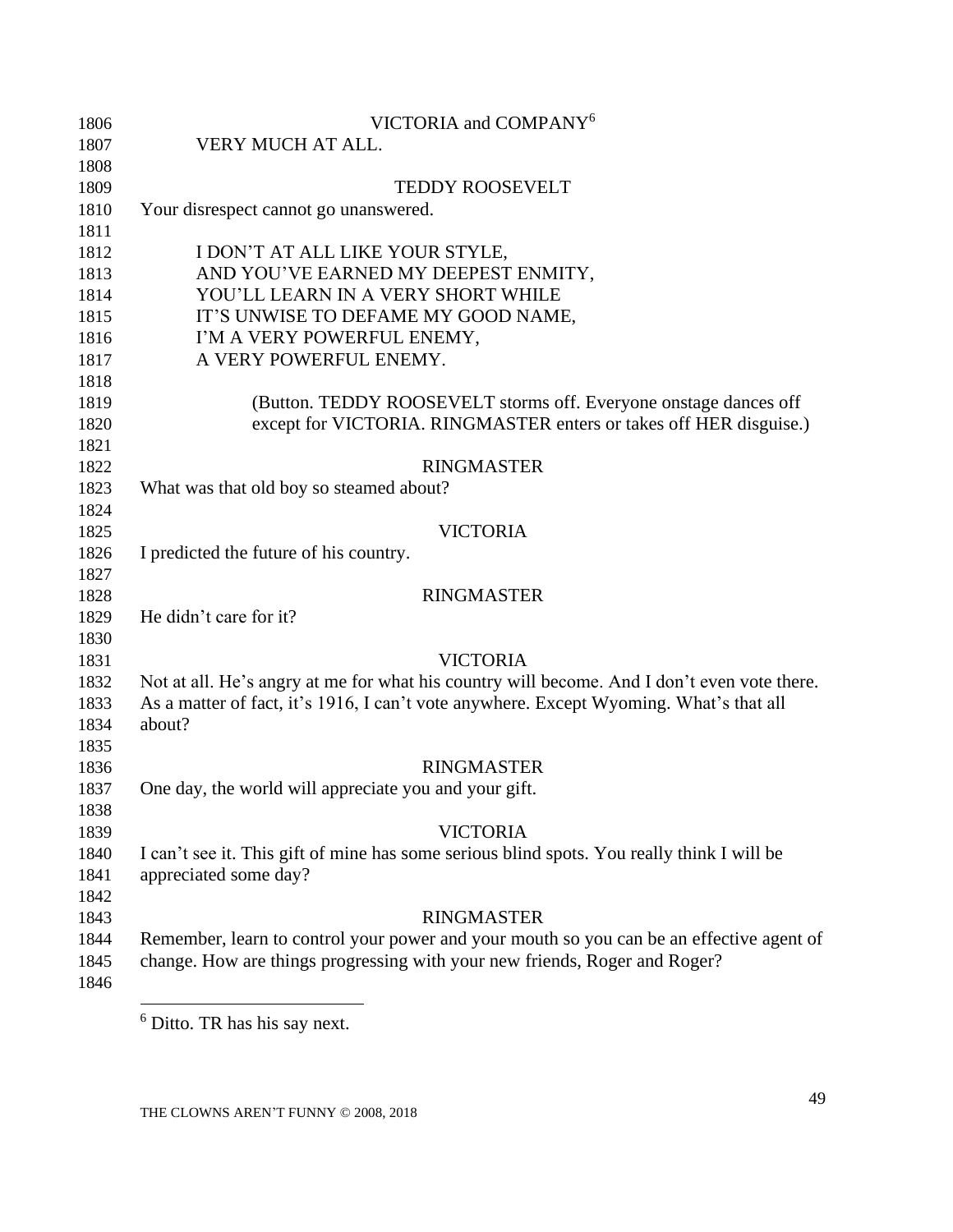VICTORIA and COMPANY[6]

VERY MUCH AT ALL.

TEDDY ROOSEVELT

Your disrespect cannot go unanswered.

I DON'T AT ALL LIKE YOUR STYLE,
AND YOU'VE EARNED MY DEEPEST ENMITY,
YOU'LL LEARN IN A VERY SHORT WHILE
IT'S UNWISE TO DEFAME MY GOOD NAME,
I'M A VERY POWERFUL ENEMY,
A VERY POWERFUL ENEMY.

(Button. TEDDY ROOSEVELT storms off. Everyone onstage dances off except for VICTORIA. RINGMASTER enters or takes off HER disguise.)

RINGMASTER

What was that old boy so steamed about?

VICTORIA

I predicted the future of his country.

RINGMASTER

He didn't care for it?

VICTORIA

Not at all. He's angry at me for what his country will become. And I don't even vote there. As a matter of fact, it's 1916, I can't vote anywhere. Except Wyoming. What's that all about?

RINGMASTER

One day, the world will appreciate you and your gift.

VICTORIA

I can't see it. This gift of mine has some serious blind spots. You really think I will be appreciated some day?

RINGMASTER

Remember, learn to control your power and your mouth so you can be an effective agent of change. How are things progressing with your new friends, Roger and Roger?

---

[6] Ditto. TR has his say next.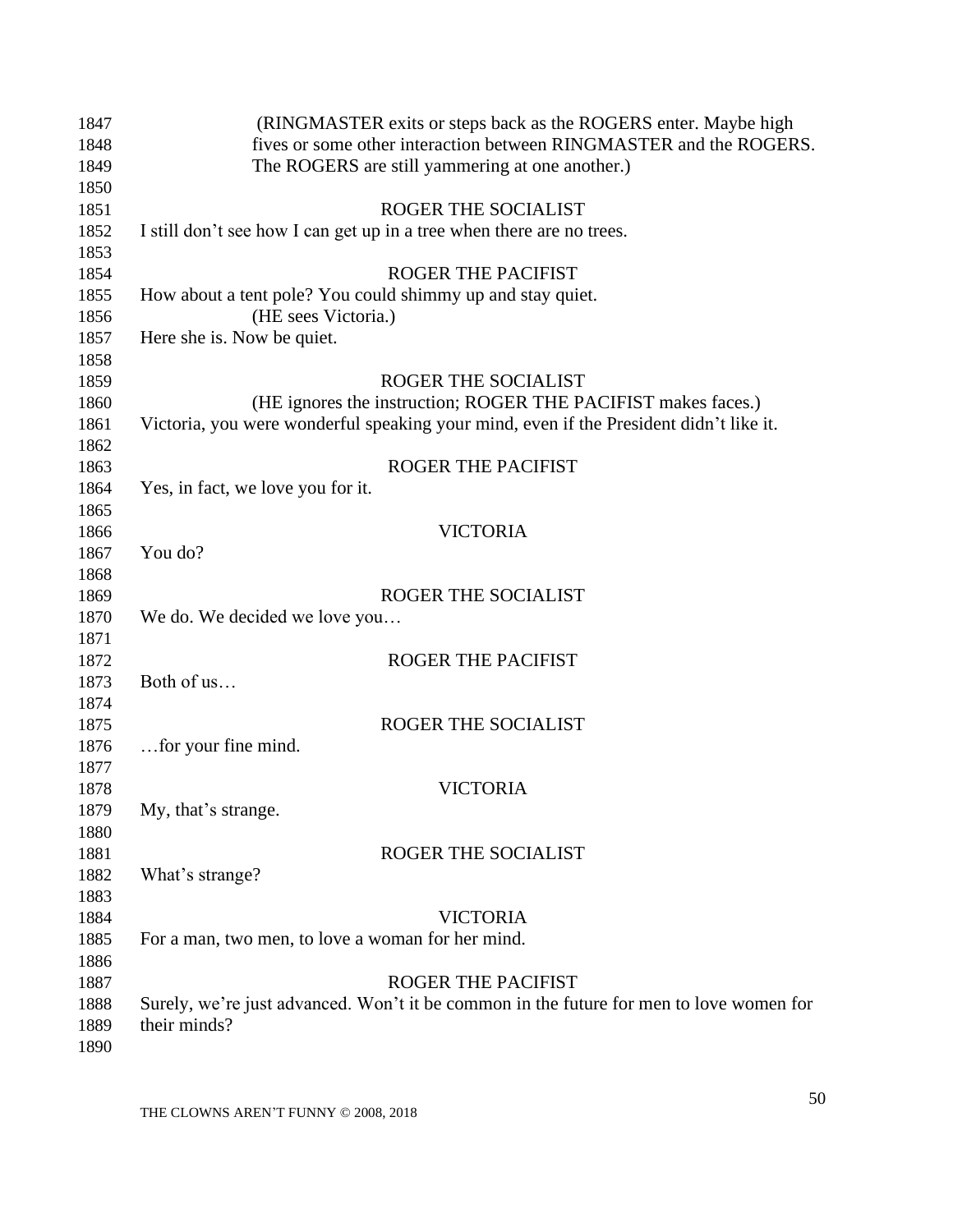(RINGMASTER exits or steps back as the ROGERS enter. Maybe high fives or some other interaction between RINGMASTER and the ROGERS. The ROGERS are still yammering at one another.)

ROGER THE SOCIALIST

I still don't see how I can get up in a tree when there are no trees.

ROGER THE PACIFIST

How about a tent pole? You could shimmy up and stay quiet.

(HE sees Victoria.)

Here she is. Now be quiet.

ROGER THE SOCIALIST

(HE ignores the instruction; ROGER THE PACIFIST makes faces.)

Victoria, you were wonderful speaking your mind, even if the President didn't like it.

ROGER THE PACIFIST

Yes, in fact, we love you for it.

VICTORIA

You do?

ROGER THE SOCIALIST

We do. We decided we love you…

ROGER THE PACIFIST

Both of us…

ROGER THE SOCIALIST

…for your fine mind.

VICTORIA

My, that's strange.

ROGER THE SOCIALIST

What's strange?

VICTORIA

For a man, two men, to love a woman for her mind.

ROGER THE PACIFIST

Surely, we're just advanced. Won't it be common in the future for men to love women for their minds?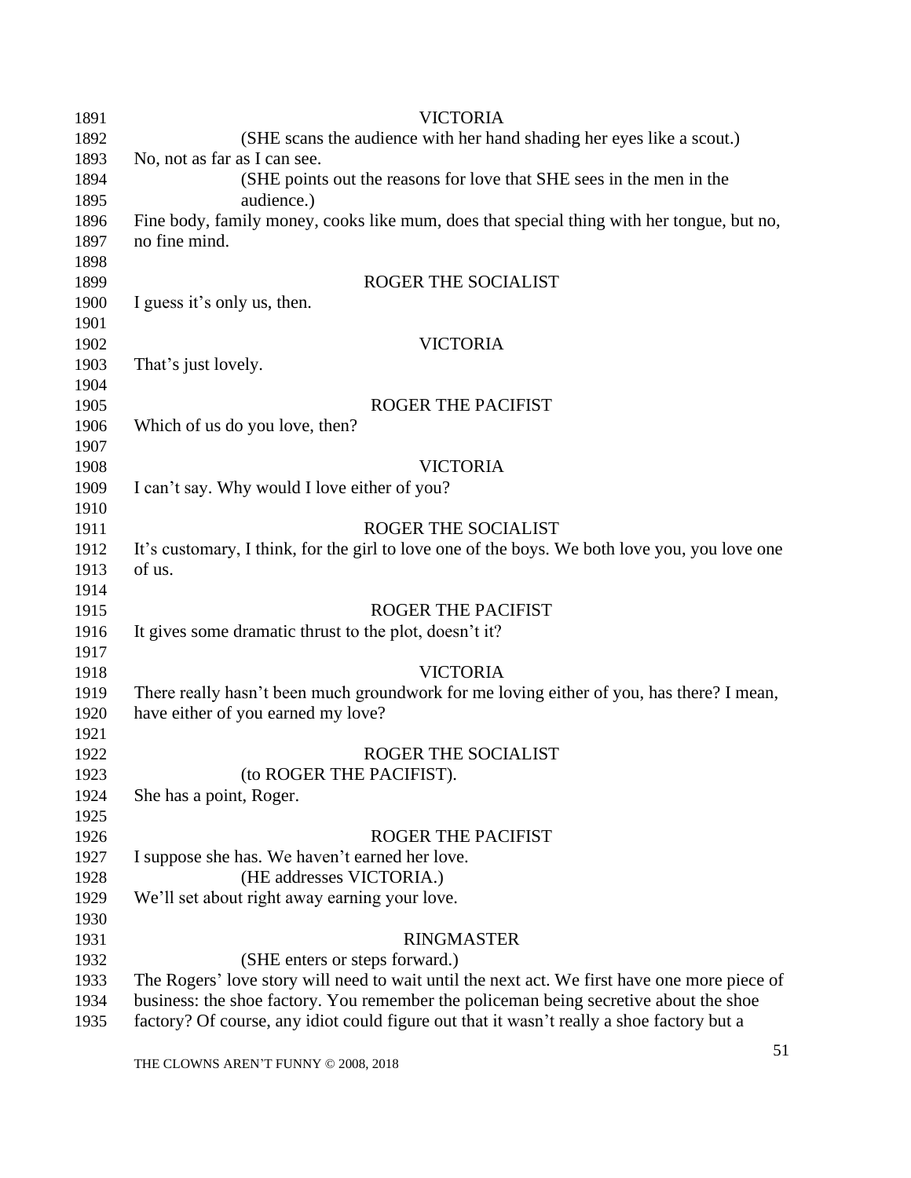VICTORIA

(SHE scans the audience with her hand shading her eyes like a scout.)

No, not as far as I can see.

(SHE points out the reasons for love that SHE sees in the men in the audience.)

Fine body, family money, cooks like mum, does that special thing with her tongue, but no, no fine mind.

ROGER THE SOCIALIST

I guess it's only us, then.

VICTORIA

That's just lovely.

ROGER THE PACIFIST

Which of us do you love, then?

VICTORIA

I can't say. Why would I love either of you?

ROGER THE SOCIALIST

It's customary, I think, for the girl to love one of the boys. We both love you, you love one of us.

ROGER THE PACIFIST

It gives some dramatic thrust to the plot, doesn't it?

VICTORIA

There really hasn't been much groundwork for me loving either of you, has there? I mean, have either of you earned my love?

ROGER THE SOCIALIST

(to ROGER THE PACIFIST).

She has a point, Roger.

ROGER THE PACIFIST

I suppose she has. We haven't earned her love.

(HE addresses VICTORIA.)

We'll set about right away earning your love.

RINGMASTER

(SHE enters or steps forward.)

The Rogers' love story will need to wait until the next act. We first have one more piece of business: the shoe factory. You remember the policeman being secretive about the shoe factory? Of course, any idiot could figure out that it wasn't really a shoe factory but a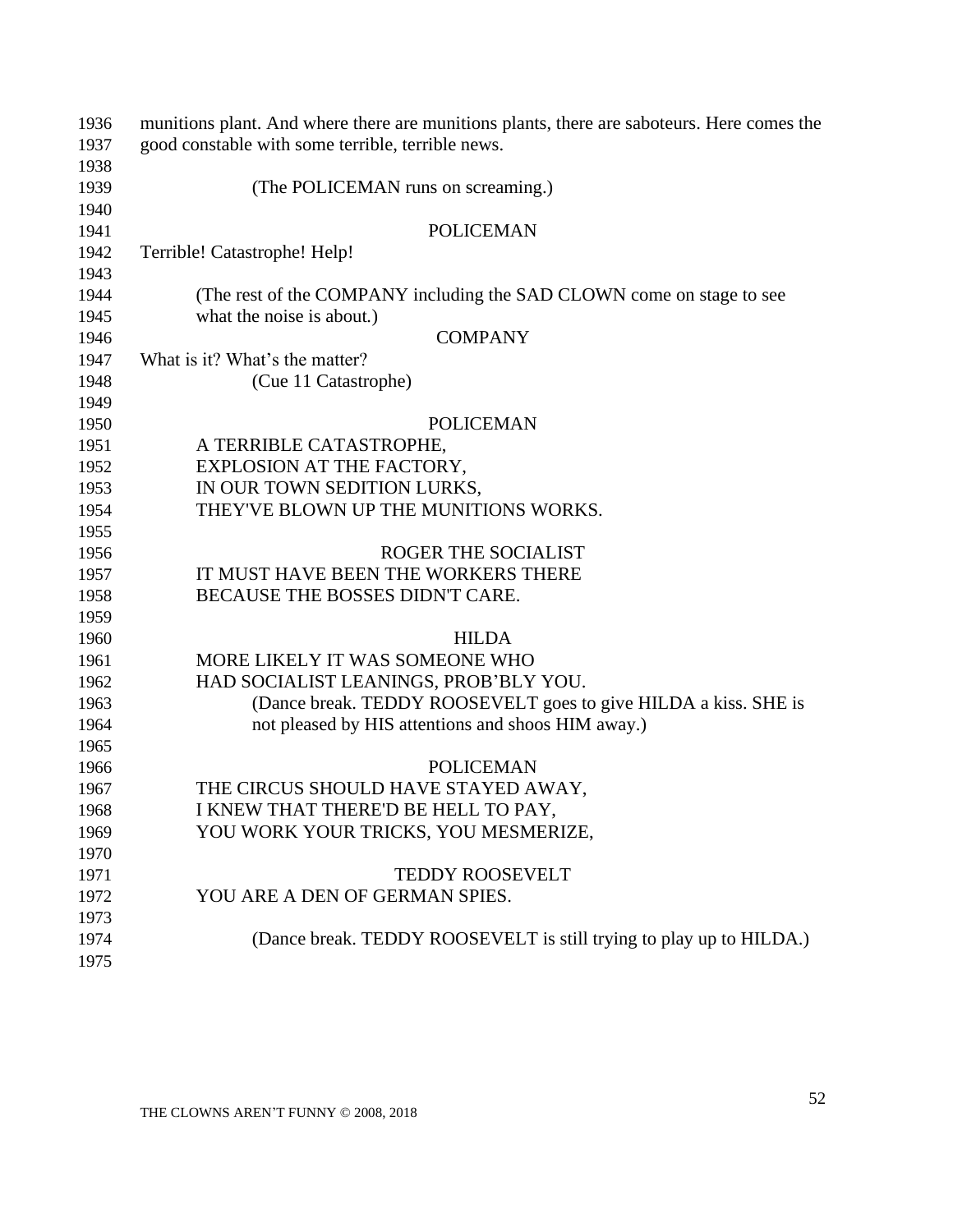munitions plant. And where there are munitions plants, there are saboteurs. Here comes the good constable with some terrible, terrible news.

(The POLICEMAN runs on screaming.)

POLICEMAN

Terrible! Catastrophe! Help!

(The rest of the COMPANY including the SAD CLOWN come on stage to see what the noise is about.)

COMPANY

What is it? What's the matter?

(Cue 11 Catastrophe)

POLICEMAN

A TERRIBLE CATASTROPHE,
EXPLOSION AT THE FACTORY,
IN OUR TOWN SEDITION LURKS,
THEY'VE BLOWN UP THE MUNITIONS WORKS.

ROGER THE SOCIALIST

IT MUST HAVE BEEN THE WORKERS THERE
BECAUSE THE BOSSES DIDN'T CARE.

HILDA

MORE LIKELY IT WAS SOMEONE WHO
HAD SOCIALIST LEANINGS, PROB'BLY YOU.

(Dance break. TEDDY ROOSEVELT goes to give HILDA a kiss. SHE is not pleased by HIS attentions and shoos HIM away.)

POLICEMAN

THE CIRCUS SHOULD HAVE STAYED AWAY,
I KNEW THAT THERE'D BE HELL TO PAY,
YOU WORK YOUR TRICKS, YOU MESMERIZE,

TEDDY ROOSEVELT

YOU ARE A DEN OF GERMAN SPIES.

(Dance break. TEDDY ROOSEVELT is still trying to play up to HILDA.)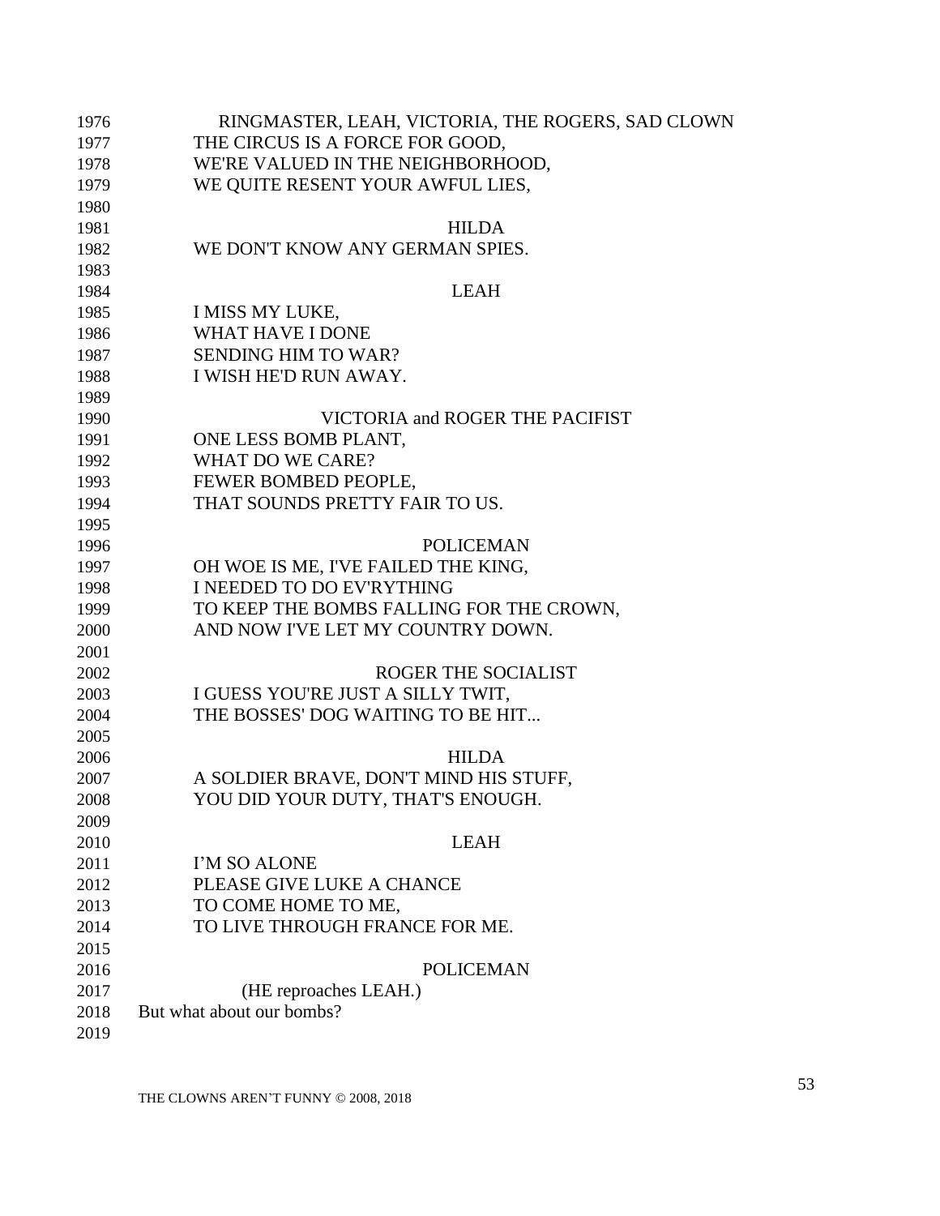RINGMASTER, LEAH, VICTORIA, THE ROGERS, SAD CLOWN

THE CIRCUS IS A FORCE FOR GOOD,
WE'RE VALUED IN THE NEIGHBORHOOD,
WE QUITE RESENT YOUR AWFUL LIES,

HILDA

WE DON'T KNOW ANY GERMAN SPIES.

LEAH

I MISS MY LUKE,
WHAT HAVE I DONE
SENDING HIM TO WAR?
I WISH HE'D RUN AWAY.

VICTORIA and ROGER THE PACIFIST

ONE LESS BOMB PLANT,
WHAT DO WE CARE?
FEWER BOMBED PEOPLE,
THAT SOUNDS PRETTY FAIR TO US.

POLICEMAN

OH WOE IS ME, I'VE FAILED THE KING,
I NEEDED TO DO EV'RYTHING
TO KEEP THE BOMBS FALLING FOR THE CROWN,
AND NOW I'VE LET MY COUNTRY DOWN.

ROGER THE SOCIALIST

I GUESS YOU'RE JUST A SILLY TWIT,
THE BOSSES' DOG WAITING TO BE HIT...

HILDA

A SOLDIER BRAVE, DON'T MIND HIS STUFF,
YOU DID YOUR DUTY, THAT'S ENOUGH.

LEAH

I'M SO ALONE
PLEASE GIVE LUKE A CHANCE
TO COME HOME TO ME,
TO LIVE THROUGH FRANCE FOR ME.

POLICEMAN

(HE reproaches LEAH.)

But what about our bombs?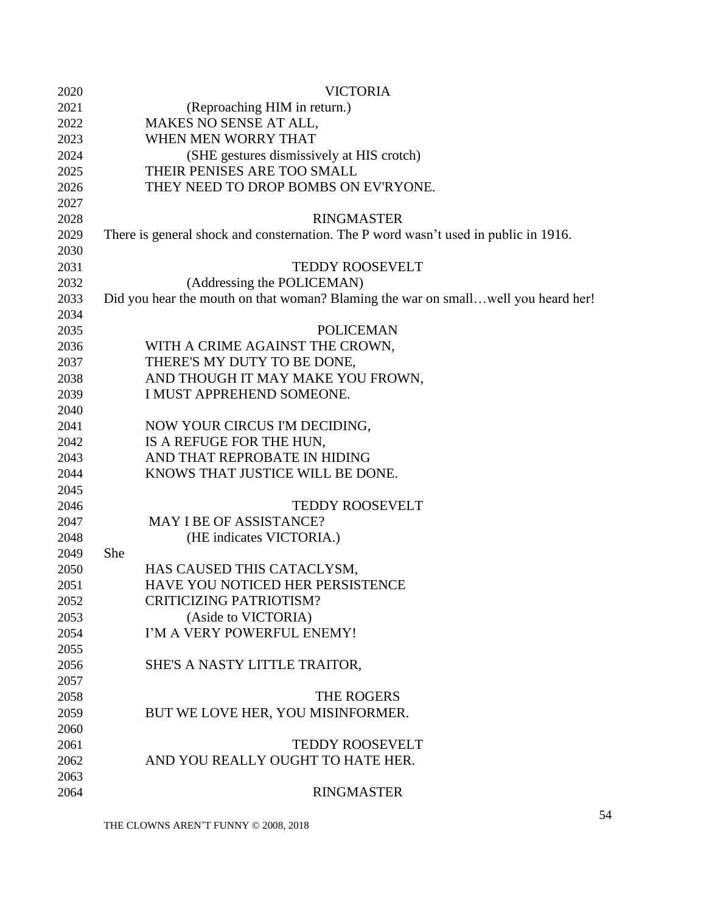2020 VICTORIA
2021 (Reproaching HIM in return.)
2022 MAKES NO SENSE AT ALL,
2023 WHEN MEN WORRY THAT
2024 (SHE gestures dismissively at HIS crotch)
2025 THEIR PENISES ARE TOO SMALL
2026 THEY NEED TO DROP BOMBS ON EV'RYONE.
2027
2028 RINGMASTER
2029 There is general shock and consternation. The P word wasn't used in public in 1916.
2030
2031 TEDDY ROOSEVELT
2032 (Addressing the POLICEMAN)
2033 Did you hear the mouth on that woman? Blaming the war on small…well you heard her!
2034
2035 POLICEMAN
2036 WITH A CRIME AGAINST THE CROWN,
2037 THERE'S MY DUTY TO BE DONE,
2038 AND THOUGH IT MAY MAKE YOU FROWN,
2039 I MUST APPREHEND SOMEONE.
2040
2041 NOW YOUR CIRCUS I'M DECIDING,
2042 IS A REFUGE FOR THE HUN,
2043 AND THAT REPROBATE IN HIDING
2044 KNOWS THAT JUSTICE WILL BE DONE.
2045
2046 TEDDY ROOSEVELT
2047 MAY I BE OF ASSISTANCE?
2048 (HE indicates VICTORIA.)
2049 She
2050 HAS CAUSED THIS CATACLYSM,
2051 HAVE YOU NOTICED HER PERSISTENCE
2052 CRITICIZING PATRIOTISM?
2053 (Aside to VICTORIA)
2054 I'M A VERY POWERFUL ENEMY!
2055
2056 SHE'S A NASTY LITTLE TRAITOR,
2057
2058 THE ROGERS
2059 BUT WE LOVE HER, YOU MISINFORMER.
2060
2061 TEDDY ROOSEVELT
2062 AND YOU REALLY OUGHT TO HATE HER.
2063
2064 RINGMASTER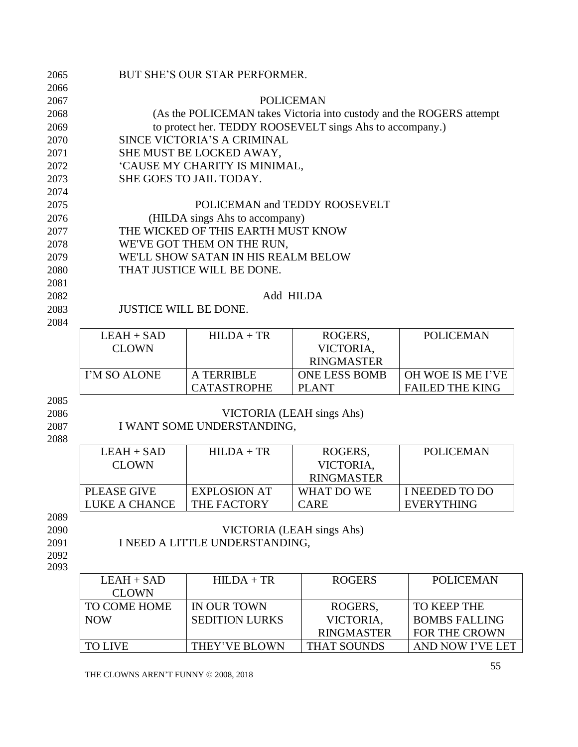2065 BUT SHE'S OUR STAR PERFORMER.

2066

2067 POLICEMAN

2068 (As the POLICEMAN takes Victoria into custody and the ROGERS attempt

2069 to protect her. TEDDY ROOSEVELT sings Ahs to accompany.)

2070 SINCE VICTORIA'S A CRIMINAL

2071 SHE MUST BE LOCKED AWAY,

2072 'CAUSE MY CHARITY IS MINIMAL,

2073 SHE GOES TO JAIL TODAY.

2074

2075 POLICEMAN and TEDDY ROOSEVELT

2076 (HILDA sings Ahs to accompany)

2077 THE WICKED OF THIS EARTH MUST KNOW

2078 WE'VE GOT THEM ON THE RUN,

2079 WE'LL SHOW SATAN IN HIS REALM BELOW

2080 THAT JUSTICE WILL BE DONE.

2081

2082 Add HILDA

2083 JUSTICE WILL BE DONE.

2084

| LEAH + SAD CLOWN | HILDA + TR | ROGERS, VICTORIA, RINGMASTER | POLICEMAN |
|---|---|---|---|
| I'M SO ALONE | A TERRIBLE CATASTROPHE | ONE LESS BOMB PLANT | OH WOE IS ME I'VE FAILED THE KING |

2085

2086 VICTORIA (LEAH sings Ahs)

2087 I WANT SOME UNDERSTANDING,

2088

| LEAH + SAD CLOWN | HILDA + TR | ROGERS, VICTORIA, RINGMASTER | POLICEMAN |
|---|---|---|---|
| PLEASE GIVE LUKE A CHANCE | EXPLOSION AT THE FACTORY | WHAT DO WE CARE | I NEEDED TO DO EVERYTHING |

2089

2090 VICTORIA (LEAH sings Ahs)

2091 I NEED A LITTLE UNDERSTANDING,

2092

2093

| LEAH + SAD CLOWN | HILDA + TR | ROGERS | POLICEMAN |
|---|---|---|---|
| TO COME HOME NOW | IN OUR TOWN SEDITION LURKS | ROGERS, VICTORIA, RINGMASTER | TO KEEP THE BOMBS FALLING FOR THE CROWN |
| TO LIVE | THEY'VE BLOWN | THAT SOUNDS | AND NOW I'VE LET |

THE CLOWNS AREN'T FUNNY © 2008, 2018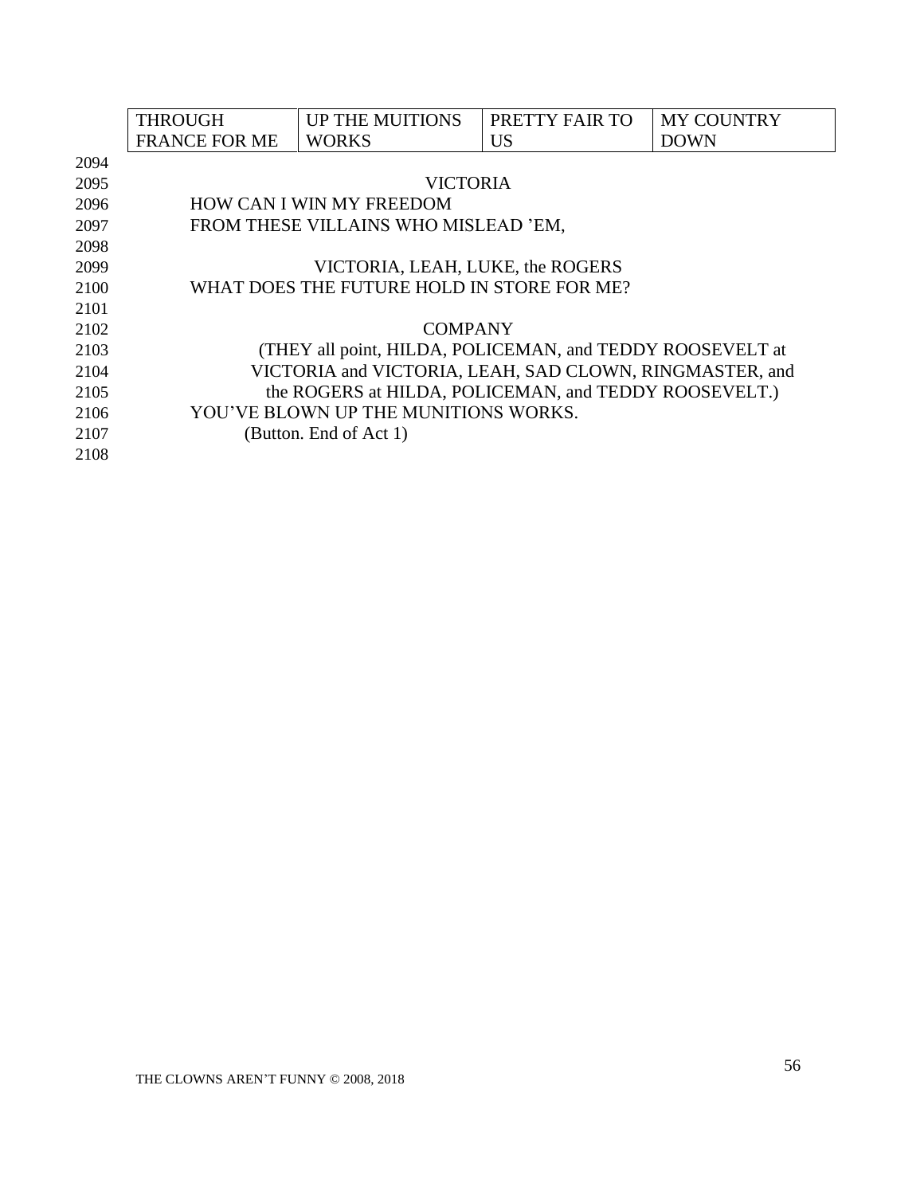| THROUGH FRANCE FOR ME | UP THE MUITIONS WORKS | PRETTY FAIR TO US | MY COUNTRY DOWN |
|---|---|---|---|

2094
2095 VICTORIA
2096 HOW CAN I WIN MY FREEDOM
2097 FROM THESE VILLAINS WHO MISLEAD 'EM,
2098
2099 VICTORIA, LEAH, LUKE, the ROGERS
2100 WHAT DOES THE FUTURE HOLD IN STORE FOR ME?
2101
2102 COMPANY
2103 (THEY all point, HILDA, POLICEMAN, and TEDDY ROOSEVELT at
2104 VICTORIA and VICTORIA, LEAH, SAD CLOWN, RINGMASTER, and
2105 the ROGERS at HILDA, POLICEMAN, and TEDDY ROOSEVELT.)
2106 YOU'VE BLOWN UP THE MUNITIONS WORKS.
2107 (Button. End of Act 1)
2108

THE CLOWNS AREN'T FUNNY © 2008, 2018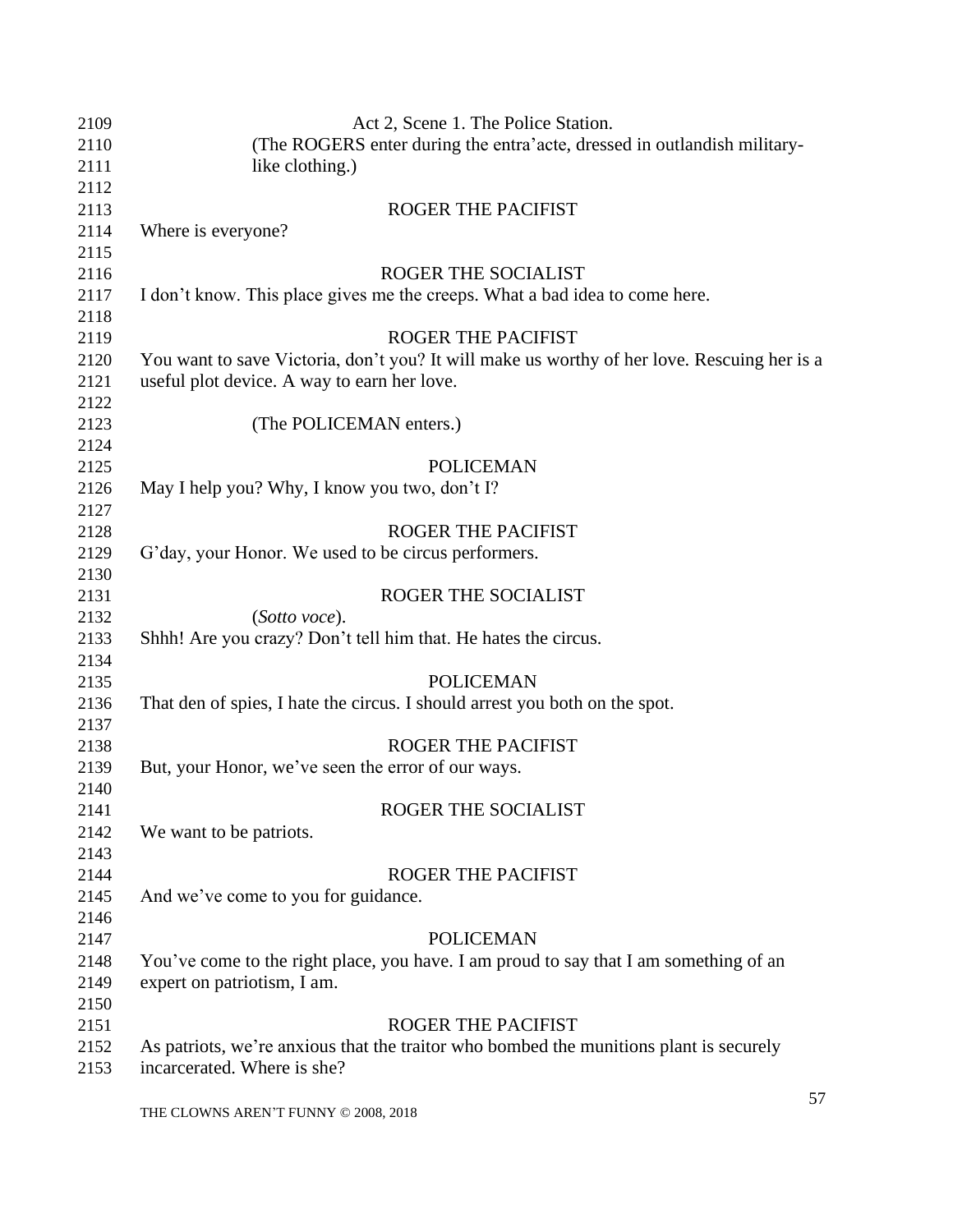Act 2, Scene 1. The Police Station.

(The ROGERS enter during the entra'acte, dressed in outlandish military-like clothing.)

ROGER THE PACIFIST

Where is everyone?

ROGER THE SOCIALIST

I don't know. This place gives me the creeps. What a bad idea to come here.

ROGER THE PACIFIST

You want to save Victoria, don't you? It will make us worthy of her love. Rescuing her is a useful plot device. A way to earn her love.

(The POLICEMAN enters.)

POLICEMAN

May I help you? Why, I know you two, don't I?

ROGER THE PACIFIST

G'day, your Honor. We used to be circus performers.

ROGER THE SOCIALIST

(*Sotto voce*).

Shhh! Are you crazy? Don't tell him that. He hates the circus.

POLICEMAN

That den of spies, I hate the circus. I should arrest you both on the spot.

ROGER THE PACIFIST

But, your Honor, we've seen the error of our ways.

ROGER THE SOCIALIST

We want to be patriots.

ROGER THE PACIFIST

And we've come to you for guidance.

POLICEMAN

You've come to the right place, you have. I am proud to say that I am something of an expert on patriotism, I am.

ROGER THE PACIFIST

As patriots, we're anxious that the traitor who bombed the munitions plant is securely incarcerated. Where is she?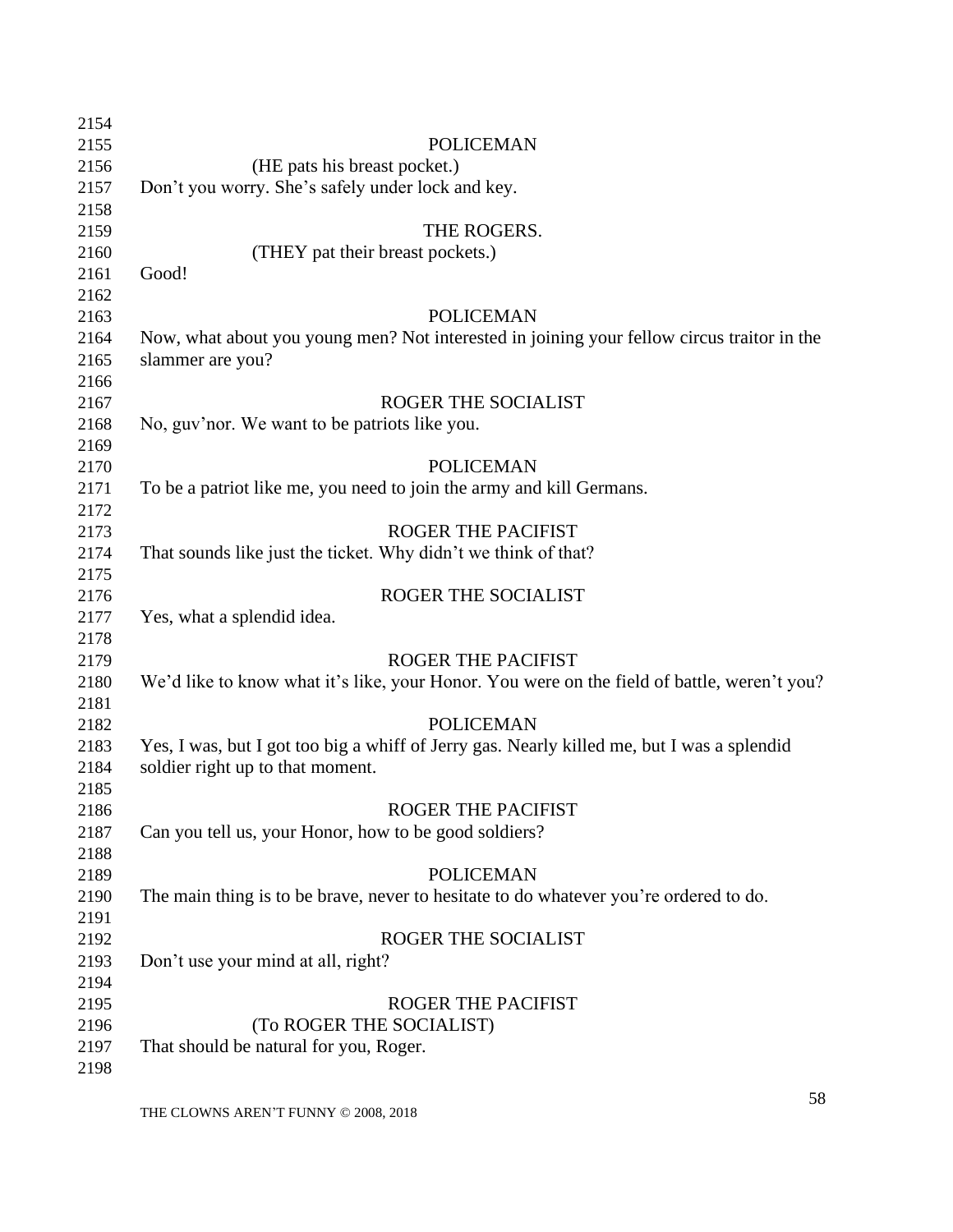POLICEMAN

(HE pats his breast pocket.)

Don't you worry. She's safely under lock and key.

THE ROGERS.

(THEY pat their breast pockets.)

Good!

POLICEMAN

Now, what about you young men? Not interested in joining your fellow circus traitor in the slammer are you?

ROGER THE SOCIALIST

No, guv'nor. We want to be patriots like you.

POLICEMAN

To be a patriot like me, you need to join the army and kill Germans.

ROGER THE PACIFIST

That sounds like just the ticket. Why didn't we think of that?

ROGER THE SOCIALIST

Yes, what a splendid idea.

ROGER THE PACIFIST

We'd like to know what it's like, your Honor. You were on the field of battle, weren't you?

POLICEMAN

Yes, I was, but I got too big a whiff of Jerry gas. Nearly killed me, but I was a splendid soldier right up to that moment.

ROGER THE PACIFIST

Can you tell us, your Honor, how to be good soldiers?

POLICEMAN

The main thing is to be brave, never to hesitate to do whatever you're ordered to do.

ROGER THE SOCIALIST

Don't use your mind at all, right?

ROGER THE PACIFIST

(To ROGER THE SOCIALIST)

That should be natural for you, Roger.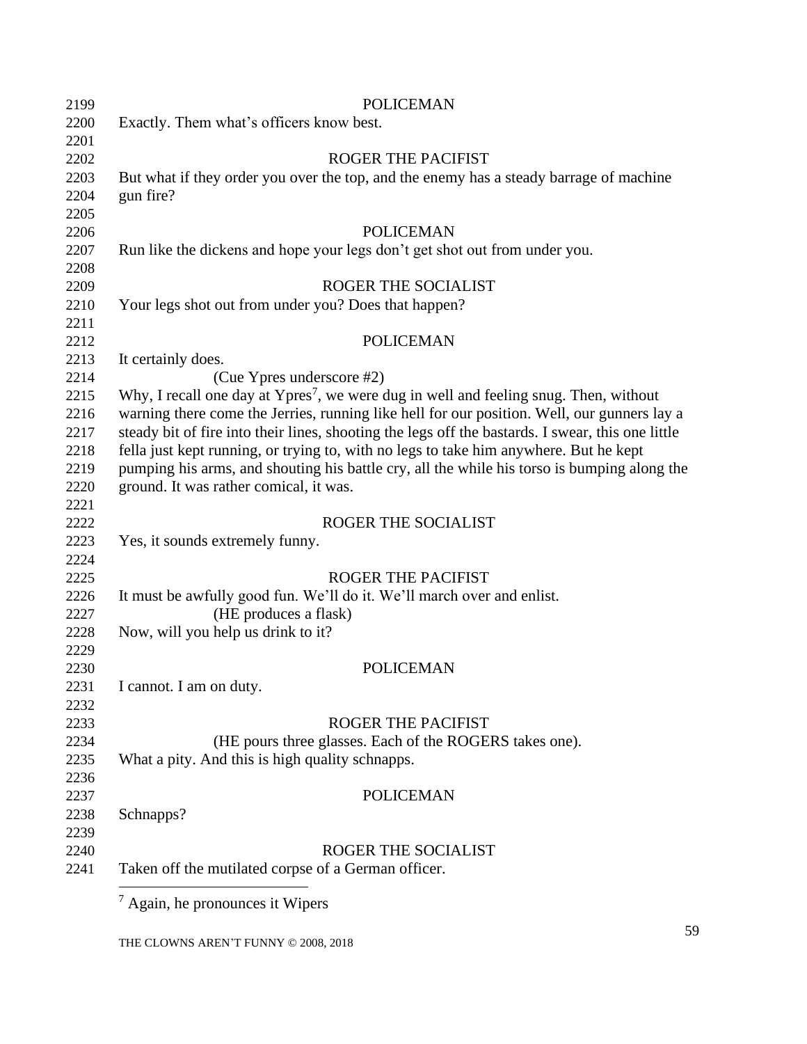POLICEMAN

Exactly. Them what's officers know best.

ROGER THE PACIFIST

But what if they order you over the top, and the enemy has a steady barrage of machine gun fire?

POLICEMAN

Run like the dickens and hope your legs don't get shot out from under you.

ROGER THE SOCIALIST

Your legs shot out from under you? Does that happen?

POLICEMAN

It certainly does.

(Cue Ypres underscore #2)

Why, I recall one day at Ypres[7], we were dug in well and feeling snug. Then, without warning there come the Jerries, running like hell for our position. Well, our gunners lay a steady bit of fire into their lines, shooting the legs off the bastards. I swear, this one little fella just kept running, or trying to, with no legs to take him anywhere. But he kept pumping his arms, and shouting his battle cry, all the while his torso is bumping along the ground. It was rather comical, it was.

ROGER THE SOCIALIST

Yes, it sounds extremely funny.

ROGER THE PACIFIST

It must be awfully good fun. We'll do it. We'll march over and enlist.

(HE produces a flask)

Now, will you help us drink to it?

POLICEMAN

I cannot. I am on duty.

ROGER THE PACIFIST

(HE pours three glasses. Each of the ROGERS takes one).

What a pity. And this is high quality schnapps.

POLICEMAN

Schnapps?

ROGER THE SOCIALIST

Taken off the mutilated corpse of a German officer.

---

[7] Again, he pronounces it Wipers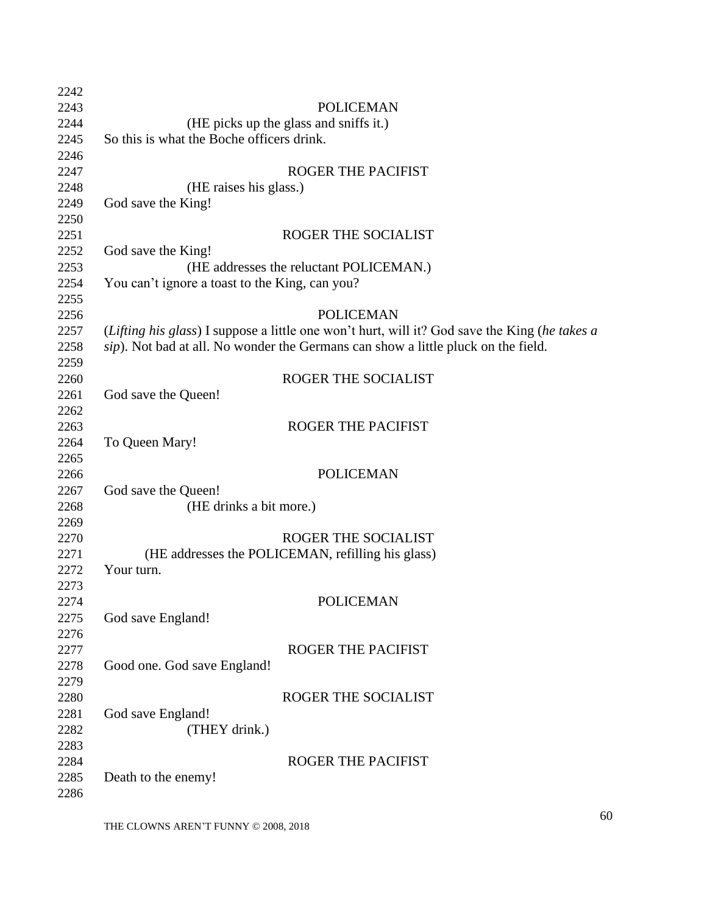POLICEMAN

(HE picks up the glass and sniffs it.)

So this is what the Boche officers drink.

ROGER THE PACIFIST

(HE raises his glass.)

God save the King!

ROGER THE SOCIALIST

God save the King!

(HE addresses the reluctant POLICEMAN.)

You can't ignore a toast to the King, can you?

POLICEMAN

(*Lifting his glass*) I suppose a little one won't hurt, will it? God save the King (*he takes a sip*). Not bad at all. No wonder the Germans can show a little pluck on the field.

ROGER THE SOCIALIST

God save the Queen!

ROGER THE PACIFIST

To Queen Mary!

POLICEMAN

God save the Queen!

(HE drinks a bit more.)

ROGER THE SOCIALIST

(HE addresses the POLICEMAN, refilling his glass)

Your turn.

POLICEMAN

God save England!

ROGER THE PACIFIST

Good one. God save England!

ROGER THE SOCIALIST

God save England!

(THEY drink.)

ROGER THE PACIFIST

Death to the enemy!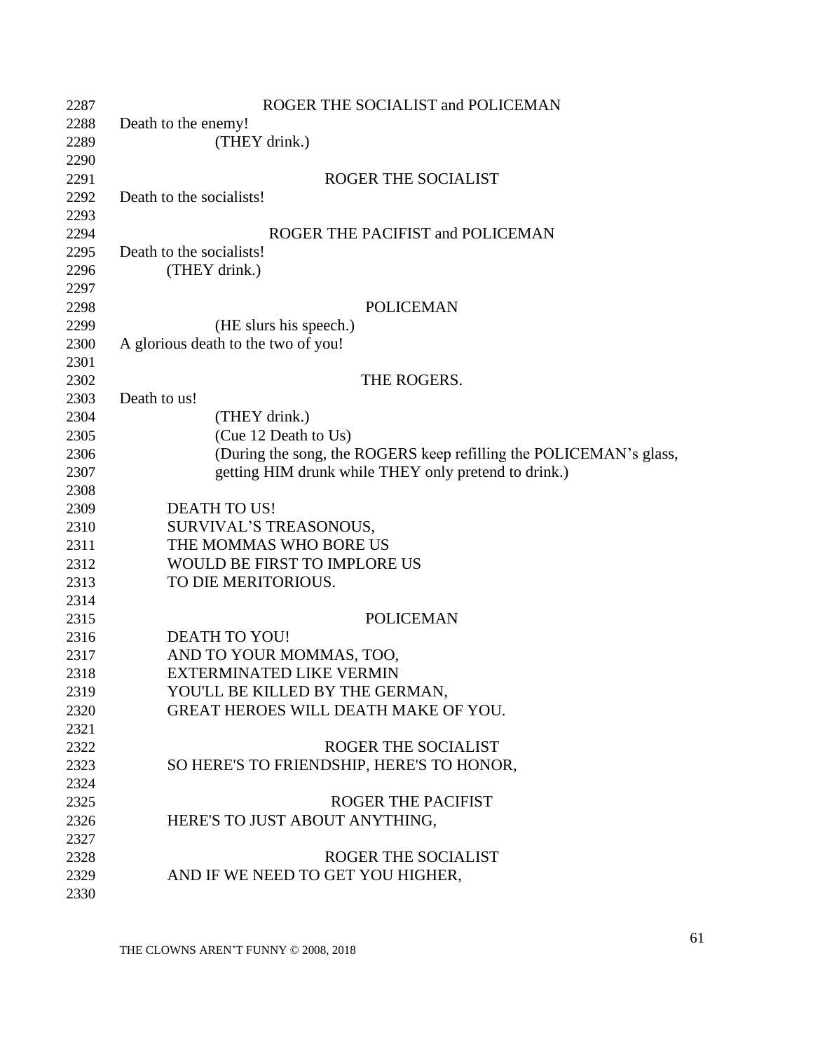ROGER THE SOCIALIST and POLICEMAN

Death to the enemy!

(THEY drink.)

ROGER THE SOCIALIST

Death to the socialists!

ROGER THE PACIFIST and POLICEMAN

Death to the socialists!

(THEY drink.)

POLICEMAN

(HE slurs his speech.)

A glorious death to the two of you!

THE ROGERS.

Death to us!

(THEY drink.)

(Cue 12 Death to Us)

(During the song, the ROGERS keep refilling the POLICEMAN's glass, getting HIM drunk while THEY only pretend to drink.)

DEATH TO US!
SURVIVAL'S TREASONOUS,
THE MOMMAS WHO BORE US
WOULD BE FIRST TO IMPLORE US
TO DIE MERITORIOUS.

POLICEMAN

DEATH TO YOU!
AND TO YOUR MOMMAS, TOO,
EXTERMINATED LIKE VERMIN
YOU'LL BE KILLED BY THE GERMAN,
GREAT HEROES WILL DEATH MAKE OF YOU.

ROGER THE SOCIALIST

SO HERE'S TO FRIENDSHIP, HERE'S TO HONOR,

ROGER THE PACIFIST

HERE'S TO JUST ABOUT ANYTHING,

ROGER THE SOCIALIST

AND IF WE NEED TO GET YOU HIGHER,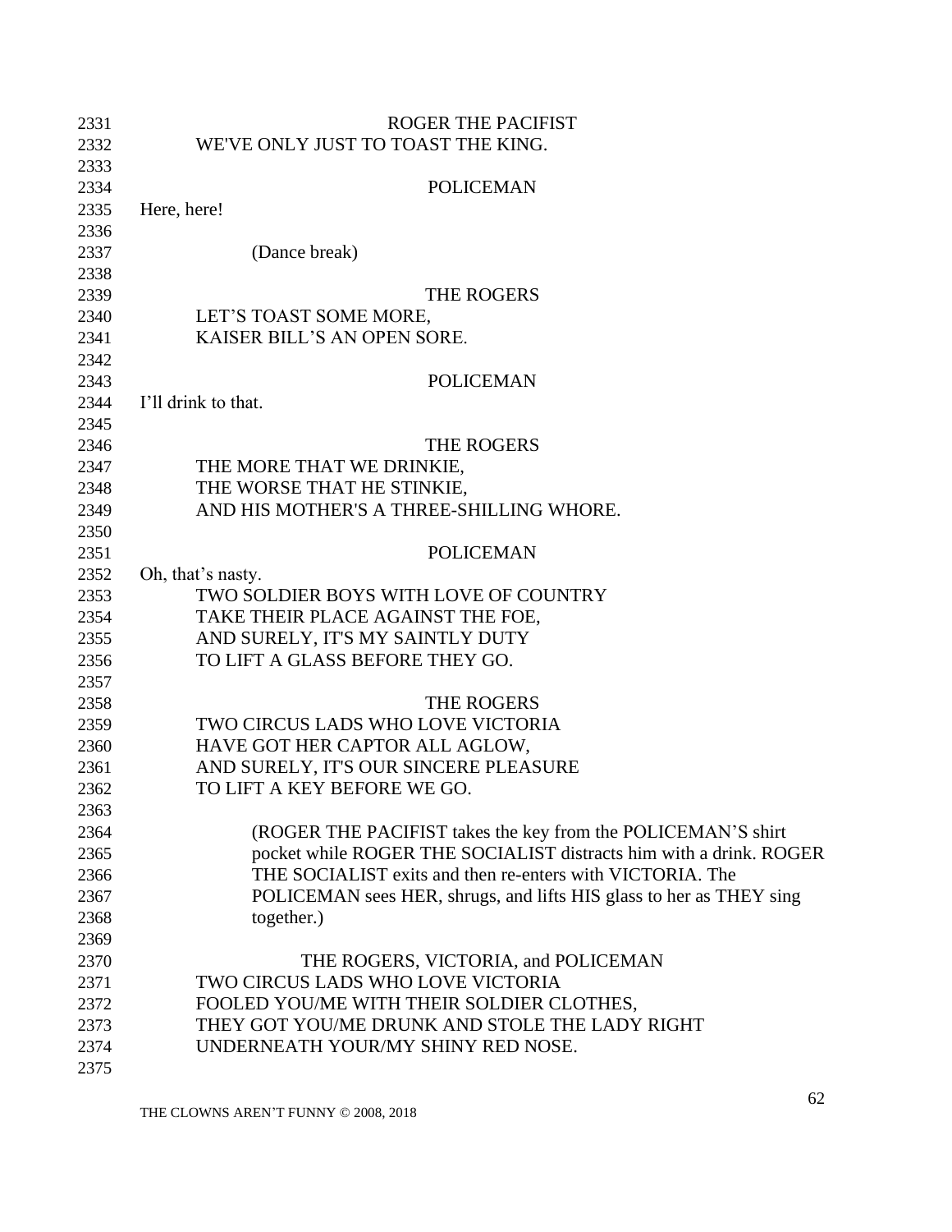ROGER THE PACIFIST

WE'VE ONLY JUST TO TOAST THE KING.

POLICEMAN

Here, here!

(Dance break)

THE ROGERS

LET'S TOAST SOME MORE,
KAISER BILL'S AN OPEN SORE.

POLICEMAN

I'll drink to that.

THE ROGERS

THE MORE THAT WE DRINKIE,
THE WORSE THAT HE STINKIE,
AND HIS MOTHER'S A THREE-SHILLING WHORE.

POLICEMAN

Oh, that's nasty.
TWO SOLDIER BOYS WITH LOVE OF COUNTRY
TAKE THEIR PLACE AGAINST THE FOE,
AND SURELY, IT'S MY SAINTLY DUTY
TO LIFT A GLASS BEFORE THEY GO.

THE ROGERS

TWO CIRCUS LADS WHO LOVE VICTORIA
HAVE GOT HER CAPTOR ALL AGLOW,
AND SURELY, IT'S OUR SINCERE PLEASURE
TO LIFT A KEY BEFORE WE GO.

(ROGER THE PACIFIST takes the key from the POLICEMAN'S shirt pocket while ROGER THE SOCIALIST distracts him with a drink. ROGER THE SOCIALIST exits and then re-enters with VICTORIA. The POLICEMAN sees HER, shrugs, and lifts HIS glass to her as THEY sing together.)

THE ROGERS, VICTORIA, and POLICEMAN

TWO CIRCUS LADS WHO LOVE VICTORIA
FOOLED YOU/ME WITH THEIR SOLDIER CLOTHES,
THEY GOT YOU/ME DRUNK AND STOLE THE LADY RIGHT
UNDERNEATH YOUR/MY SHINY RED NOSE.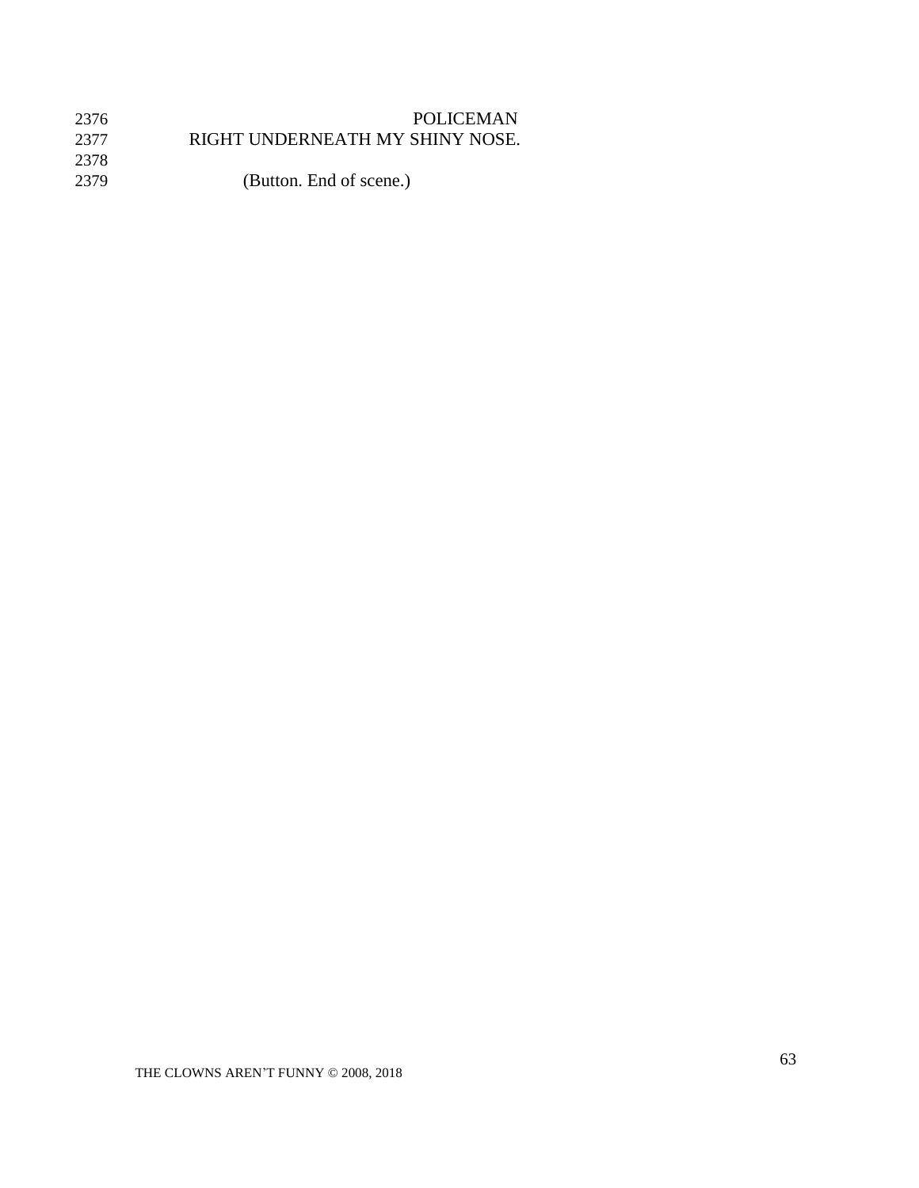POLICEMAN

RIGHT UNDERNEATH MY SHINY NOSE.

(Button. End of scene.)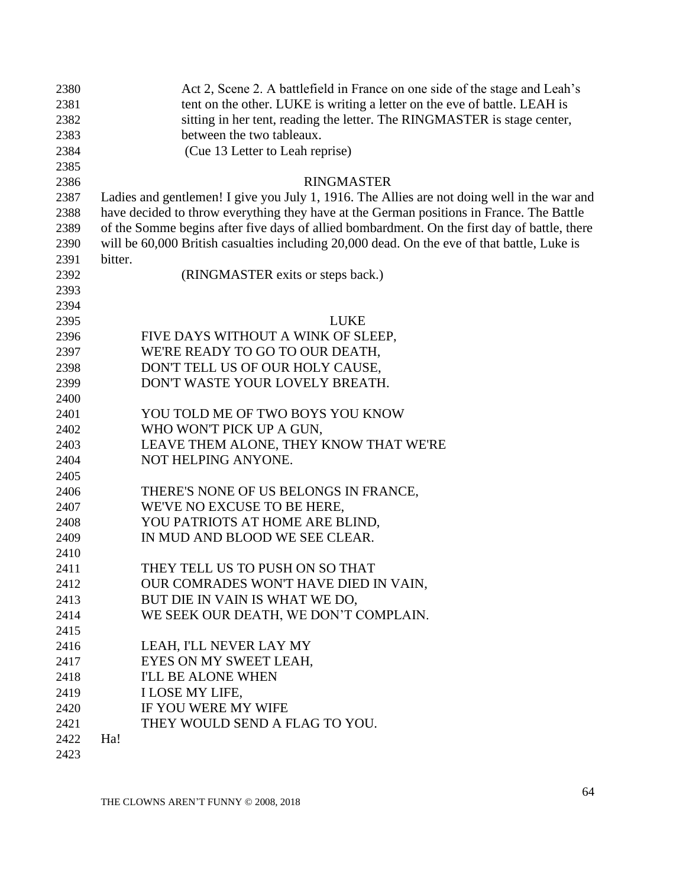Act 2, Scene 2. A battlefield in France on one side of the stage and Leah's tent on the other. LUKE is writing a letter on the eve of battle. LEAH is sitting in her tent, reading the letter. The RINGMASTER is stage center, between the two tableaux.
(Cue 13 Letter to Leah reprise)

RINGMASTER

Ladies and gentlemen! I give you July 1, 1916. The Allies are not doing well in the war and have decided to throw everything they have at the German positions in France. The Battle of the Somme begins after five days of allied bombardment. On the first day of battle, there will be 60,000 British casualties including 20,000 dead. On the eve of that battle, Luke is bitter.

(RINGMASTER exits or steps back.)

LUKE

FIVE DAYS WITHOUT A WINK OF SLEEP,
WE'RE READY TO GO TO OUR DEATH,
DON'T TELL US OF OUR HOLY CAUSE,
DON'T WASTE YOUR LOVELY BREATH.

YOU TOLD ME OF TWO BOYS YOU KNOW
WHO WON'T PICK UP A GUN,
LEAVE THEM ALONE, THEY KNOW THAT WE'RE
NOT HELPING ANYONE.

THERE'S NONE OF US BELONGS IN FRANCE,
WE'VE NO EXCUSE TO BE HERE,
YOU PATRIOTS AT HOME ARE BLIND,
IN MUD AND BLOOD WE SEE CLEAR.

THEY TELL US TO PUSH ON SO THAT
OUR COMRADES WON'T HAVE DIED IN VAIN,
BUT DIE IN VAIN IS WHAT WE DO,
WE SEEK OUR DEATH, WE DON'T COMPLAIN.

LEAH, I'LL NEVER LAY MY
EYES ON MY SWEET LEAH,
I'LL BE ALONE WHEN
I LOSE MY LIFE,
IF YOU WERE MY WIFE
THEY WOULD SEND A FLAG TO YOU.

Ha!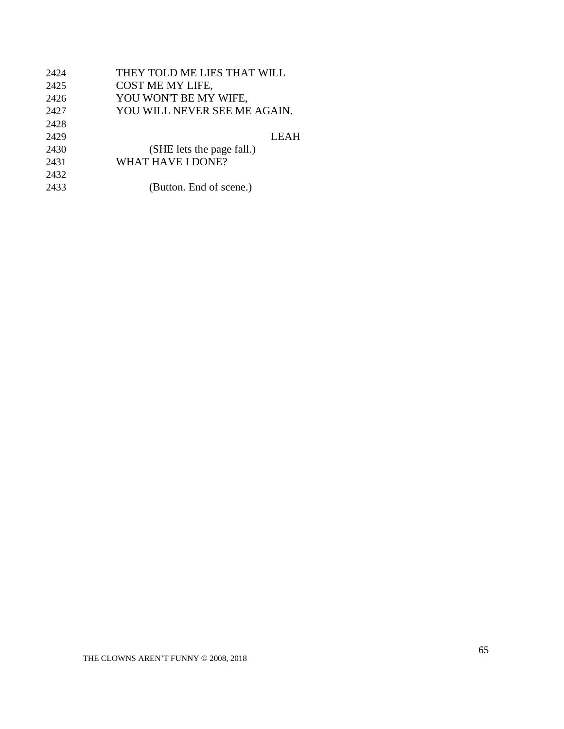2424 THEY TOLD ME LIES THAT WILL
2425 COST ME MY LIFE,
2426 YOU WON'T BE MY WIFE,
2427 YOU WILL NEVER SEE ME AGAIN.
2428
2429 LEAH
2430 (SHE lets the page fall.)
2431 WHAT HAVE I DONE?
2432
2433 (Button. End of scene.)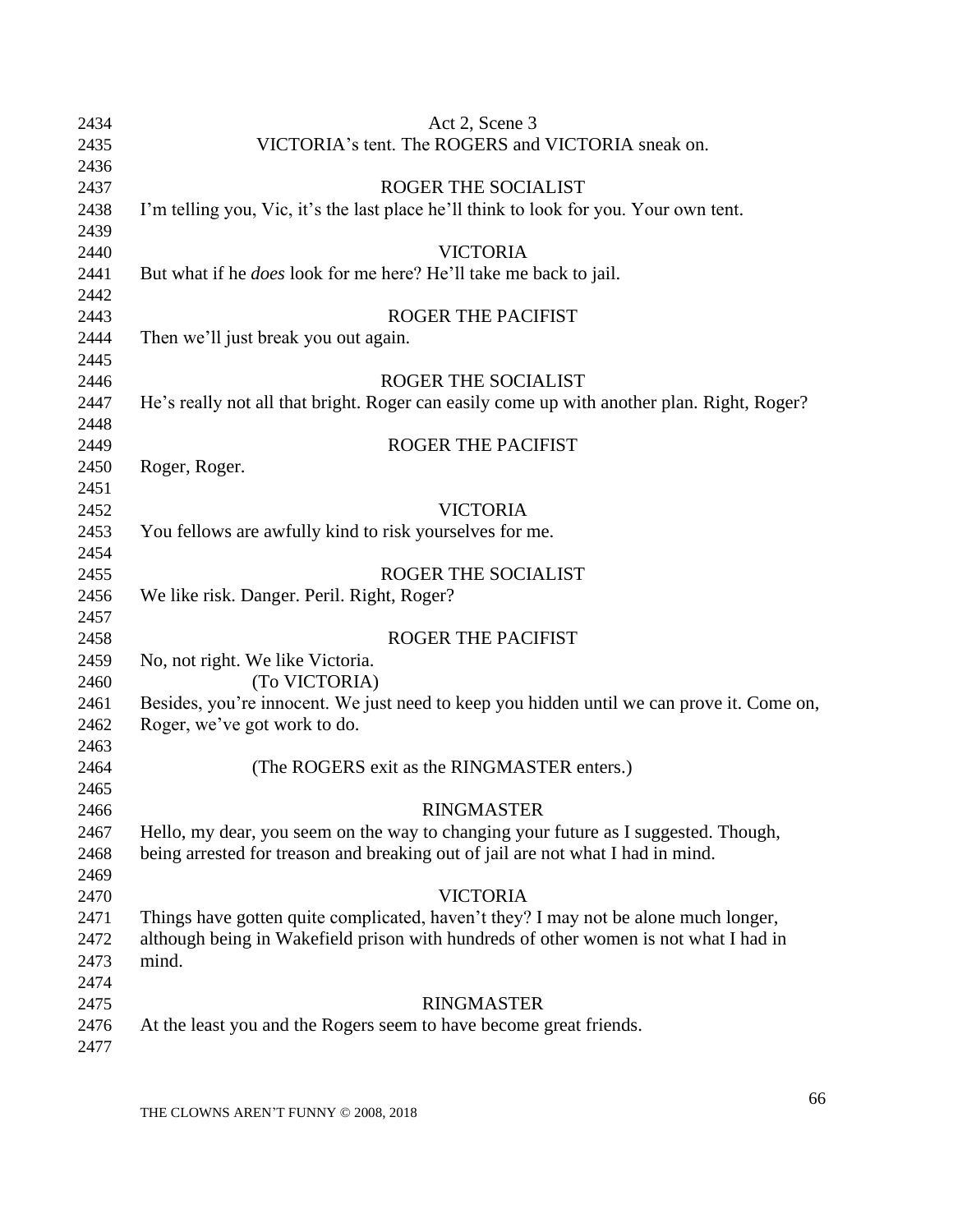Act 2, Scene 3

VICTORIA's tent. The ROGERS and VICTORIA sneak on.

ROGER THE SOCIALIST

I'm telling you, Vic, it's the last place he'll think to look for you. Your own tent.

VICTORIA

But what if he *does* look for me here? He'll take me back to jail.

ROGER THE PACIFIST

Then we'll just break you out again.

ROGER THE SOCIALIST

He's really not all that bright. Roger can easily come up with another plan. Right, Roger?

ROGER THE PACIFIST

Roger, Roger.

VICTORIA

You fellows are awfully kind to risk yourselves for me.

ROGER THE SOCIALIST

We like risk. Danger. Peril. Right, Roger?

ROGER THE PACIFIST

No, not right. We like Victoria.

(To VICTORIA)

Besides, you're innocent. We just need to keep you hidden until we can prove it. Come on, Roger, we've got work to do.

(The ROGERS exit as the RINGMASTER enters.)

RINGMASTER

Hello, my dear, you seem on the way to changing your future as I suggested. Though, being arrested for treason and breaking out of jail are not what I had in mind.

VICTORIA

Things have gotten quite complicated, haven't they? I may not be alone much longer, although being in Wakefield prison with hundreds of other women is not what I had in mind.

RINGMASTER

At the least you and the Rogers seem to have become great friends.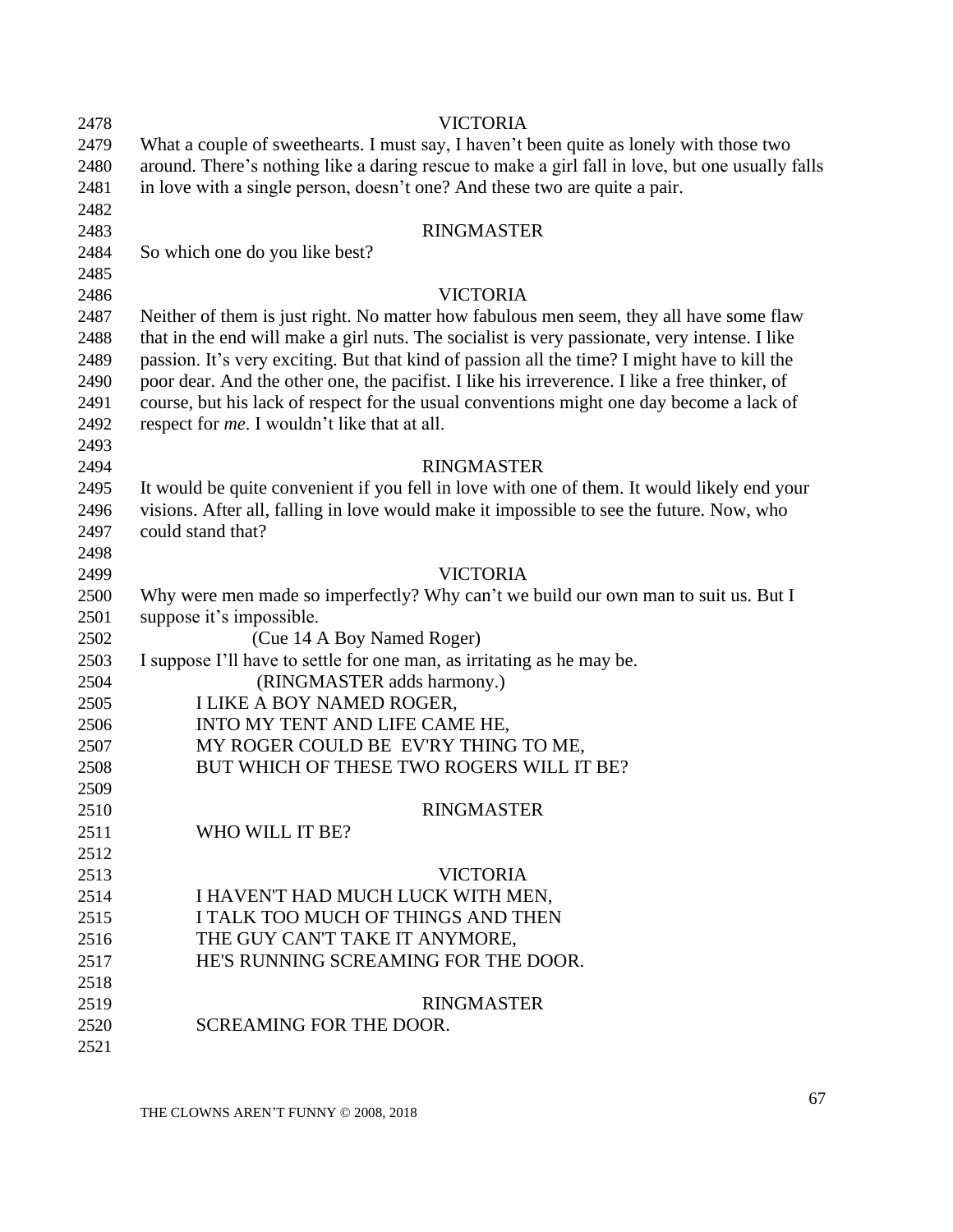VICTORIA

What a couple of sweethearts. I must say, I haven't been quite as lonely with those two around. There's nothing like a daring rescue to make a girl fall in love, but one usually falls in love with a single person, doesn't one? And these two are quite a pair.

RINGMASTER

So which one do you like best?

VICTORIA

Neither of them is just right. No matter how fabulous men seem, they all have some flaw that in the end will make a girl nuts. The socialist is very passionate, very intense. I like passion. It's very exciting. But that kind of passion all the time? I might have to kill the poor dear. And the other one, the pacifist. I like his irreverence. I like a free thinker, of course, but his lack of respect for the usual conventions might one day become a lack of respect for *me*. I wouldn't like that at all.

RINGMASTER

It would be quite convenient if you fell in love with one of them. It would likely end your visions. After all, falling in love would make it impossible to see the future. Now, who could stand that?

VICTORIA

Why were men made so imperfectly? Why can't we build our own man to suit us. But I suppose it's impossible.

(Cue 14 A Boy Named Roger)

I suppose I'll have to settle for one man, as irritating as he may be.

(RINGMASTER adds harmony.)

I LIKE A BOY NAMED ROGER,
INTO MY TENT AND LIFE CAME HE,
MY ROGER COULD BE EV'RY THING TO ME,
BUT WHICH OF THESE TWO ROGERS WILL IT BE?

RINGMASTER

WHO WILL IT BE?

VICTORIA

I HAVEN'T HAD MUCH LUCK WITH MEN,
I TALK TOO MUCH OF THINGS AND THEN
THE GUY CAN'T TAKE IT ANYMORE,
HE'S RUNNING SCREAMING FOR THE DOOR.

RINGMASTER

SCREAMING FOR THE DOOR.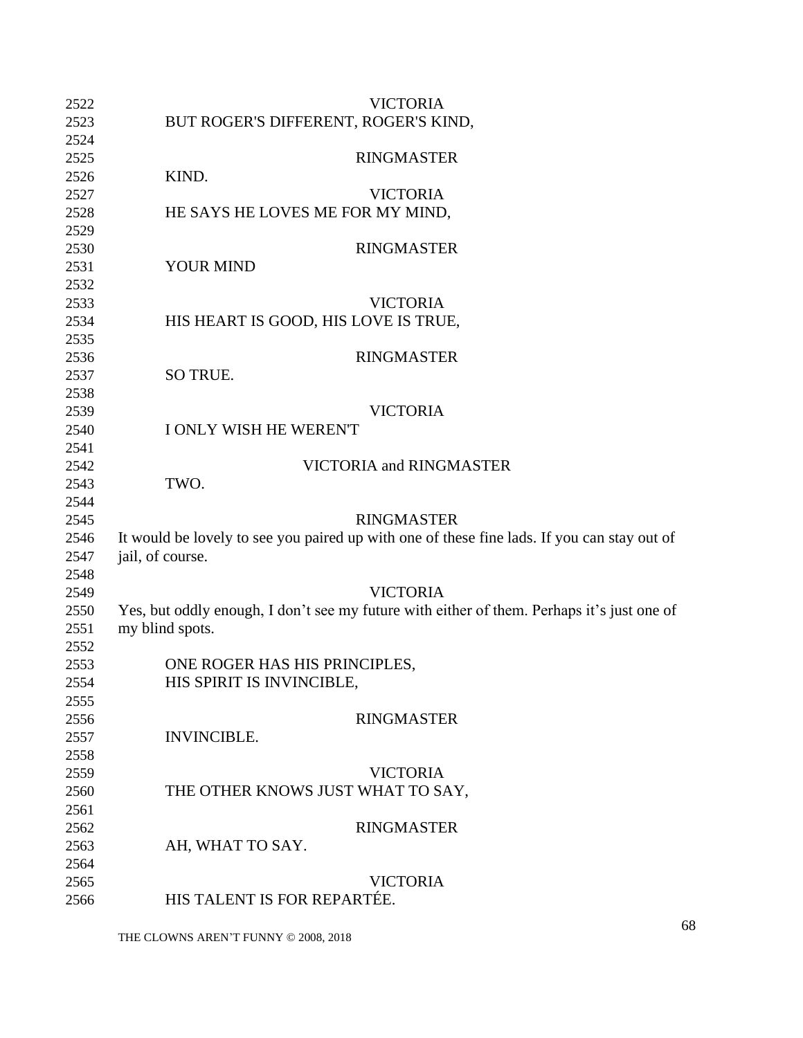VICTORIA

BUT ROGER'S DIFFERENT, ROGER'S KIND,

RINGMASTER

KIND.

VICTORIA

HE SAYS HE LOVES ME FOR MY MIND,

RINGMASTER

YOUR MIND

VICTORIA

HIS HEART IS GOOD, HIS LOVE IS TRUE,

RINGMASTER

SO TRUE.

VICTORIA

I ONLY WISH HE WEREN'T

VICTORIA and RINGMASTER

TWO.

RINGMASTER

It would be lovely to see you paired up with one of these fine lads. If you can stay out of jail, of course.

VICTORIA

Yes, but oddly enough, I don't see my future with either of them. Perhaps it's just one of my blind spots.

ONE ROGER HAS HIS PRINCIPLES,
HIS SPIRIT IS INVINCIBLE,

RINGMASTER

INVINCIBLE.

VICTORIA

THE OTHER KNOWS JUST WHAT TO SAY,

RINGMASTER

AH, WHAT TO SAY.

VICTORIA

HIS TALENT IS FOR REPARTÉE.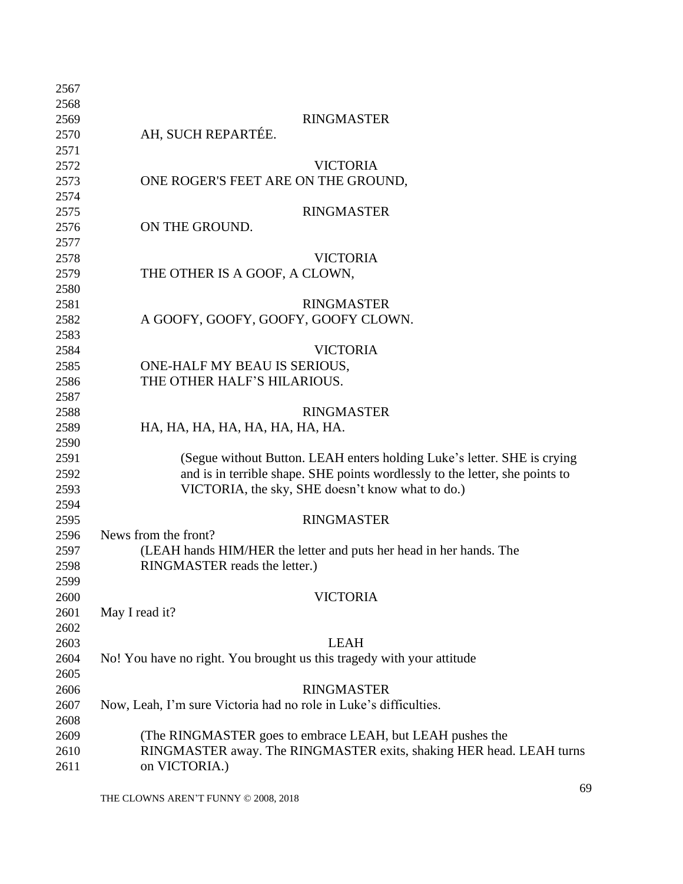RINGMASTER

AH, SUCH REPARTÉE.

VICTORIA

ONE ROGER'S FEET ARE ON THE GROUND,

RINGMASTER

ON THE GROUND.

VICTORIA

THE OTHER IS A GOOF, A CLOWN,

RINGMASTER

A GOOFY, GOOFY, GOOFY, GOOFY CLOWN.

VICTORIA

ONE-HALF MY BEAU IS SERIOUS,
THE OTHER HALF'S HILARIOUS.

RINGMASTER

HA, HA, HA, HA, HA, HA, HA, HA.

(Segue without Button. LEAH enters holding Luke's letter. SHE is crying and is in terrible shape. SHE points wordlessly to the letter, she points to VICTORIA, the sky, SHE doesn't know what to do.)

RINGMASTER

News from the front?

(LEAH hands HIM/HER the letter and puts her head in her hands. The RINGMASTER reads the letter.)

VICTORIA

May I read it?

LEAH

No! You have no right. You brought us this tragedy with your attitude

RINGMASTER

Now, Leah, I'm sure Victoria had no role in Luke's difficulties.

(The RINGMASTER goes to embrace LEAH, but LEAH pushes the RINGMASTER away. The RINGMASTER exits, shaking HER head. LEAH turns on VICTORIA.)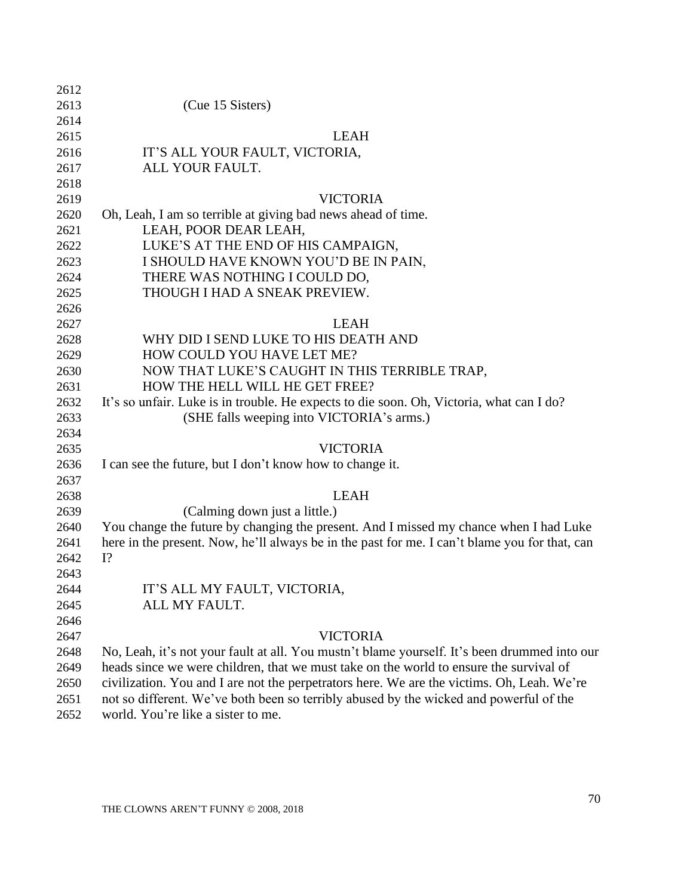(Cue 15 Sisters)

LEAH

IT'S ALL YOUR FAULT, VICTORIA,
ALL YOUR FAULT.

VICTORIA

Oh, Leah, I am so terrible at giving bad news ahead of time.

LEAH, POOR DEAR LEAH,
LUKE'S AT THE END OF HIS CAMPAIGN,
I SHOULD HAVE KNOWN YOU'D BE IN PAIN,
THERE WAS NOTHING I COULD DO,
THOUGH I HAD A SNEAK PREVIEW.

LEAH

WHY DID I SEND LUKE TO HIS DEATH AND
HOW COULD YOU HAVE LET ME?
NOW THAT LUKE'S CAUGHT IN THIS TERRIBLE TRAP,
HOW THE HELL WILL HE GET FREE?

It's so unfair. Luke is in trouble. He expects to die soon. Oh, Victoria, what can I do?

(SHE falls weeping into VICTORIA's arms.)

VICTORIA

I can see the future, but I don't know how to change it.

LEAH

(Calming down just a little.)

You change the future by changing the present. And I missed my chance when I had Luke here in the present. Now, he'll always be in the past for me. I can't blame you for that, can I?

IT'S ALL MY FAULT, VICTORIA,
ALL MY FAULT.

VICTORIA

No, Leah, it's not your fault at all. You mustn't blame yourself. It's been drummed into our heads since we were children, that we must take on the world to ensure the survival of civilization. You and I are not the perpetrators here. We are the victims. Oh, Leah. We're not so different. We've both been so terribly abused by the wicked and powerful of the world. You're like a sister to me.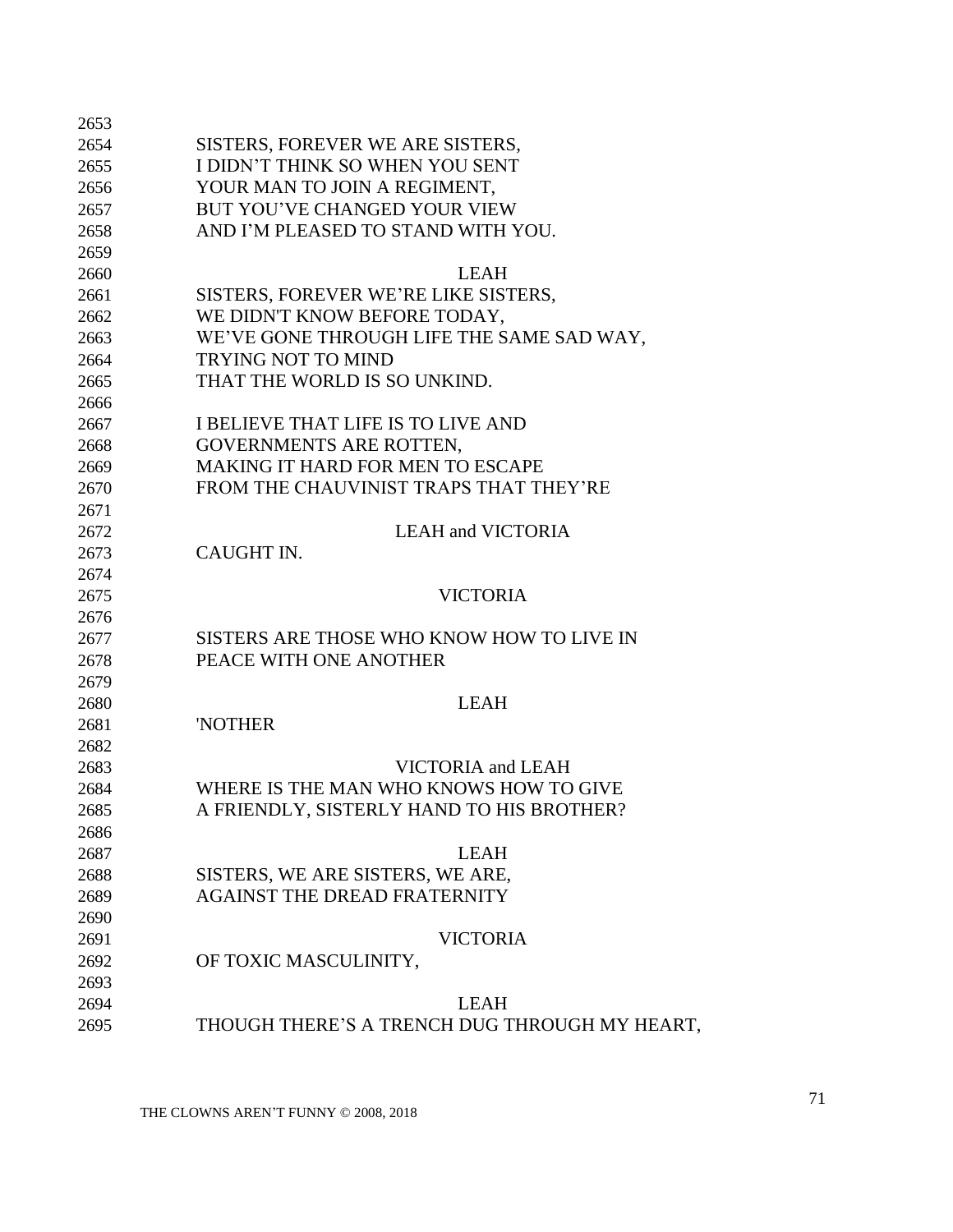SISTERS, FOREVER WE ARE SISTERS,
I DIDN'T THINK SO WHEN YOU SENT
YOUR MAN TO JOIN A REGIMENT,
BUT YOU'VE CHANGED YOUR VIEW
AND I'M PLEASED TO STAND WITH YOU.

LEAH

SISTERS, FOREVER WE'RE LIKE SISTERS,
WE DIDN'T KNOW BEFORE TODAY,
WE'VE GONE THROUGH LIFE THE SAME SAD WAY,
TRYING NOT TO MIND
THAT THE WORLD IS SO UNKIND.

I BELIEVE THAT LIFE IS TO LIVE AND
GOVERNMENTS ARE ROTTEN,
MAKING IT HARD FOR MEN TO ESCAPE
FROM THE CHAUVINIST TRAPS THAT THEY'RE

LEAH and VICTORIA

CAUGHT IN.

VICTORIA

SISTERS ARE THOSE WHO KNOW HOW TO LIVE IN
PEACE WITH ONE ANOTHER

LEAH

'NOTHER

VICTORIA and LEAH

WHERE IS THE MAN WHO KNOWS HOW TO GIVE
A FRIENDLY, SISTERLY HAND TO HIS BROTHER?

LEAH

SISTERS, WE ARE SISTERS, WE ARE,
AGAINST THE DREAD FRATERNITY

VICTORIA

OF TOXIC MASCULINITY,

LEAH

THOUGH THERE'S A TRENCH DUG THROUGH MY HEART,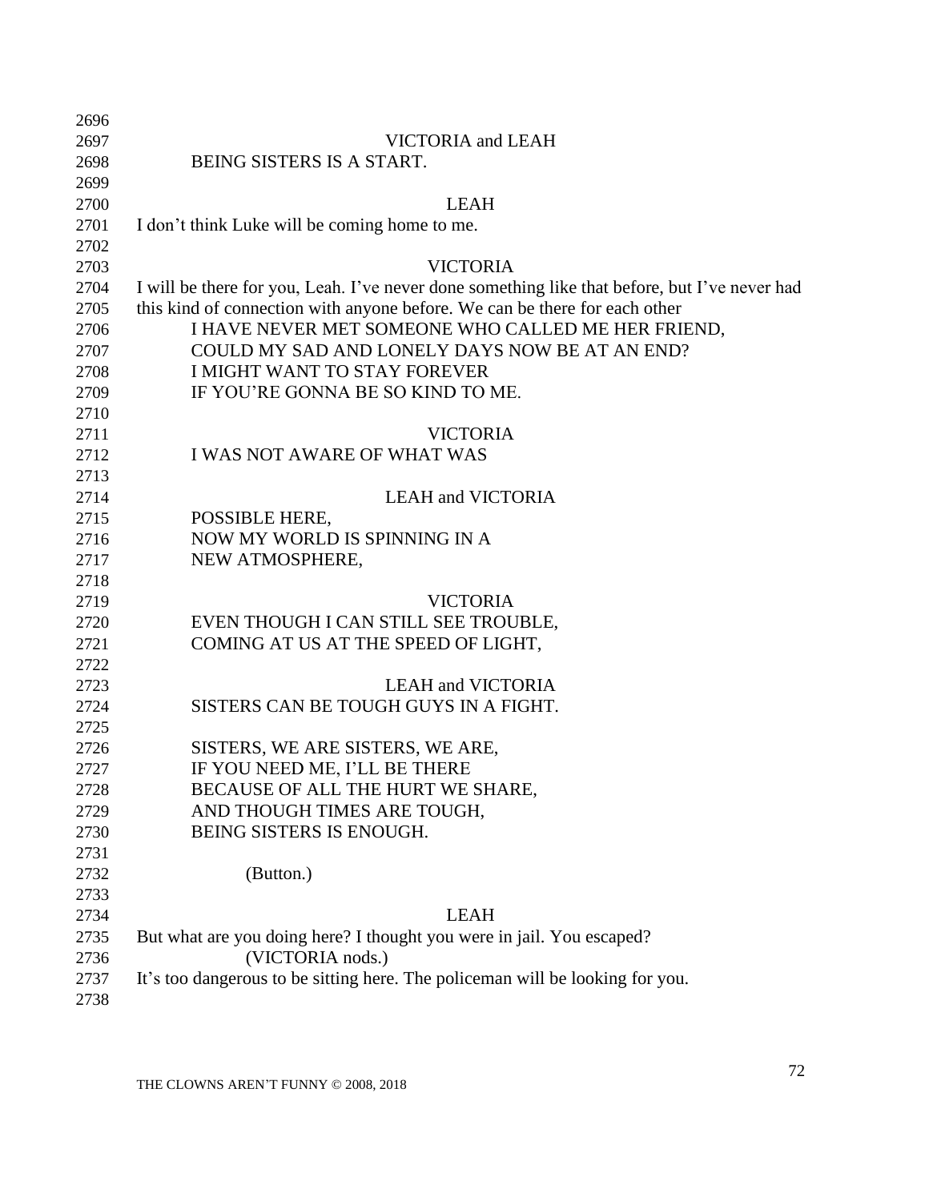VICTORIA and LEAH

BEING SISTERS IS A START.

LEAH

I don't think Luke will be coming home to me.

VICTORIA

I will be there for you, Leah. I've never done something like that before, but I've never had this kind of connection with anyone before. We can be there for each other

I HAVE NEVER MET SOMEONE WHO CALLED ME HER FRIEND,
COULD MY SAD AND LONELY DAYS NOW BE AT AN END?
I MIGHT WANT TO STAY FOREVER
IF YOU'RE GONNA BE SO KIND TO ME.

VICTORIA

I WAS NOT AWARE OF WHAT WAS

LEAH and VICTORIA

POSSIBLE HERE,
NOW MY WORLD IS SPINNING IN A
NEW ATMOSPHERE,

VICTORIA

EVEN THOUGH I CAN STILL SEE TROUBLE,
COMING AT US AT THE SPEED OF LIGHT,

LEAH and VICTORIA

SISTERS CAN BE TOUGH GUYS IN A FIGHT.

SISTERS, WE ARE SISTERS, WE ARE,
IF YOU NEED ME, I'LL BE THERE
BECAUSE OF ALL THE HURT WE SHARE,
AND THOUGH TIMES ARE TOUGH,
BEING SISTERS IS ENOUGH.

(Button.)

LEAH

But what are you doing here? I thought you were in jail. You escaped?

(VICTORIA nods.)

It's too dangerous to be sitting here. The policeman will be looking for you.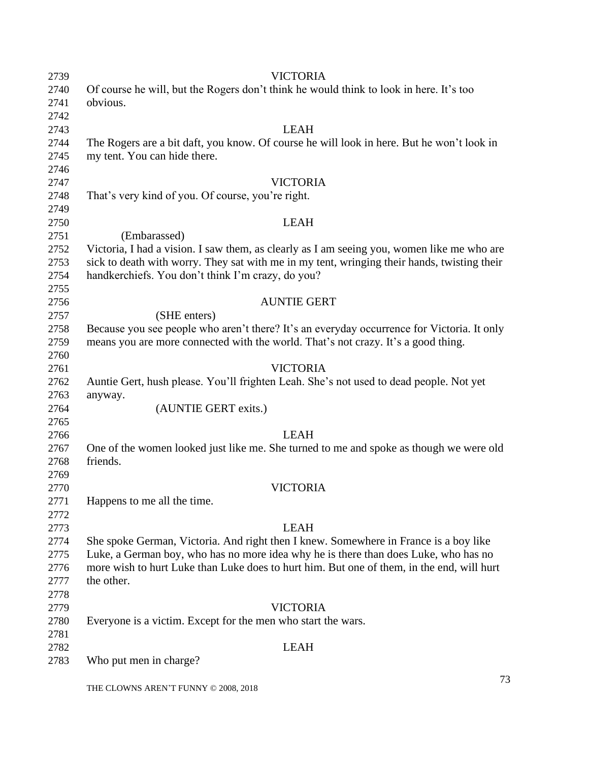VICTORIA

Of course he will, but the Rogers don't think he would think to look in here. It's too obvious.

LEAH

The Rogers are a bit daft, you know. Of course he will look in here. But he won't look in my tent. You can hide there.

VICTORIA

That's very kind of you. Of course, you're right.

LEAH

(Embarassed)

Victoria, I had a vision. I saw them, as clearly as I am seeing you, women like me who are sick to death with worry. They sat with me in my tent, wringing their hands, twisting their handkerchiefs. You don't think I'm crazy, do you?

AUNTIE GERT

(SHE enters)

Because you see people who aren't there? It's an everyday occurrence for Victoria. It only means you are more connected with the world. That's not crazy. It's a good thing.

VICTORIA

Auntie Gert, hush please. You'll frighten Leah. She's not used to dead people. Not yet anyway.

(AUNTIE GERT exits.)

LEAH

One of the women looked just like me. She turned to me and spoke as though we were old friends.

VICTORIA

Happens to me all the time.

LEAH

She spoke German, Victoria. And right then I knew. Somewhere in France is a boy like Luke, a German boy, who has no more idea why he is there than does Luke, who has no more wish to hurt Luke than Luke does to hurt him. But one of them, in the end, will hurt the other.

VICTORIA

Everyone is a victim. Except for the men who start the wars.

LEAH

Who put men in charge?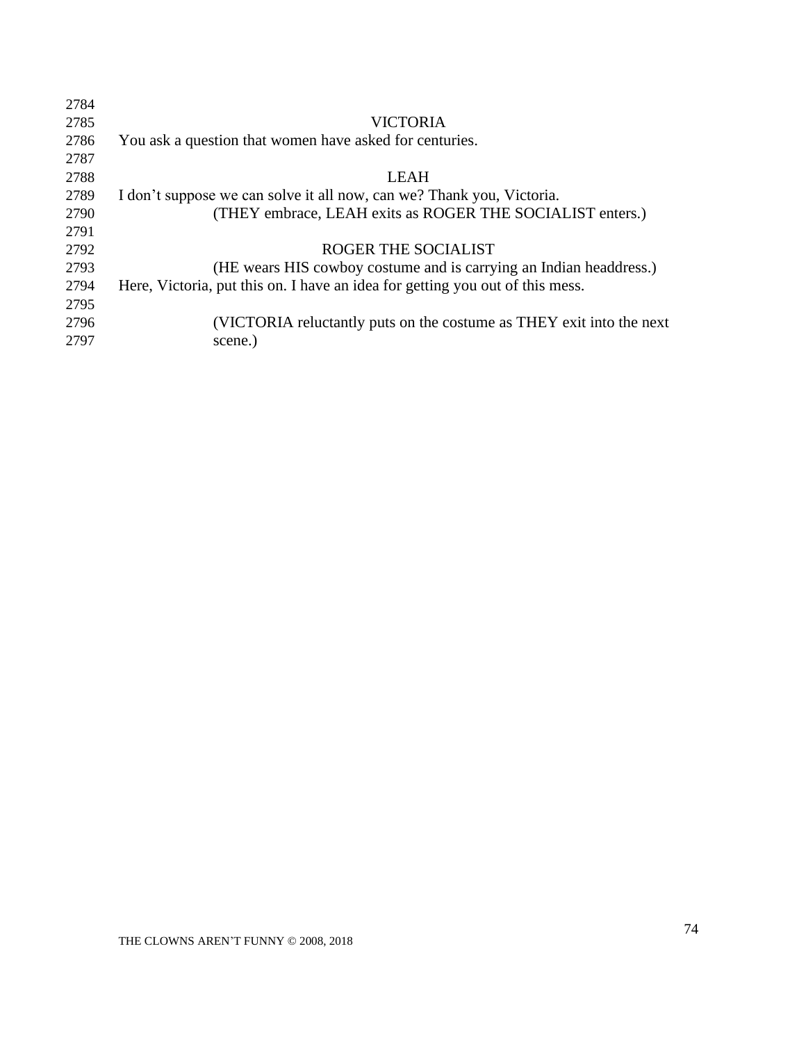VICTORIA

You ask a question that women have asked for centuries.

LEAH

I don't suppose we can solve it all now, can we? Thank you, Victoria.

(THEY embrace, LEAH exits as ROGER THE SOCIALIST enters.)

ROGER THE SOCIALIST

(HE wears HIS cowboy costume and is carrying an Indian headdress.)

Here, Victoria, put this on. I have an idea for getting you out of this mess.

(VICTORIA reluctantly puts on the costume as THEY exit into the next scene.)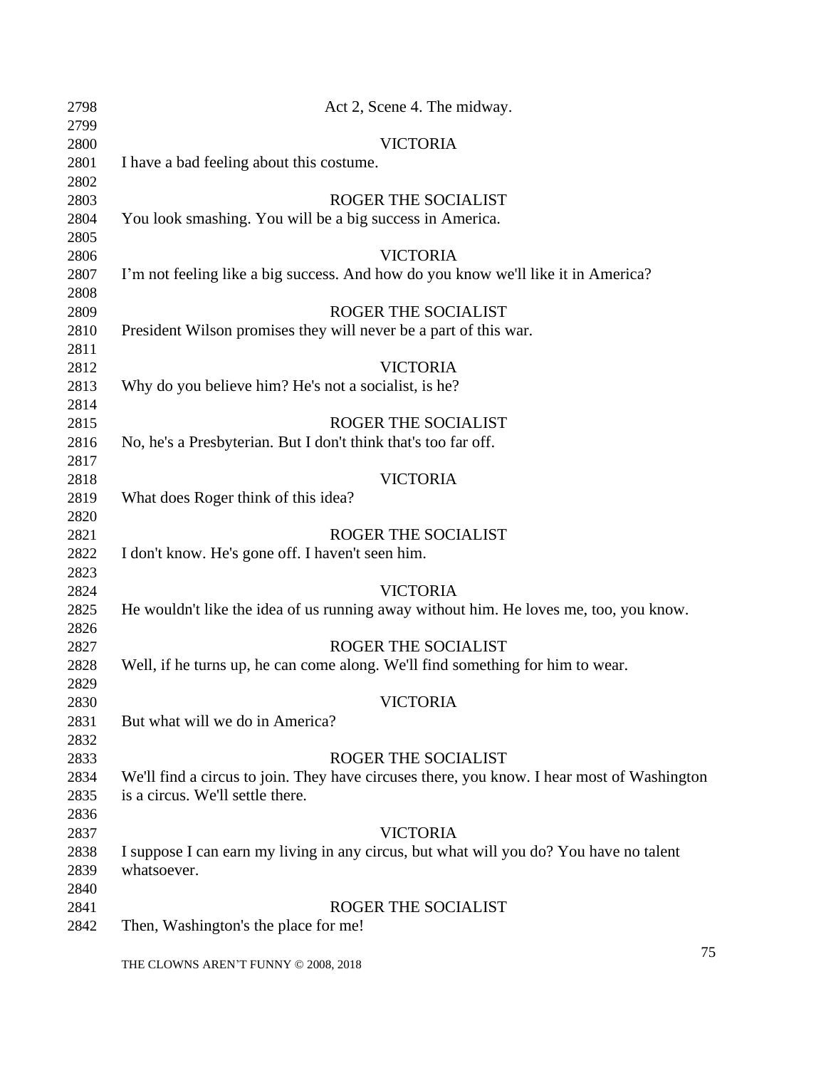Act 2, Scene 4. The midway.

VICTORIA

I have a bad feeling about this costume.

ROGER THE SOCIALIST

You look smashing. You will be a big success in America.

VICTORIA

I'm not feeling like a big success. And how do you know we'll like it in America?

ROGER THE SOCIALIST

President Wilson promises they will never be a part of this war.

VICTORIA

Why do you believe him? He's not a socialist, is he?

ROGER THE SOCIALIST

No, he's a Presbyterian. But I don't think that's too far off.

VICTORIA

What does Roger think of this idea?

ROGER THE SOCIALIST

I don't know. He's gone off. I haven't seen him.

VICTORIA

He wouldn't like the idea of us running away without him. He loves me, too, you know.

ROGER THE SOCIALIST

Well, if he turns up, he can come along. We'll find something for him to wear.

VICTORIA

But what will we do in America?

ROGER THE SOCIALIST

We'll find a circus to join. They have circuses there, you know. I hear most of Washington is a circus. We'll settle there.

VICTORIA

I suppose I can earn my living in any circus, but what will you do? You have no talent whatsoever.

ROGER THE SOCIALIST

Then, Washington's the place for me!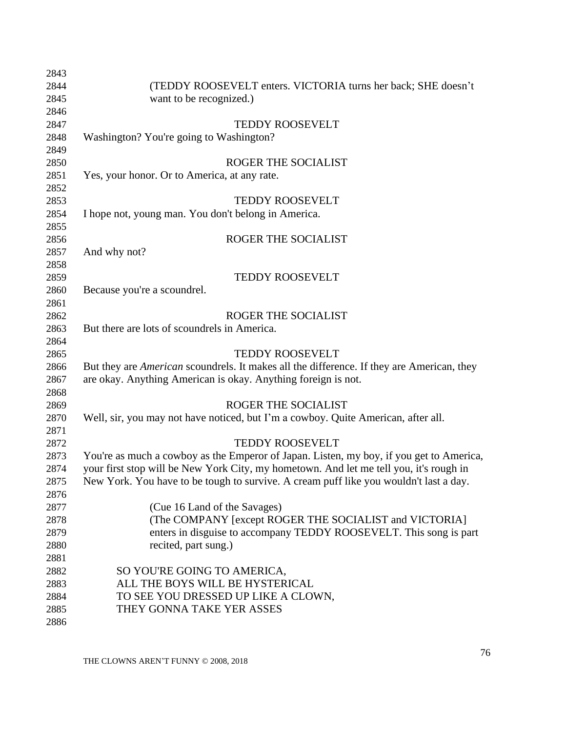(TEDDY ROOSEVELT enters. VICTORIA turns her back; SHE doesn't want to be recognized.)

TEDDY ROOSEVELT

Washington? You're going to Washington?

ROGER THE SOCIALIST

Yes, your honor. Or to America, at any rate.

TEDDY ROOSEVELT

I hope not, young man. You don't belong in America.

ROGER THE SOCIALIST

And why not?

TEDDY ROOSEVELT

Because you're a scoundrel.

ROGER THE SOCIALIST

But there are lots of scoundrels in America.

TEDDY ROOSEVELT

But they are *American* scoundrels. It makes all the difference. If they are American, they are okay. Anything American is okay. Anything foreign is not.

ROGER THE SOCIALIST

Well, sir, you may not have noticed, but I'm a cowboy. Quite American, after all.

TEDDY ROOSEVELT

You're as much a cowboy as the Emperor of Japan. Listen, my boy, if you get to America, your first stop will be New York City, my hometown. And let me tell you, it's rough in New York. You have to be tough to survive. A cream puff like you wouldn't last a day.

(Cue 16 Land of the Savages)
(The COMPANY [except ROGER THE SOCIALIST and VICTORIA] enters in disguise to accompany TEDDY ROOSEVELT. This song is part recited, part sung.)

SO YOU'RE GOING TO AMERICA,
ALL THE BOYS WILL BE HYSTERICAL
TO SEE YOU DRESSED UP LIKE A CLOWN,
THEY GONNA TAKE YER ASSES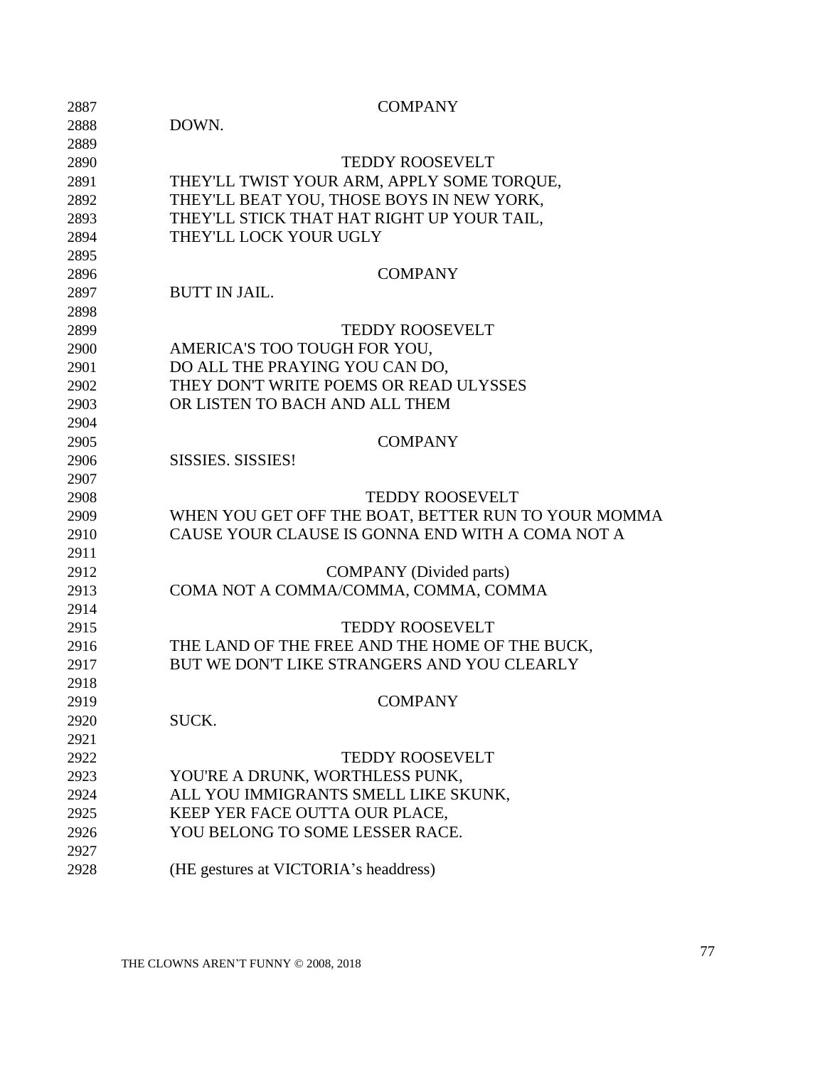COMPANY

DOWN.

TEDDY ROOSEVELT

THEY'LL TWIST YOUR ARM, APPLY SOME TORQUE,
THEY'LL BEAT YOU, THOSE BOYS IN NEW YORK,
THEY'LL STICK THAT HAT RIGHT UP YOUR TAIL,
THEY'LL LOCK YOUR UGLY

COMPANY

BUTT IN JAIL.

TEDDY ROOSEVELT

AMERICA'S TOO TOUGH FOR YOU,
DO ALL THE PRAYING YOU CAN DO,
THEY DON'T WRITE POEMS OR READ ULYSSES
OR LISTEN TO BACH AND ALL THEM

COMPANY

SISSIES. SISSIES!

TEDDY ROOSEVELT

WHEN YOU GET OFF THE BOAT, BETTER RUN TO YOUR MOMMA
CAUSE YOUR CLAUSE IS GONNA END WITH A COMA NOT A

COMPANY (Divided parts)

COMA NOT A COMMA/COMMA, COMMA, COMMA

TEDDY ROOSEVELT

THE LAND OF THE FREE AND THE HOME OF THE BUCK,
BUT WE DON'T LIKE STRANGERS AND YOU CLEARLY

COMPANY

SUCK.

TEDDY ROOSEVELT

YOU'RE A DRUNK, WORTHLESS PUNK,
ALL YOU IMMIGRANTS SMELL LIKE SKUNK,
KEEP YER FACE OUTTA OUR PLACE,
YOU BELONG TO SOME LESSER RACE.

(HE gestures at VICTORIA's headdress)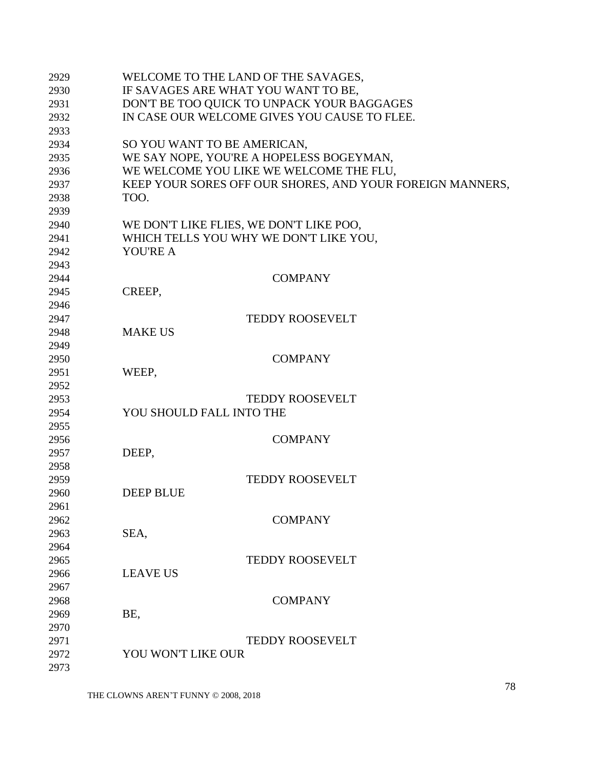WELCOME TO THE LAND OF THE SAVAGES,
IF SAVAGES ARE WHAT YOU WANT TO BE,
DON'T BE TOO QUICK TO UNPACK YOUR BAGGAGES
IN CASE OUR WELCOME GIVES YOU CAUSE TO FLEE.

SO YOU WANT TO BE AMERICAN,
WE SAY NOPE, YOU'RE A HOPELESS BOGEYMAN,
WE WELCOME YOU LIKE WE WELCOME THE FLU,
KEEP YOUR SORES OFF OUR SHORES, AND YOUR FOREIGN MANNERS, TOO.

WE DON'T LIKE FLIES, WE DON'T LIKE POO,
WHICH TELLS YOU WHY WE DON'T LIKE YOU,
YOU'RE A

COMPANY

CREEP,

TEDDY ROOSEVELT

MAKE US

COMPANY

WEEP,

TEDDY ROOSEVELT

YOU SHOULD FALL INTO THE

COMPANY

DEEP,

TEDDY ROOSEVELT

DEEP BLUE

COMPANY

SEA,

TEDDY ROOSEVELT

LEAVE US

COMPANY

BE,

TEDDY ROOSEVELT

YOU WON'T LIKE OUR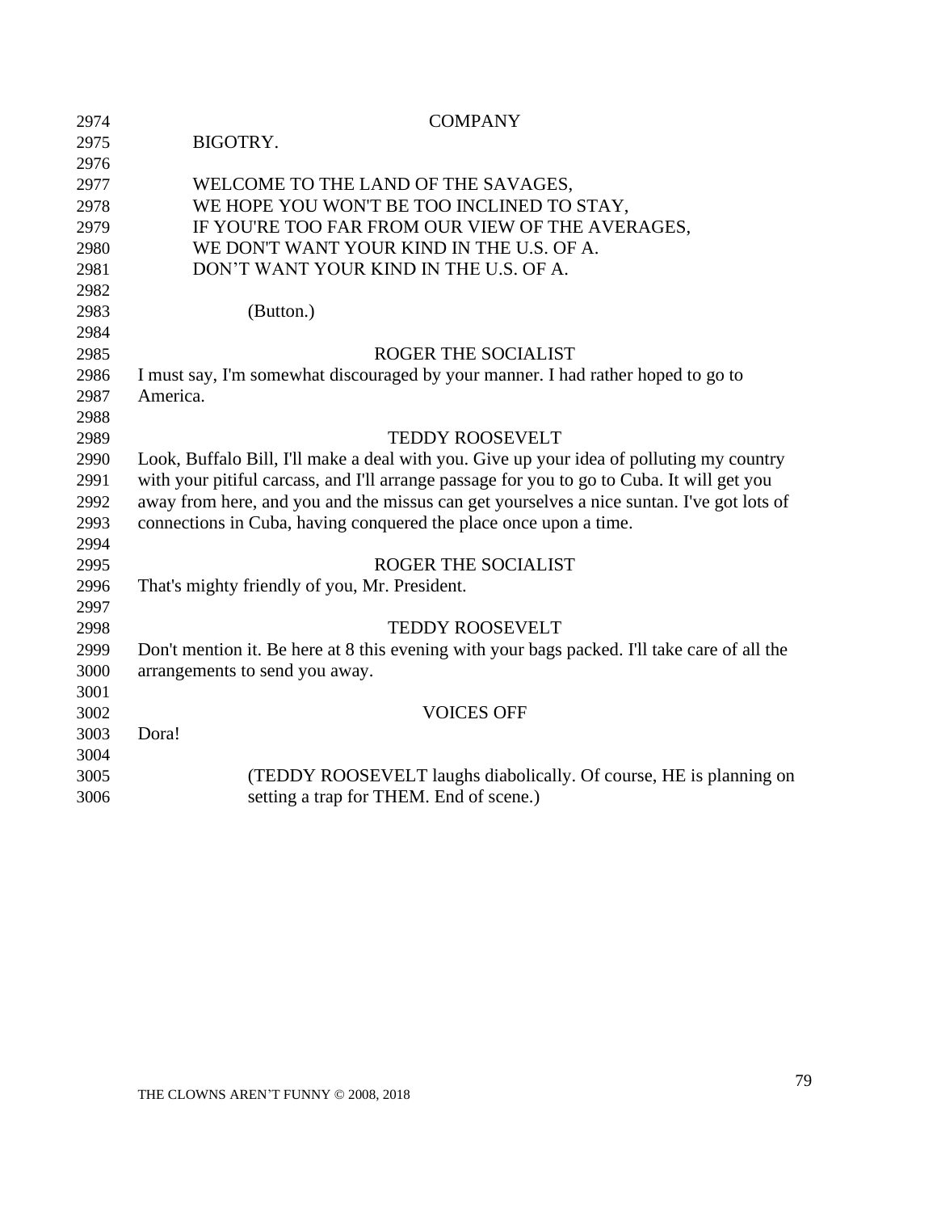COMPANY

BIGOTRY.

WELCOME TO THE LAND OF THE SAVAGES,
WE HOPE YOU WON'T BE TOO INCLINED TO STAY,
IF YOU'RE TOO FAR FROM OUR VIEW OF THE AVERAGES,
WE DON'T WANT YOUR KIND IN THE U.S. OF A.
DON'T WANT YOUR KIND IN THE U.S. OF A.

(Button.)

ROGER THE SOCIALIST

I must say, I'm somewhat discouraged by your manner. I had rather hoped to go to America.

TEDDY ROOSEVELT

Look, Buffalo Bill, I'll make a deal with you. Give up your idea of polluting my country with your pitiful carcass, and I'll arrange passage for you to go to Cuba. It will get you away from here, and you and the missus can get yourselves a nice suntan. I've got lots of connections in Cuba, having conquered the place once upon a time.

ROGER THE SOCIALIST

That's mighty friendly of you, Mr. President.

TEDDY ROOSEVELT

Don't mention it. Be here at 8 this evening with your bags packed. I'll take care of all the arrangements to send you away.

VOICES OFF

Dora!

(TEDDY ROOSEVELT laughs diabolically. Of course, HE is planning on setting a trap for THEM. End of scene.)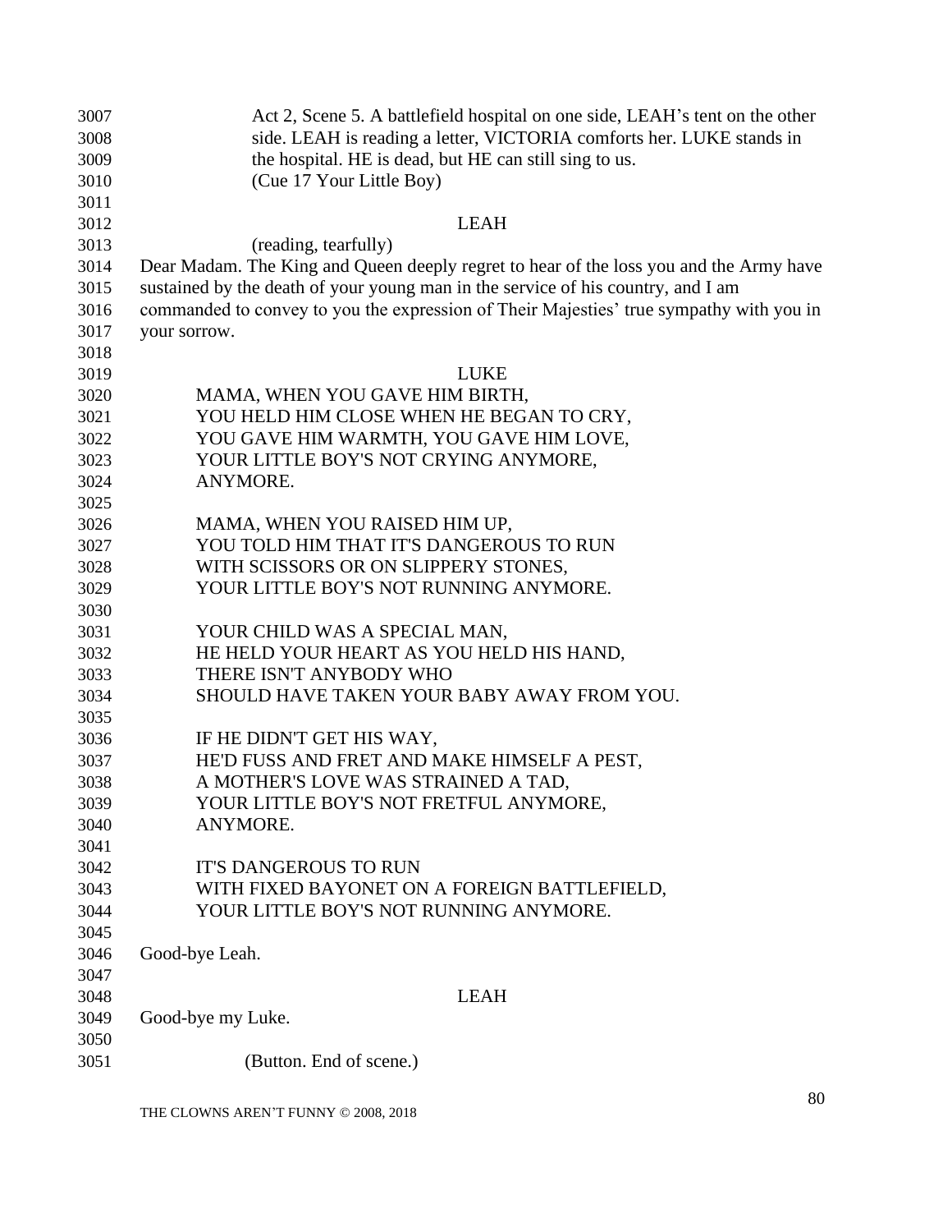Act 2, Scene 5. A battlefield hospital on one side, LEAH's tent on the other side. LEAH is reading a letter, VICTORIA comforts her. LUKE stands in the hospital. HE is dead, but HE can still sing to us.
(Cue 17 Your Little Boy)

LEAH
(reading, tearfully)
Dear Madam. The King and Queen deeply regret to hear of the loss you and the Army have sustained by the death of your young man in the service of his country, and I am commanded to convey to you the expression of Their Majesties' true sympathy with you in your sorrow.

LUKE
MAMA, WHEN YOU GAVE HIM BIRTH,
YOU HELD HIM CLOSE WHEN HE BEGAN TO CRY,
YOU GAVE HIM WARMTH, YOU GAVE HIM LOVE,
YOUR LITTLE BOY'S NOT CRYING ANYMORE,
ANYMORE.

MAMA, WHEN YOU RAISED HIM UP,
YOU TOLD HIM THAT IT'S DANGEROUS TO RUN
WITH SCISSORS OR ON SLIPPERY STONES,
YOUR LITTLE BOY'S NOT RUNNING ANYMORE.

YOUR CHILD WAS A SPECIAL MAN,
HE HELD YOUR HEART AS YOU HELD HIS HAND,
THERE ISN'T ANYBODY WHO
SHOULD HAVE TAKEN YOUR BABY AWAY FROM YOU.

IF HE DIDN'T GET HIS WAY,
HE'D FUSS AND FRET AND MAKE HIMSELF A PEST,
A MOTHER'S LOVE WAS STRAINED A TAD,
YOUR LITTLE BOY'S NOT FRETFUL ANYMORE,
ANYMORE.

IT'S DANGEROUS TO RUN
WITH FIXED BAYONET ON A FOREIGN BATTLEFIELD,
YOUR LITTLE BOY'S NOT RUNNING ANYMORE.

Good-bye Leah.

LEAH
Good-bye my Luke.

(Button. End of scene.)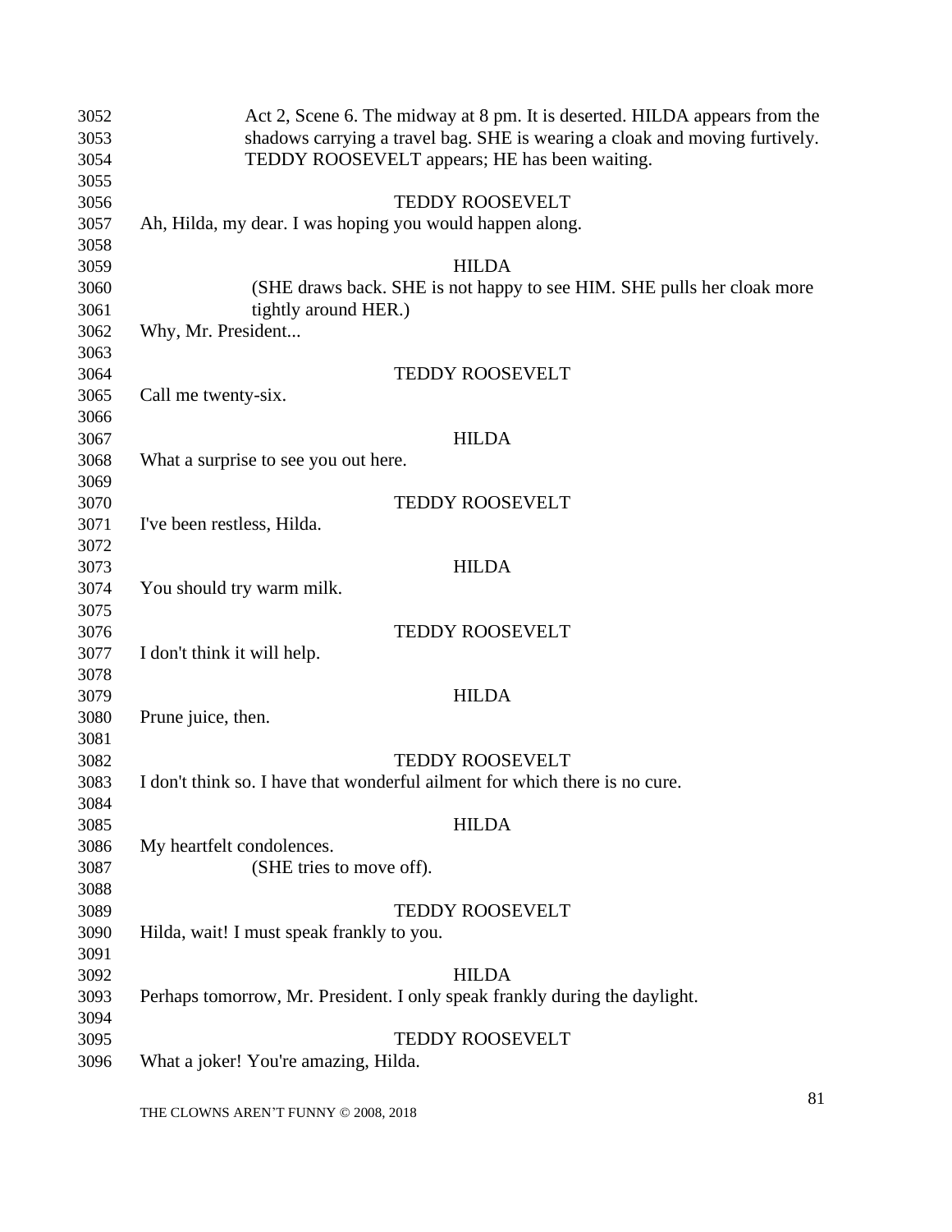Act 2, Scene 6. The midway at 8 pm. It is deserted. HILDA appears from the shadows carrying a travel bag. SHE is wearing a cloak and moving furtively. TEDDY ROOSEVELT appears; HE has been waiting.

TEDDY ROOSEVELT

Ah, Hilda, my dear. I was hoping you would happen along.

HILDA

(SHE draws back. SHE is not happy to see HIM. SHE pulls her cloak more tightly around HER.)

Why, Mr. President...

TEDDY ROOSEVELT

Call me twenty-six.

HILDA

What a surprise to see you out here.

TEDDY ROOSEVELT

I've been restless, Hilda.

HILDA

You should try warm milk.

TEDDY ROOSEVELT

I don't think it will help.

HILDA

Prune juice, then.

TEDDY ROOSEVELT

I don't think so. I have that wonderful ailment for which there is no cure.

HILDA

My heartfelt condolences.

(SHE tries to move off).

TEDDY ROOSEVELT

Hilda, wait! I must speak frankly to you.

HILDA

Perhaps tomorrow, Mr. President. I only speak frankly during the daylight.

TEDDY ROOSEVELT

What a joker! You're amazing, Hilda.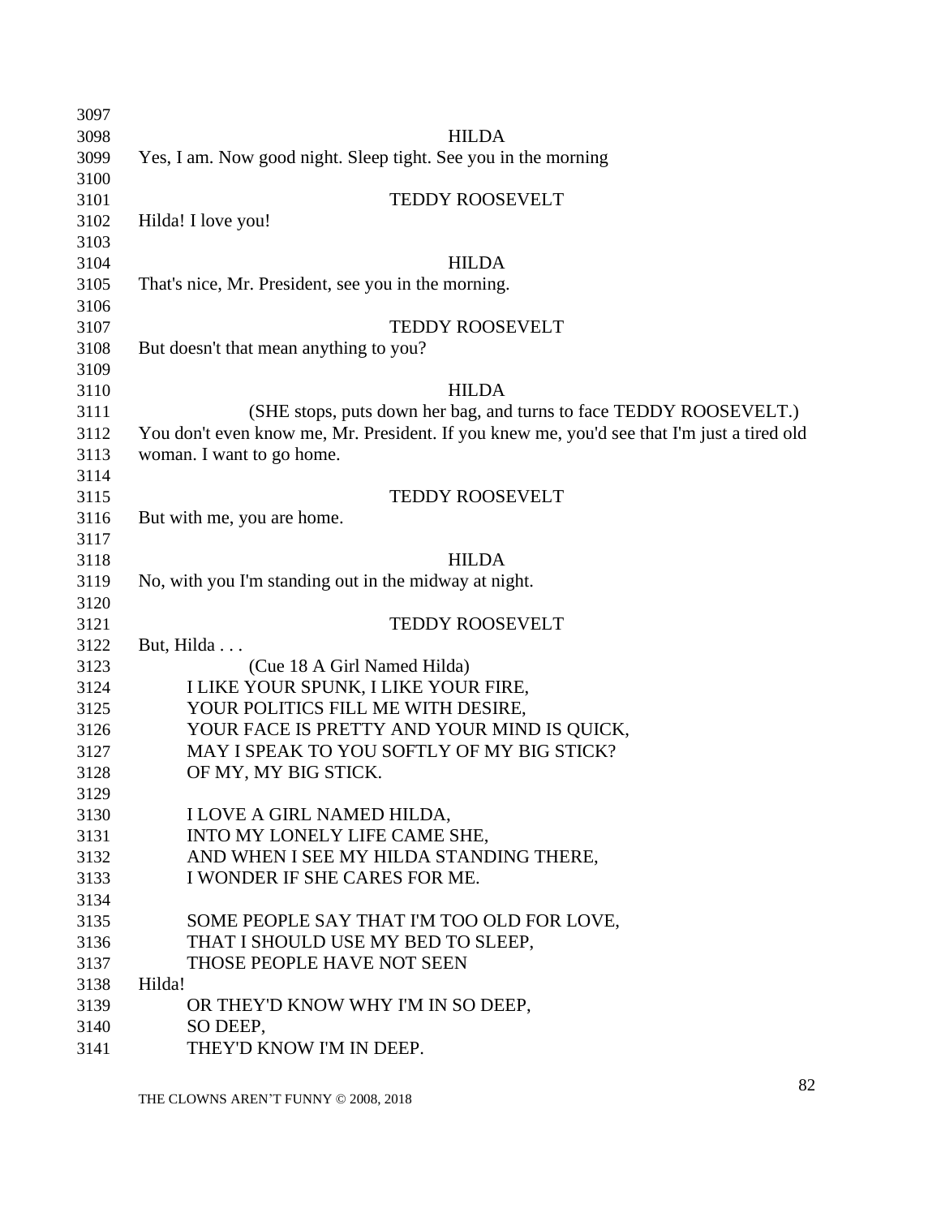HILDA

Yes, I am. Now good night. Sleep tight. See you in the morning

TEDDY ROOSEVELT

Hilda! I love you!

HILDA

That's nice, Mr. President, see you in the morning.

TEDDY ROOSEVELT

But doesn't that mean anything to you?

HILDA

(SHE stops, puts down her bag, and turns to face TEDDY ROOSEVELT.)

You don't even know me, Mr. President. If you knew me, you'd see that I'm just a tired old woman. I want to go home.

TEDDY ROOSEVELT

But with me, you are home.

HILDA

No, with you I'm standing out in the midway at night.

TEDDY ROOSEVELT

But, Hilda . . .

(Cue 18 A Girl Named Hilda)

I LIKE YOUR SPUNK, I LIKE YOUR FIRE,
YOUR POLITICS FILL ME WITH DESIRE,
YOUR FACE IS PRETTY AND YOUR MIND IS QUICK,
MAY I SPEAK TO YOU SOFTLY OF MY BIG STICK?
OF MY, MY BIG STICK.

I LOVE A GIRL NAMED HILDA,
INTO MY LONELY LIFE CAME SHE,
AND WHEN I SEE MY HILDA STANDING THERE,
I WONDER IF SHE CARES FOR ME.

SOME PEOPLE SAY THAT I'M TOO OLD FOR LOVE,
THAT I SHOULD USE MY BED TO SLEEP,
THOSE PEOPLE HAVE NOT SEEN

Hilda!

OR THEY'D KNOW WHY I'M IN SO DEEP,
SO DEEP,
THEY'D KNOW I'M IN DEEP.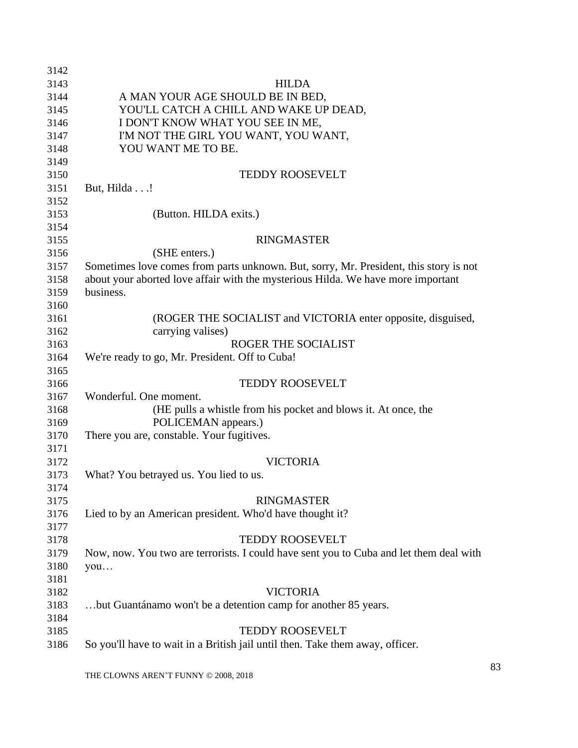HILDA

A MAN YOUR AGE SHOULD BE IN BED,
YOU'LL CATCH A CHILL AND WAKE UP DEAD,
I DON'T KNOW WHAT YOU SEE IN ME,
I'M NOT THE GIRL YOU WANT, YOU WANT,
YOU WANT ME TO BE.

TEDDY ROOSEVELT

But, Hilda . . .!

(Button. HILDA exits.)

RINGMASTER

(SHE enters.)

Sometimes love comes from parts unknown. But, sorry, Mr. President, this story is not about your aborted love affair with the mysterious Hilda. We have more important business.

(ROGER THE SOCIALIST and VICTORIA enter opposite, disguised, carrying valises)

ROGER THE SOCIALIST

We're ready to go, Mr. President. Off to Cuba!

TEDDY ROOSEVELT

Wonderful. One moment.

(HE pulls a whistle from his pocket and blows it. At once, the POLICEMAN appears.)

There you are, constable. Your fugitives.

VICTORIA

What? You betrayed us. You lied to us.

RINGMASTER

Lied to by an American president. Who'd have thought it?

TEDDY ROOSEVELT

Now, now. You two are terrorists. I could have sent you to Cuba and let them deal with you…

VICTORIA

…but Guantánamo won't be a detention camp for another 85 years.

TEDDY ROOSEVELT

So you'll have to wait in a British jail until then. Take them away, officer.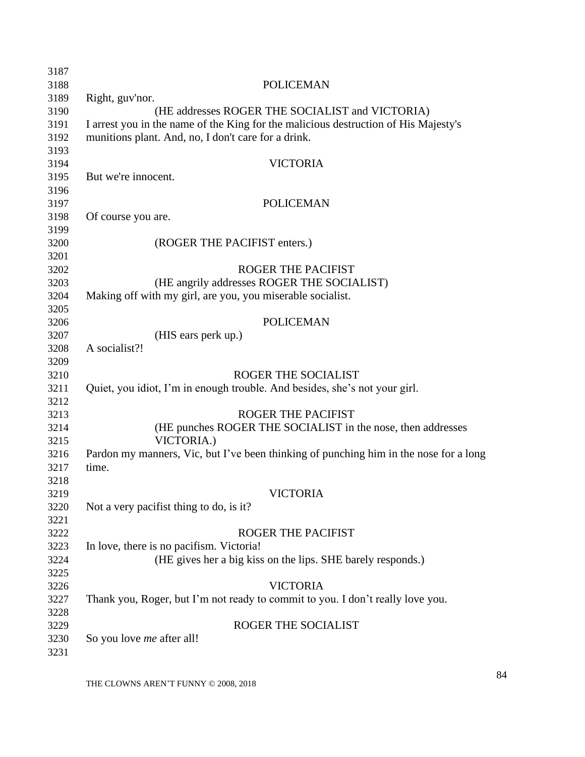POLICEMAN

Right, guv'nor.

(HE addresses ROGER THE SOCIALIST and VICTORIA)

I arrest you in the name of the King for the malicious destruction of His Majesty's munitions plant. And, no, I don't care for a drink.

VICTORIA

But we're innocent.

POLICEMAN

Of course you are.

(ROGER THE PACIFIST enters.)

ROGER THE PACIFIST

(HE angrily addresses ROGER THE SOCIALIST)

Making off with my girl, are you, you miserable socialist.

POLICEMAN

(HIS ears perk up.)

A socialist?!

ROGER THE SOCIALIST

Quiet, you idiot, I'm in enough trouble. And besides, she's not your girl.

ROGER THE PACIFIST

(HE punches ROGER THE SOCIALIST in the nose, then addresses VICTORIA.)

Pardon my manners, Vic, but I've been thinking of punching him in the nose for a long time.

VICTORIA

Not a very pacifist thing to do, is it?

ROGER THE PACIFIST

In love, there is no pacifism. Victoria!

(HE gives her a big kiss on the lips. SHE barely responds.)

VICTORIA

Thank you, Roger, but I'm not ready to commit to you. I don't really love you.

ROGER THE SOCIALIST

So you love *me* after all!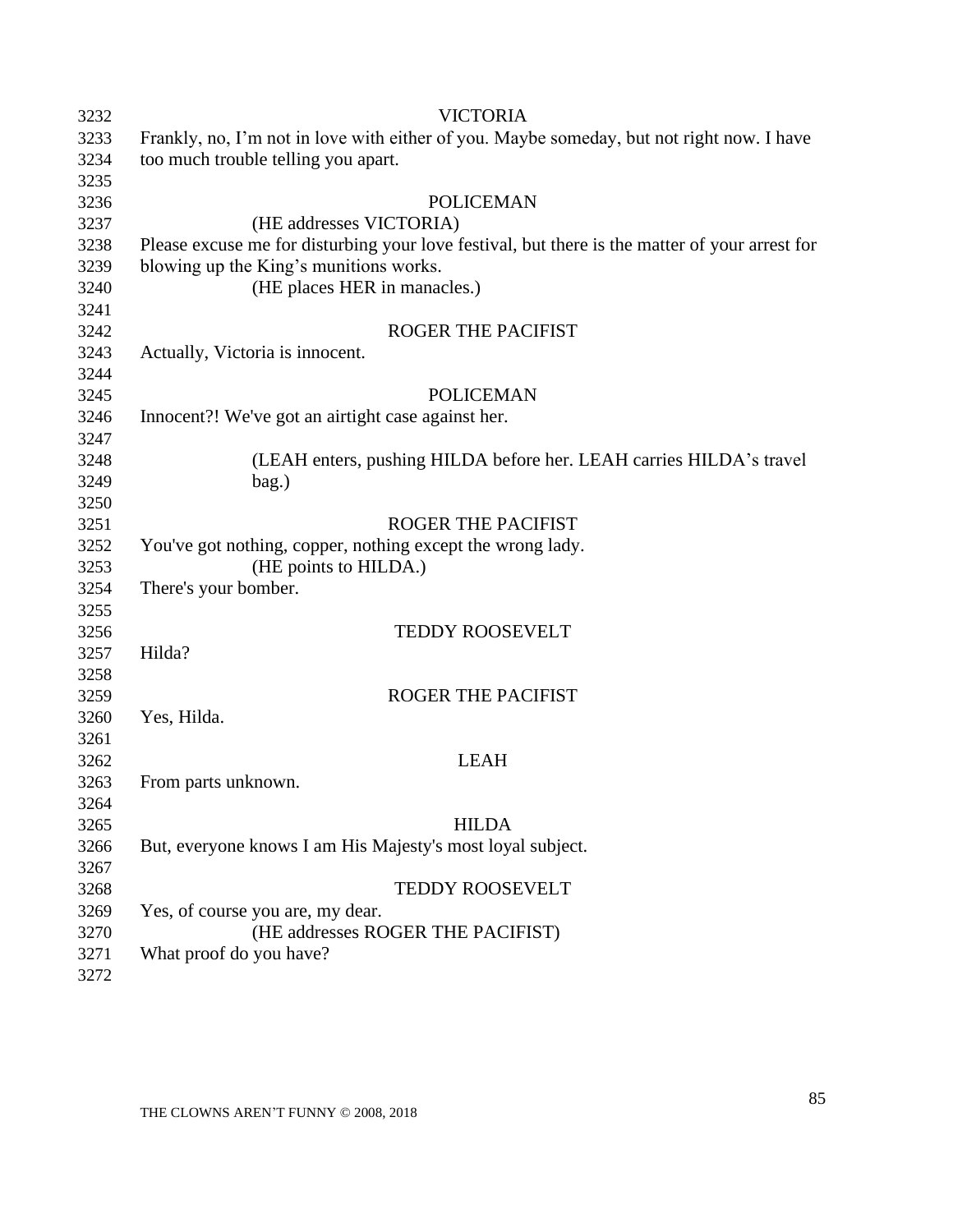VICTORIA

Frankly, no, I'm not in love with either of you. Maybe someday, but not right now. I have too much trouble telling you apart.

POLICEMAN

(HE addresses VICTORIA)

Please excuse me for disturbing your love festival, but there is the matter of your arrest for blowing up the King's munitions works.

(HE places HER in manacles.)

ROGER THE PACIFIST

Actually, Victoria is innocent.

POLICEMAN

Innocent?! We've got an airtight case against her.

(LEAH enters, pushing HILDA before her. LEAH carries HILDA's travel bag.)

ROGER THE PACIFIST

You've got nothing, copper, nothing except the wrong lady.

(HE points to HILDA.)

There's your bomber.

TEDDY ROOSEVELT

Hilda?

ROGER THE PACIFIST

Yes, Hilda.

LEAH

From parts unknown.

HILDA

But, everyone knows I am His Majesty's most loyal subject.

TEDDY ROOSEVELT

Yes, of course you are, my dear.

(HE addresses ROGER THE PACIFIST)

What proof do you have?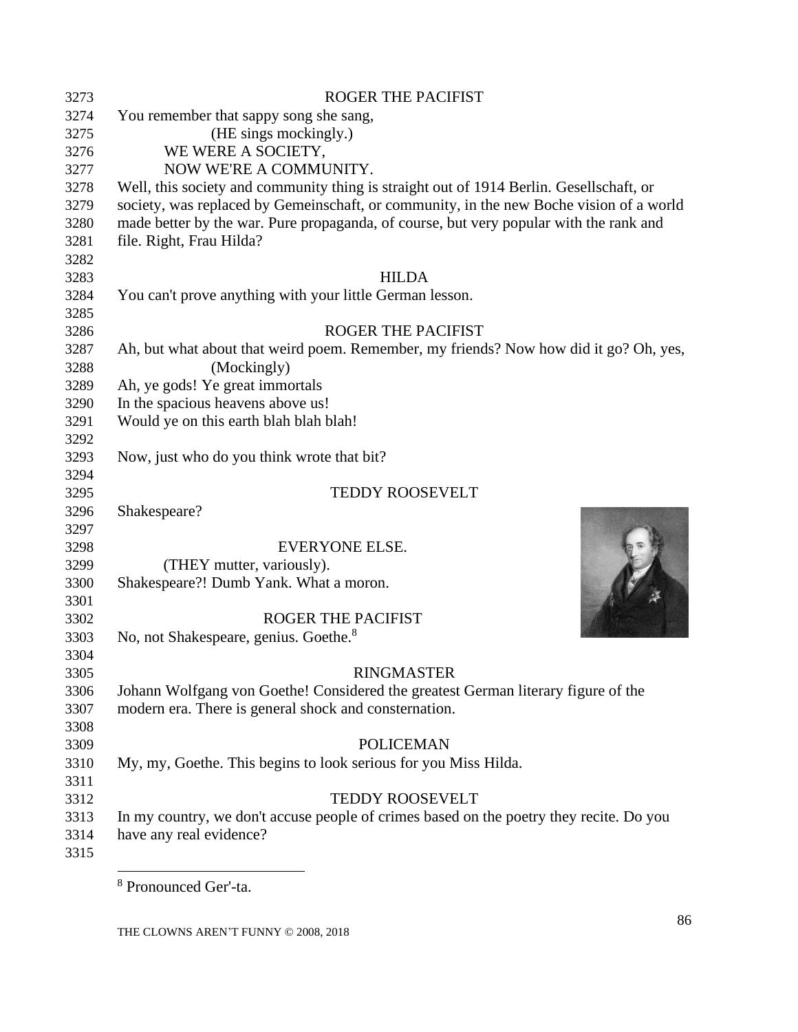ROGER THE PACIFIST

You remember that sappy song she sang,

(HE sings mockingly.)

WE WERE A SOCIETY,
NOW WE'RE A COMMUNITY.

Well, this society and community thing is straight out of 1914 Berlin. Gesellschaft, or society, was replaced by Gemeinschaft, or community, in the new Boche vision of a world made better by the war. Pure propaganda, of course, but very popular with the rank and file. Right, Frau Hilda?

HILDA

You can't prove anything with your little German lesson.

ROGER THE PACIFIST

Ah, but what about that weird poem. Remember, my friends? Now how did it go? Oh, yes,

(Mockingly)

Ah, ye gods! Ye great immortals
In the spacious heavens above us!
Would ye on this earth blah blah blah!

Now, just who do you think wrote that bit?

TEDDY ROOSEVELT

Shakespeare?

EVERYONE ELSE.

(THEY mutter, variously).

Shakespeare?! Dumb Yank. What a moron.

ROGER THE PACIFIST

No, not Shakespeare, genius. Goethe.[8]

RINGMASTER

Johann Wolfgang von Goethe! Considered the greatest German literary figure of the modern era. There is general shock and consternation.

POLICEMAN

My, my, Goethe. This begins to look serious for you Miss Hilda.

TEDDY ROOSEVELT

In my country, we don't accuse people of crimes based on the poetry they recite. Do you have any real evidence?

---

[8] Pronounced Ger'-ta.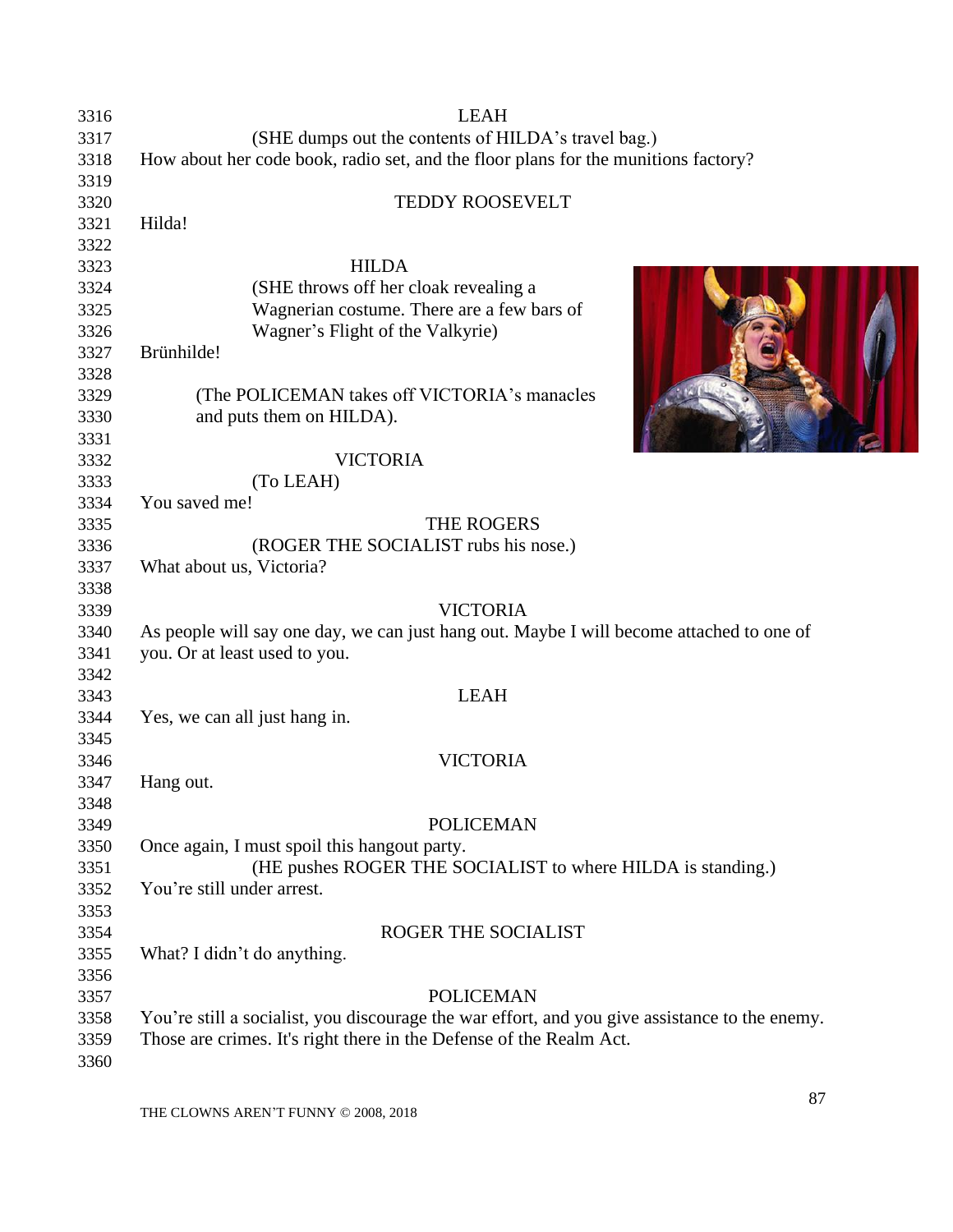LEAH

(SHE dumps out the contents of HILDA's travel bag.)

How about her code book, radio set, and the floor plans for the munitions factory?

TEDDY ROOSEVELT

Hilda!

HILDA

(SHE throws off her cloak revealing a Wagnerian costume. There are a few bars of Wagner's Flight of the Valkyrie)

Brünhilde!

(The POLICEMAN takes off VICTORIA's manacles and puts them on HILDA).

VICTORIA

(To LEAH)

You saved me!

THE ROGERS

(ROGER THE SOCIALIST rubs his nose.)

What about us, Victoria?

VICTORIA

As people will say one day, we can just hang out. Maybe I will become attached to one of you. Or at least used to you.

LEAH

Yes, we can all just hang in.

VICTORIA

Hang out.

POLICEMAN

Once again, I must spoil this hangout party.

(HE pushes ROGER THE SOCIALIST to where HILDA is standing.)

You're still under arrest.

ROGER THE SOCIALIST

What? I didn't do anything.

POLICEMAN

You're still a socialist, you discourage the war effort, and you give assistance to the enemy. Those are crimes. It's right there in the Defense of the Realm Act.

THE CLOWNS AREN'T FUNNY © 2008, 2018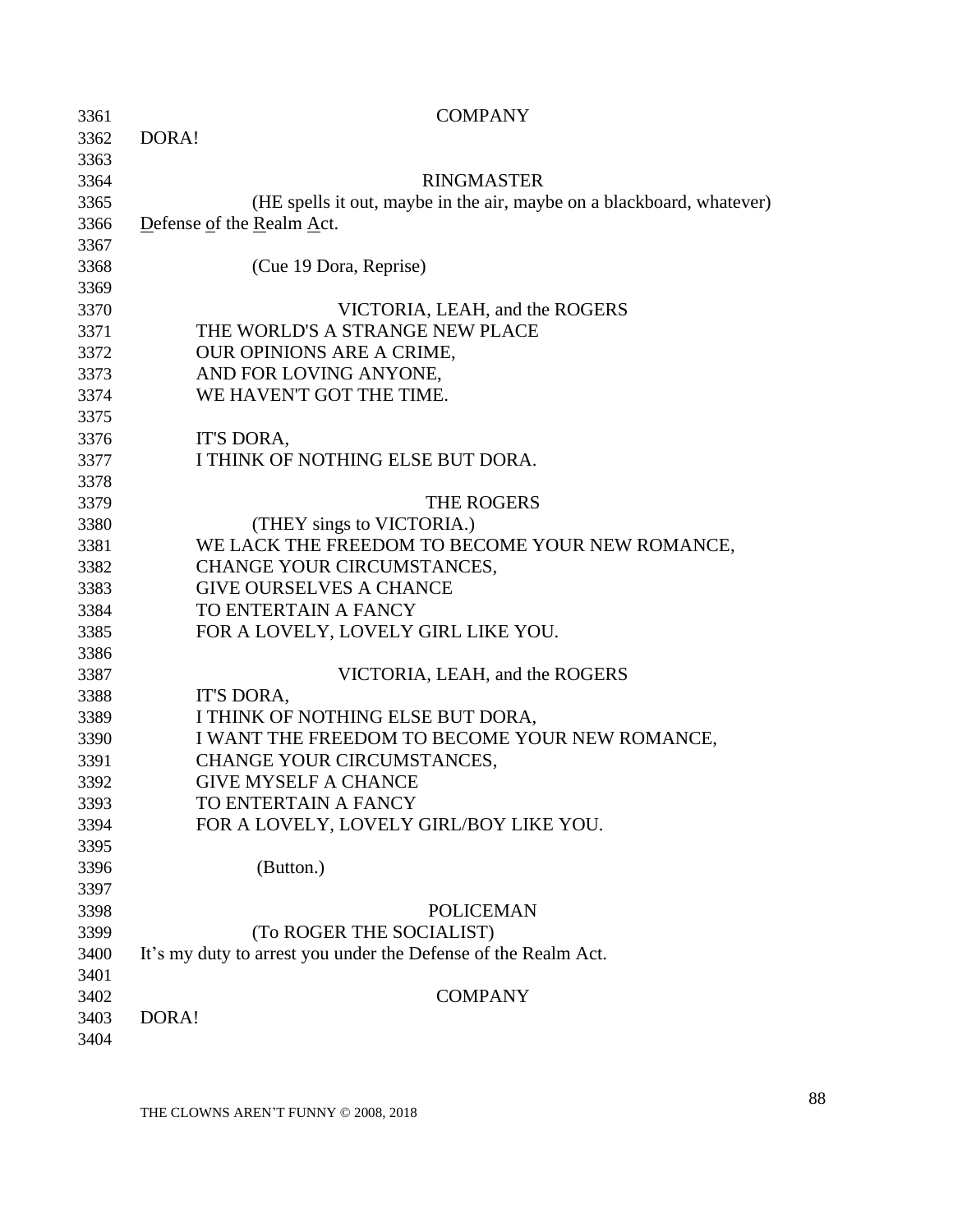COMPANY

DORA!

RINGMASTER

(HE spells it out, maybe in the air, maybe on a blackboard, whatever)

Defense of the Realm Act.

(Cue 19 Dora, Reprise)

VICTORIA, LEAH, and the ROGERS

THE WORLD'S A STRANGE NEW PLACE
OUR OPINIONS ARE A CRIME,
AND FOR LOVING ANYONE,
WE HAVEN'T GOT THE TIME.

IT'S DORA,
I THINK OF NOTHING ELSE BUT DORA.

THE ROGERS

(THEY sings to VICTORIA.)

WE LACK THE FREEDOM TO BECOME YOUR NEW ROMANCE,
CHANGE YOUR CIRCUMSTANCES,
GIVE OURSELVES A CHANCE
TO ENTERTAIN A FANCY
FOR A LOVELY, LOVELY GIRL LIKE YOU.

VICTORIA, LEAH, and the ROGERS

IT'S DORA,
I THINK OF NOTHING ELSE BUT DORA,
I WANT THE FREEDOM TO BECOME YOUR NEW ROMANCE,
CHANGE YOUR CIRCUMSTANCES,
GIVE MYSELF A CHANCE
TO ENTERTAIN A FANCY
FOR A LOVELY, LOVELY GIRL/BOY LIKE YOU.

(Button.)

POLICEMAN

(To ROGER THE SOCIALIST)

It's my duty to arrest you under the Defense of the Realm Act.

COMPANY

DORA!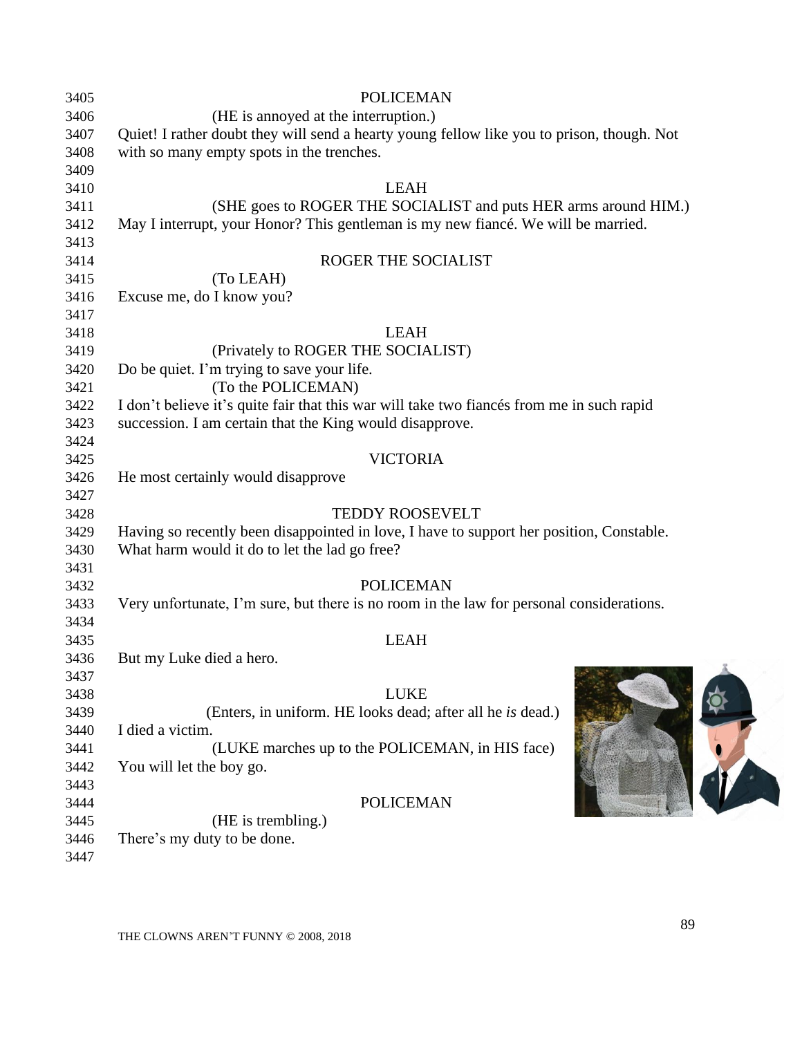POLICEMAN

(HE is annoyed at the interruption.)

Quiet! I rather doubt they will send a hearty young fellow like you to prison, though. Not with so many empty spots in the trenches.

LEAH

(SHE goes to ROGER THE SOCIALIST and puts HER arms around HIM.)

May I interrupt, your Honor? This gentleman is my new fiancé. We will be married.

ROGER THE SOCIALIST

(To LEAH)

Excuse me, do I know you?

LEAH

(Privately to ROGER THE SOCIALIST)

Do be quiet. I'm trying to save your life.

(To the POLICEMAN)

I don't believe it's quite fair that this war will take two fiancés from me in such rapid succession. I am certain that the King would disapprove.

VICTORIA

He most certainly would disapprove

TEDDY ROOSEVELT

Having so recently been disappointed in love, I have to support her position, Constable. What harm would it do to let the lad go free?

POLICEMAN

Very unfortunate, I'm sure, but there is no room in the law for personal considerations.

LEAH

But my Luke died a hero.

LUKE

(Enters, in uniform. HE looks dead; after all he *is* dead.)

I died a victim.

(LUKE marches up to the POLICEMAN, in HIS face)

You will let the boy go.

POLICEMAN

(HE is trembling.)

There's my duty to be done.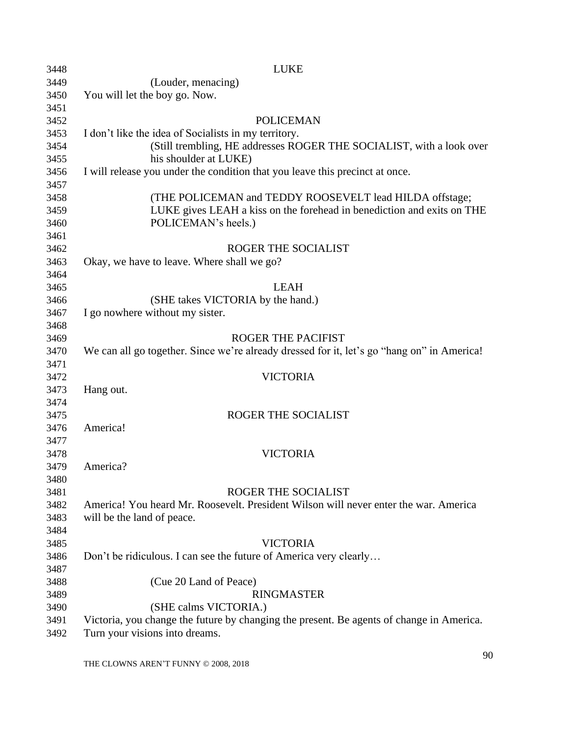LUKE

(Louder, menacing)

You will let the boy go. Now.

POLICEMAN

I don't like the idea of Socialists in my territory.

(Still trembling, HE addresses ROGER THE SOCIALIST, with a look over his shoulder at LUKE)

I will release you under the condition that you leave this precinct at once.

(THE POLICEMAN and TEDDY ROOSEVELT lead HILDA offstage; LUKE gives LEAH a kiss on the forehead in benediction and exits on THE POLICEMAN's heels.)

ROGER THE SOCIALIST

Okay, we have to leave. Where shall we go?

LEAH

(SHE takes VICTORIA by the hand.)

I go nowhere without my sister.

ROGER THE PACIFIST

We can all go together. Since we're already dressed for it, let's go "hang on" in America!

VICTORIA

Hang out.

ROGER THE SOCIALIST

America!

VICTORIA

America?

ROGER THE SOCIALIST

America! You heard Mr. Roosevelt. President Wilson will never enter the war. America will be the land of peace.

VICTORIA

Don't be ridiculous. I can see the future of America very clearly…

(Cue 20 Land of Peace)

RINGMASTER

(SHE calms VICTORIA.)

Victoria, you change the future by changing the present. Be agents of change in America. Turn your visions into dreams.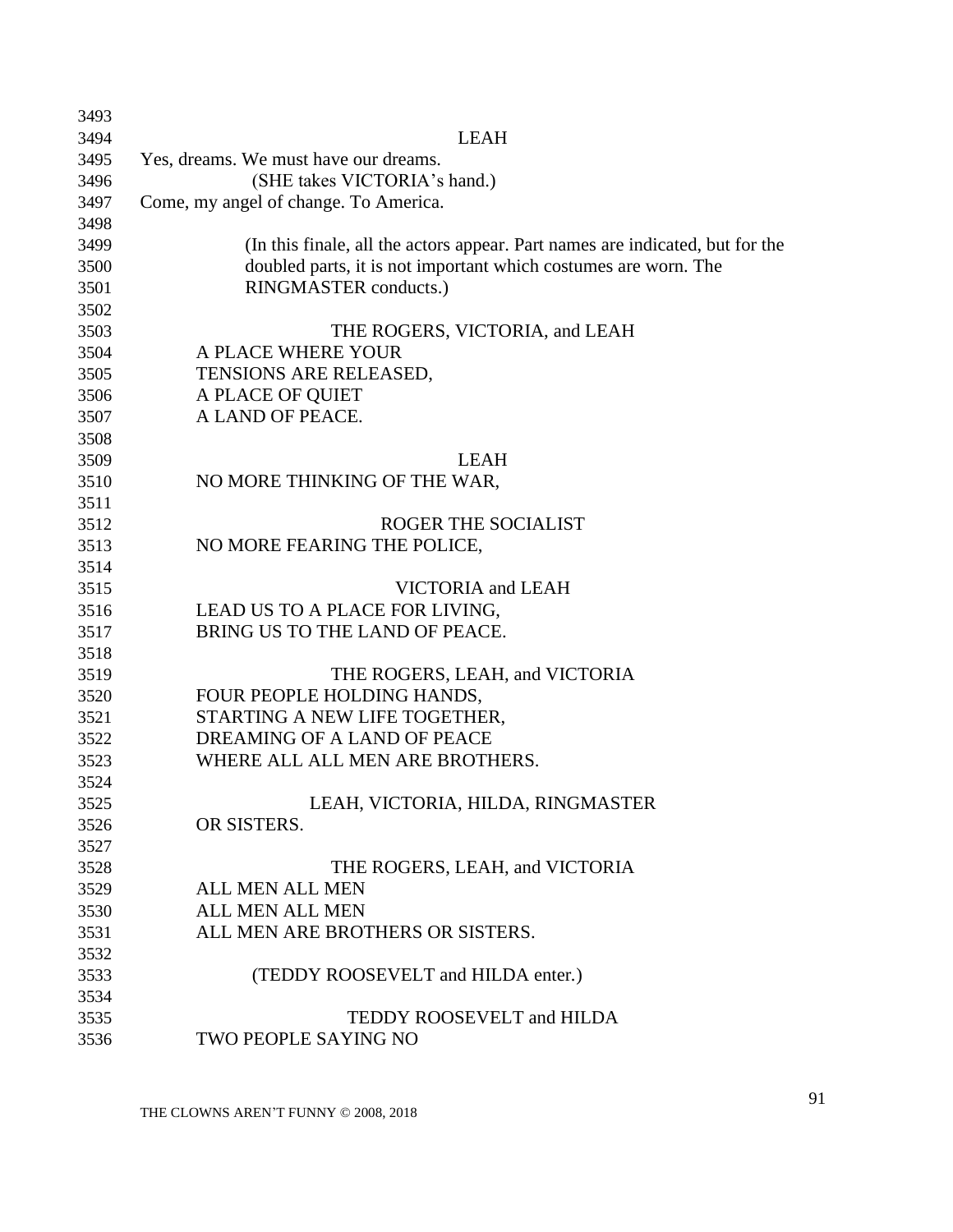LEAH

Yes, dreams. We must have our dreams.

(SHE takes VICTORIA's hand.)

Come, my angel of change. To America.

(In this finale, all the actors appear. Part names are indicated, but for the doubled parts, it is not important which costumes are worn. The RINGMASTER conducts.)

THE ROGERS, VICTORIA, and LEAH

A PLACE WHERE YOUR
TENSIONS ARE RELEASED,
A PLACE OF QUIET
A LAND OF PEACE.

LEAH

NO MORE THINKING OF THE WAR,

ROGER THE SOCIALIST

NO MORE FEARING THE POLICE,

VICTORIA and LEAH

LEAD US TO A PLACE FOR LIVING,
BRING US TO THE LAND OF PEACE.

THE ROGERS, LEAH, and VICTORIA

FOUR PEOPLE HOLDING HANDS,
STARTING A NEW LIFE TOGETHER,
DREAMING OF A LAND OF PEACE
WHERE ALL ALL MEN ARE BROTHERS.

LEAH, VICTORIA, HILDA, RINGMASTER

OR SISTERS.

THE ROGERS, LEAH, and VICTORIA

ALL MEN ALL MEN
ALL MEN ALL MEN
ALL MEN ARE BROTHERS OR SISTERS.

(TEDDY ROOSEVELT and HILDA enter.)

TEDDY ROOSEVELT and HILDA

TWO PEOPLE SAYING NO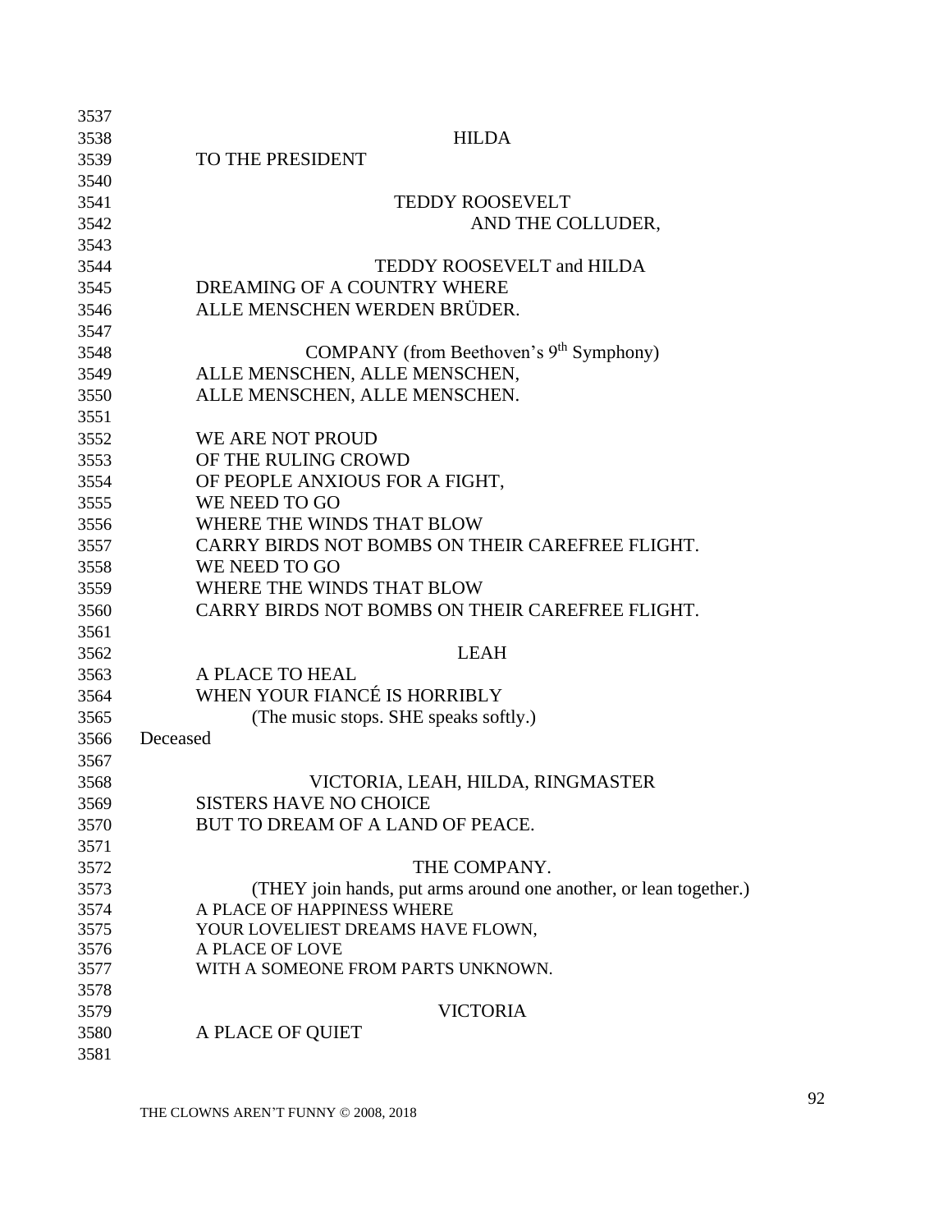HILDA

TO THE PRESIDENT

TEDDY ROOSEVELT

AND THE COLLUDER,

TEDDY ROOSEVELT and HILDA

DREAMING OF A COUNTRY WHERE
ALLE MENSCHEN WERDEN BRÜDER.

COMPANY (from Beethoven's 9th Symphony)

ALLE MENSCHEN, ALLE MENSCHEN,
ALLE MENSCHEN, ALLE MENSCHEN.

WE ARE NOT PROUD
OF THE RULING CROWD
OF PEOPLE ANXIOUS FOR A FIGHT,
WE NEED TO GO
WHERE THE WINDS THAT BLOW
CARRY BIRDS NOT BOMBS ON THEIR CAREFREE FLIGHT.
WE NEED TO GO
WHERE THE WINDS THAT BLOW
CARRY BIRDS NOT BOMBS ON THEIR CAREFREE FLIGHT.

LEAH

A PLACE TO HEAL
WHEN YOUR FIANCÉ IS HORRIBLY

(The music stops. SHE speaks softly.)

Deceased

VICTORIA, LEAH, HILDA, RINGMASTER

SISTERS HAVE NO CHOICE
BUT TO DREAM OF A LAND OF PEACE.

THE COMPANY.

(THEY join hands, put arms around one another, or lean together.)

A PLACE OF HAPPINESS WHERE
YOUR LOVELIEST DREAMS HAVE FLOWN,
A PLACE OF LOVE
WITH A SOMEONE FROM PARTS UNKNOWN.

VICTORIA

A PLACE OF QUIET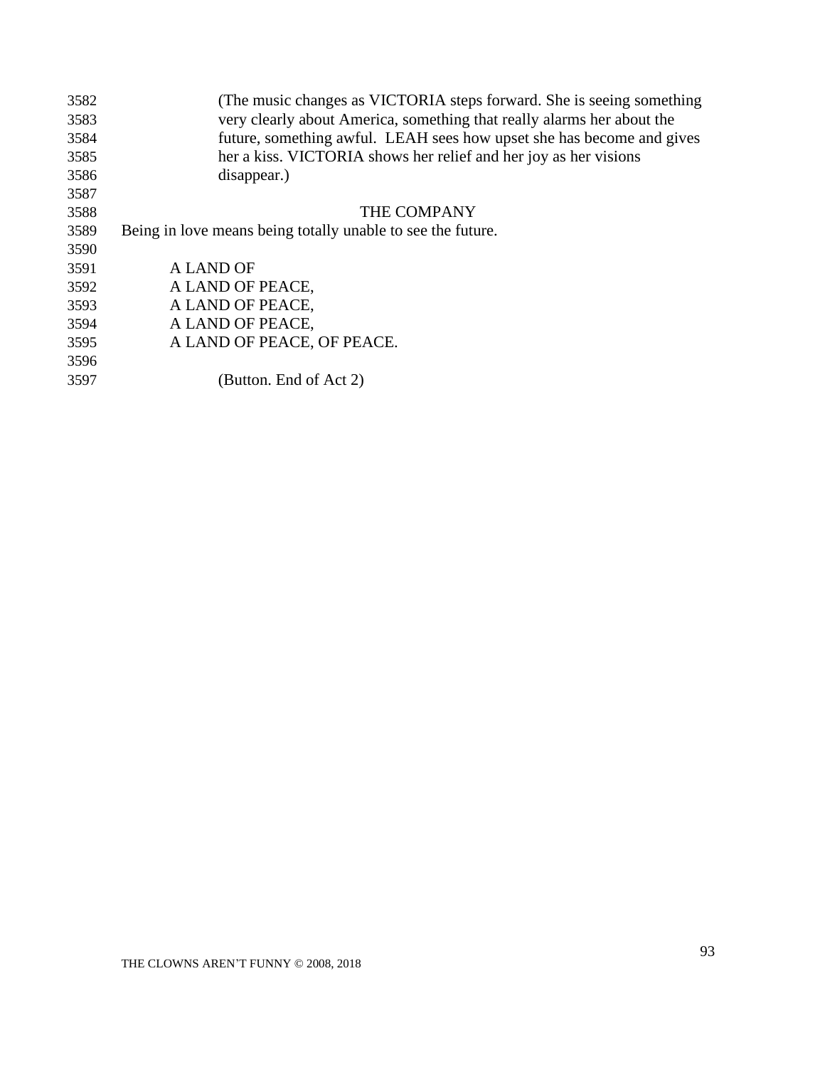(The music changes as VICTORIA steps forward. She is seeing something very clearly about America, something that really alarms her about the future, something awful. LEAH sees how upset she has become and gives her a kiss. VICTORIA shows her relief and her joy as her visions disappear.)

THE COMPANY

Being in love means being totally unable to see the future.

A LAND OF
A LAND OF PEACE,
A LAND OF PEACE,
A LAND OF PEACE,
A LAND OF PEACE, OF PEACE.

(Button. End of Act 2)